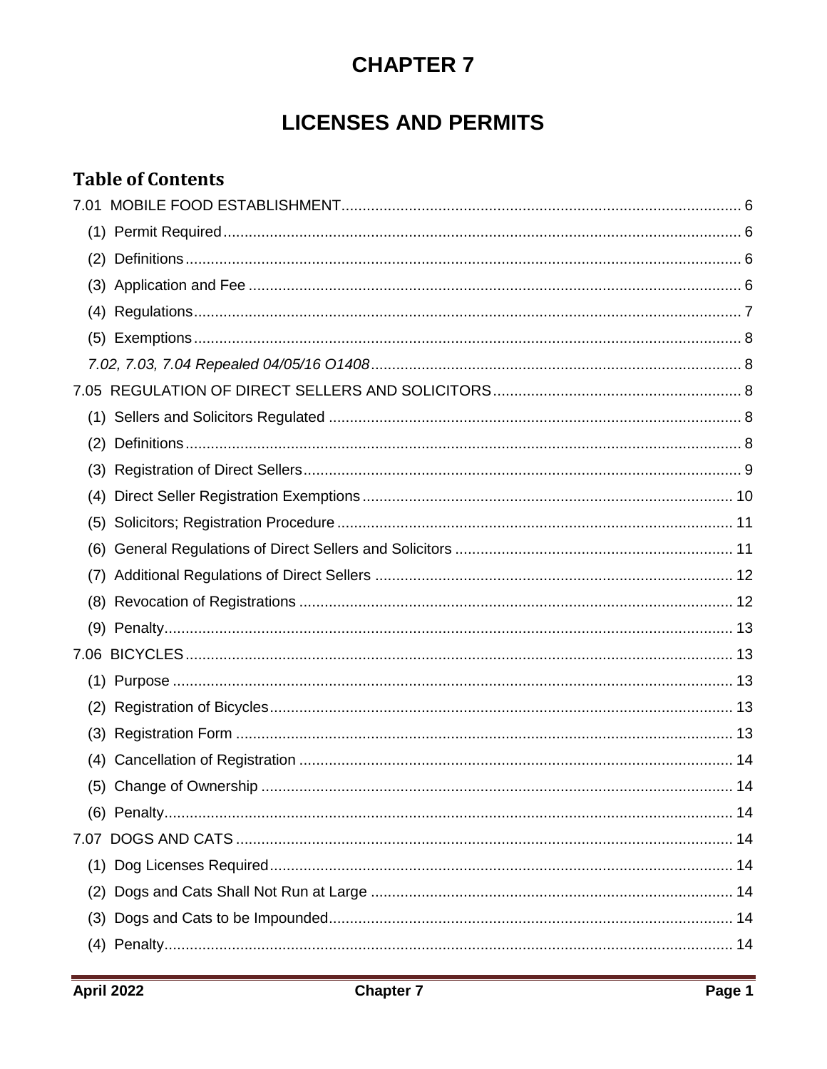# CHAPTER 7

# LICENSES AND PERMITS

## Table of Contents

7.01 MOBILE FOOD ESTABLISHMENT .......... 6
- (1) Permit Required .......... 6
- (2) Definitions .......... 6
- (3) Application and Fee .......... 6
- (4) Regulations .......... 7
- (5) Exemptions .......... 8
- *7.02, 7.03, 7.04 Repealed 04/05/16 O1408* .......... 8

7.05 REGULATION OF DIRECT SELLERS AND SOLICITORS .......... 8
- (1) Sellers and Solicitors Regulated .......... 8
- (2) Definitions .......... 8
- (3) Registration of Direct Sellers .......... 9
- (4) Direct Seller Registration Exemptions .......... 10
- (5) Solicitors; Registration Procedure .......... 11
- (6) General Regulations of Direct Sellers and Solicitors .......... 11
- (7) Additional Regulations of Direct Sellers .......... 12
- (8) Revocation of Registrations .......... 12
- (9) Penalty .......... 13

7.06 BICYCLES .......... 13
- (1) Purpose .......... 13
- (2) Registration of Bicycles .......... 13
- (3) Registration Form .......... 13
- (4) Cancellation of Registration .......... 14
- (5) Change of Ownership .......... 14
- (6) Penalty .......... 14

7.07 DOGS AND CATS .......... 14
- (1) Dog Licenses Required .......... 14
- (2) Dogs and Cats Shall Not Run at Large .......... 14
- (3) Dogs and Cats to be Impounded .......... 14
- (4) Penalty .......... 14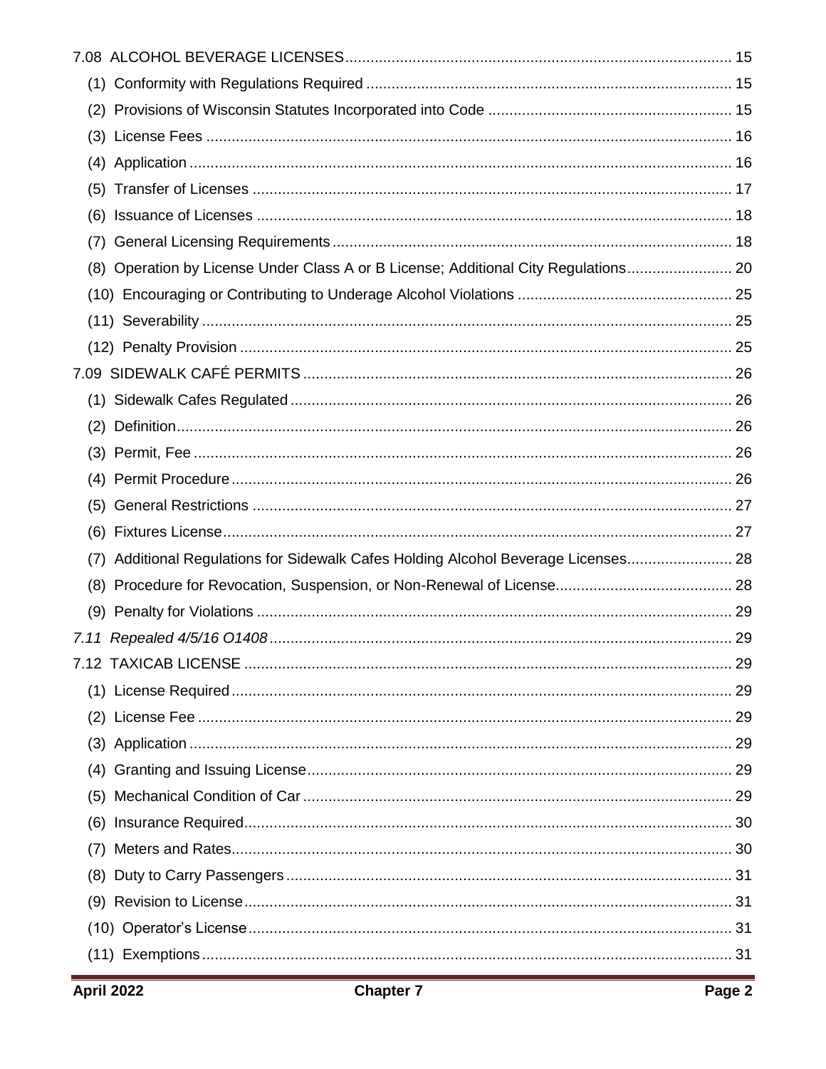7.08 ALCOHOL BEVERAGE LICENSES ........................................................................................... 15

(1) Conformity with Regulations Required ...................................................................................... 15

(2) Provisions of Wisconsin Statutes Incorporated into Code ......................................................... 15

(3) License Fees ............................................................................................................................ 16

(4) Application ................................................................................................................................ 16

(5) Transfer of Licenses ................................................................................................................. 17

(6) Issuance of Licenses ................................................................................................................ 18

(7) General Licensing Requirements .............................................................................................. 18

(8) Operation by License Under Class A or B License; Additional City Regulations ........................ 20

(10) Encouraging or Contributing to Underage Alcohol Violations ................................................... 25

(11) Severability ............................................................................................................................. 25

(12) Penalty Provision .................................................................................................................... 25

7.09 SIDEWALK CAFÉ PERMITS ..................................................................................................... 26

(1) Sidewalk Cafes Regulated ........................................................................................................ 26

(2) Definition ................................................................................................................................... 26

(3) Permit, Fee ............................................................................................................................... 26

(4) Permit Procedure ...................................................................................................................... 26

(5) General Restrictions ................................................................................................................. 27

(6) Fixtures License ........................................................................................................................ 27

(7) Additional Regulations for Sidewalk Cafes Holding Alcohol Beverage Licenses ......................... 28

(8) Procedure for Revocation, Suspension, or Non-Renewal of License .......................................... 28

(9) Penalty for Violations ................................................................................................................ 29

*7.11 Repealed 4/5/16 O1408* ............................................................................................................ 29

7.12 TAXICAB LICENSE ................................................................................................................... 29

(1) License Required ...................................................................................................................... 29

(2) License Fee .............................................................................................................................. 29

(3) Application ................................................................................................................................ 29

(4) Granting and Issuing License .................................................................................................... 29

(5) Mechanical Condition of Car ..................................................................................................... 29

(6) Insurance Required ................................................................................................................... 30

(7) Meters and Rates ...................................................................................................................... 30

(8) Duty to Carry Passengers ......................................................................................................... 31

(9) Revision to License ................................................................................................................... 31

(10) Operator's License .................................................................................................................. 31

(11) Exemptions ............................................................................................................................. 31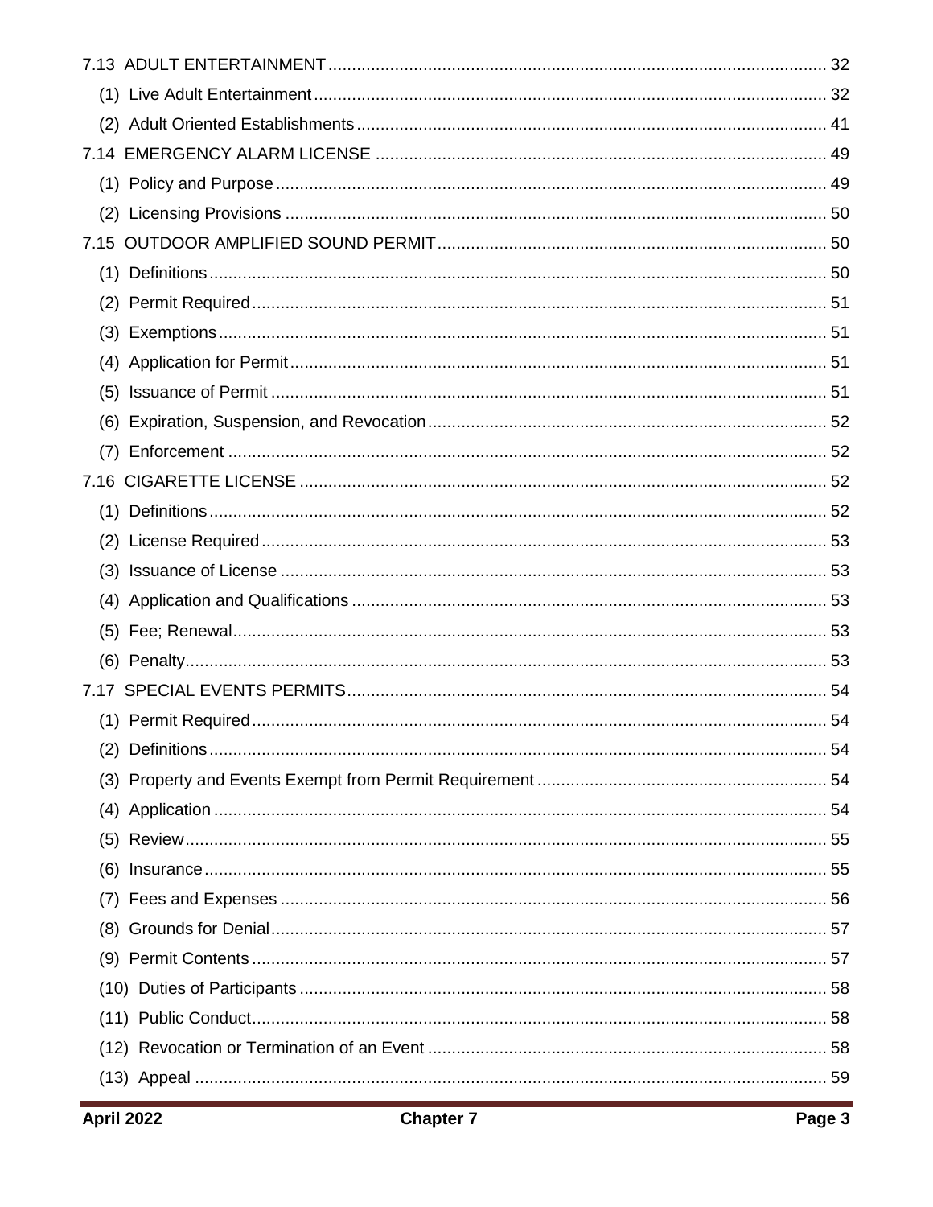7.13 ADULT ENTERTAINMENT ........ 32

(1) Live Adult Entertainment ........ 32

(2) Adult Oriented Establishments ........ 41

7.14 EMERGENCY ALARM LICENSE ........ 49

(1) Policy and Purpose ........ 49

(2) Licensing Provisions ........ 50

7.15 OUTDOOR AMPLIFIED SOUND PERMIT ........ 50

(1) Definitions ........ 50

(2) Permit Required ........ 51

(3) Exemptions ........ 51

(4) Application for Permit ........ 51

(5) Issuance of Permit ........ 51

(6) Expiration, Suspension, and Revocation ........ 52

(7) Enforcement ........ 52

7.16 CIGARETTE LICENSE ........ 52

(1) Definitions ........ 52

(2) License Required ........ 53

(3) Issuance of License ........ 53

(4) Application and Qualifications ........ 53

(5) Fee; Renewal ........ 53

(6) Penalty ........ 53

7.17 SPECIAL EVENTS PERMITS ........ 54

(1) Permit Required ........ 54

(2) Definitions ........ 54

(3) Property and Events Exempt from Permit Requirement ........ 54

(4) Application ........ 54

(5) Review ........ 55

(6) Insurance ........ 55

(7) Fees and Expenses ........ 56

(8) Grounds for Denial ........ 57

(9) Permit Contents ........ 57

(10) Duties of Participants ........ 58

(11) Public Conduct ........ 58

(12) Revocation or Termination of an Event ........ 58

(13) Appeal ........ 59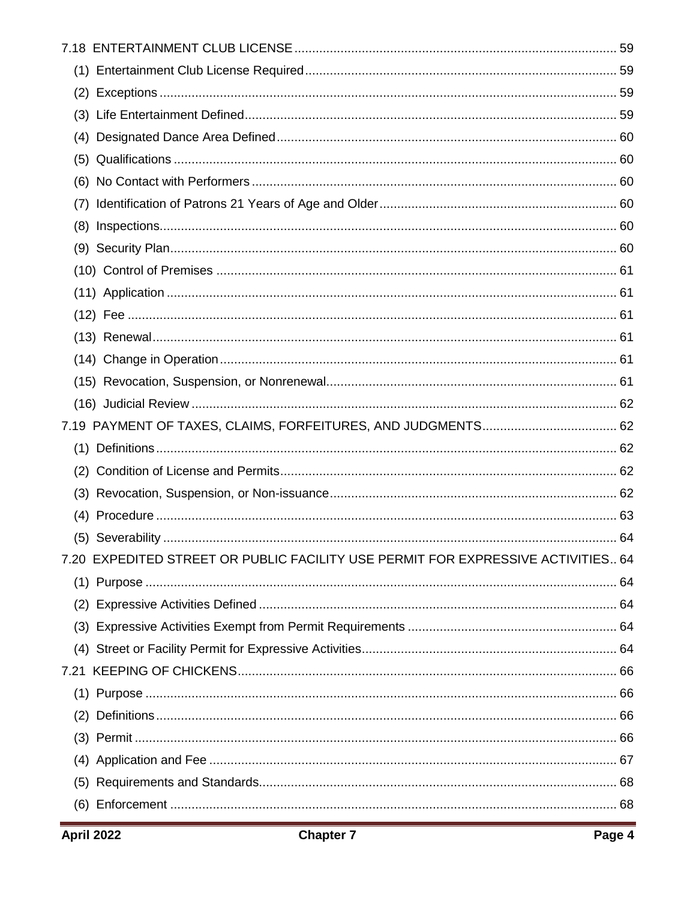7.18 ENTERTAINMENT CLUB LICENSE ........ 59
- (1) Entertainment Club License Required ........ 59
- (2) Exceptions ........ 59
- (3) Life Entertainment Defined ........ 59
- (4) Designated Dance Area Defined ........ 60
- (5) Qualifications ........ 60
- (6) No Contact with Performers ........ 60
- (7) Identification of Patrons 21 Years of Age and Older ........ 60
- (8) Inspections ........ 60
- (9) Security Plan ........ 60
- (10) Control of Premises ........ 61
- (11) Application ........ 61
- (12) Fee ........ 61
- (13) Renewal ........ 61
- (14) Change in Operation ........ 61
- (15) Revocation, Suspension, or Nonrenewal ........ 61
- (16) Judicial Review ........ 62

7.19 PAYMENT OF TAXES, CLAIMS, FORFEITURES, AND JUDGMENTS ........ 62
- (1) Definitions ........ 62
- (2) Condition of License and Permits ........ 62
- (3) Revocation, Suspension, or Non-issuance ........ 62
- (4) Procedure ........ 63
- (5) Severability ........ 64

7.20 EXPEDITED STREET OR PUBLIC FACILITY USE PERMIT FOR EXPRESSIVE ACTIVITIES .. 64
- (1) Purpose ........ 64
- (2) Expressive Activities Defined ........ 64
- (3) Expressive Activities Exempt from Permit Requirements ........ 64
- (4) Street or Facility Permit for Expressive Activities ........ 64

7.21 KEEPING OF CHICKENS ........ 66
- (1) Purpose ........ 66
- (2) Definitions ........ 66
- (3) Permit ........ 66
- (4) Application and Fee ........ 67
- (5) Requirements and Standards ........ 68
- (6) Enforcement ........ 68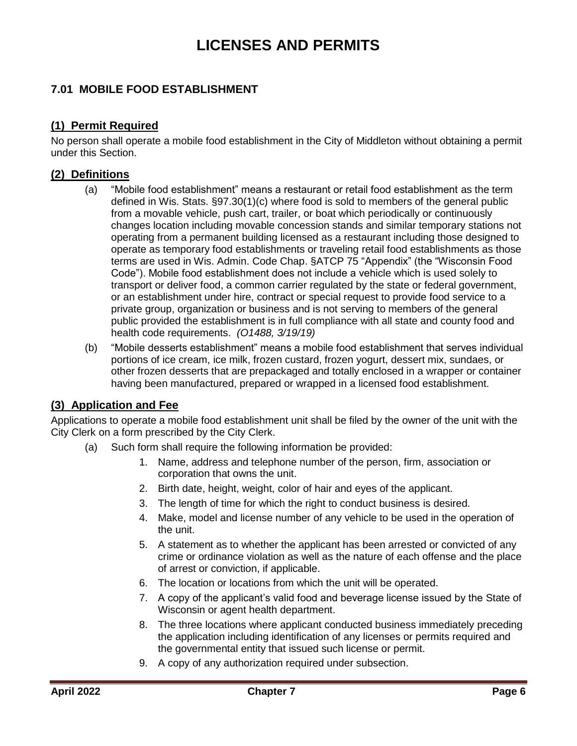# LICENSES AND PERMITS

## 7.01 MOBILE FOOD ESTABLISHMENT

### (1) Permit Required

No person shall operate a mobile food establishment in the City of Middleton without obtaining a permit under this Section.

### (2) Definitions

(a) "Mobile food establishment" means a restaurant or retail food establishment as the term defined in Wis. Stats. §97.30(1)(c) where food is sold to members of the general public from a movable vehicle, push cart, trailer, or boat which periodically or continuously changes location including movable concession stands and similar temporary stations not operating from a permanent building licensed as a restaurant including those designed to operate as temporary food establishments or traveling retail food establishments as those terms are used in Wis. Admin. Code Chap. §ATCP 75 "Appendix" (the "Wisconsin Food Code"). Mobile food establishment does not include a vehicle which is used solely to transport or deliver food, a common carrier regulated by the state or federal government, or an establishment under hire, contract or special request to provide food service to a private group, organization or business and is not serving to members of the general public provided the establishment is in full compliance with all state and county food and health code requirements. *(O1488, 3/19/19)*

(b) "Mobile desserts establishment" means a mobile food establishment that serves individual portions of ice cream, ice milk, frozen custard, frozen yogurt, dessert mix, sundaes, or other frozen desserts that are prepackaged and totally enclosed in a wrapper or container having been manufactured, prepared or wrapped in a licensed food establishment.

### (3) Application and Fee

Applications to operate a mobile food establishment unit shall be filed by the owner of the unit with the City Clerk on a form prescribed by the City Clerk.

(a) Such form shall require the following information be provided:

1. Name, address and telephone number of the person, firm, association or corporation that owns the unit.
2. Birth date, height, weight, color of hair and eyes of the applicant.
3. The length of time for which the right to conduct business is desired.
4. Make, model and license number of any vehicle to be used in the operation of the unit.
5. A statement as to whether the applicant has been arrested or convicted of any crime or ordinance violation as well as the nature of each offense and the place of arrest or conviction, if applicable.
6. The location or locations from which the unit will be operated.
7. A copy of the applicant's valid food and beverage license issued by the State of Wisconsin or agent health department.
8. The three locations where applicant conducted business immediately preceding the application including identification of any licenses or permits required and the governmental entity that issued such license or permit.
9. A copy of any authorization required under subsection.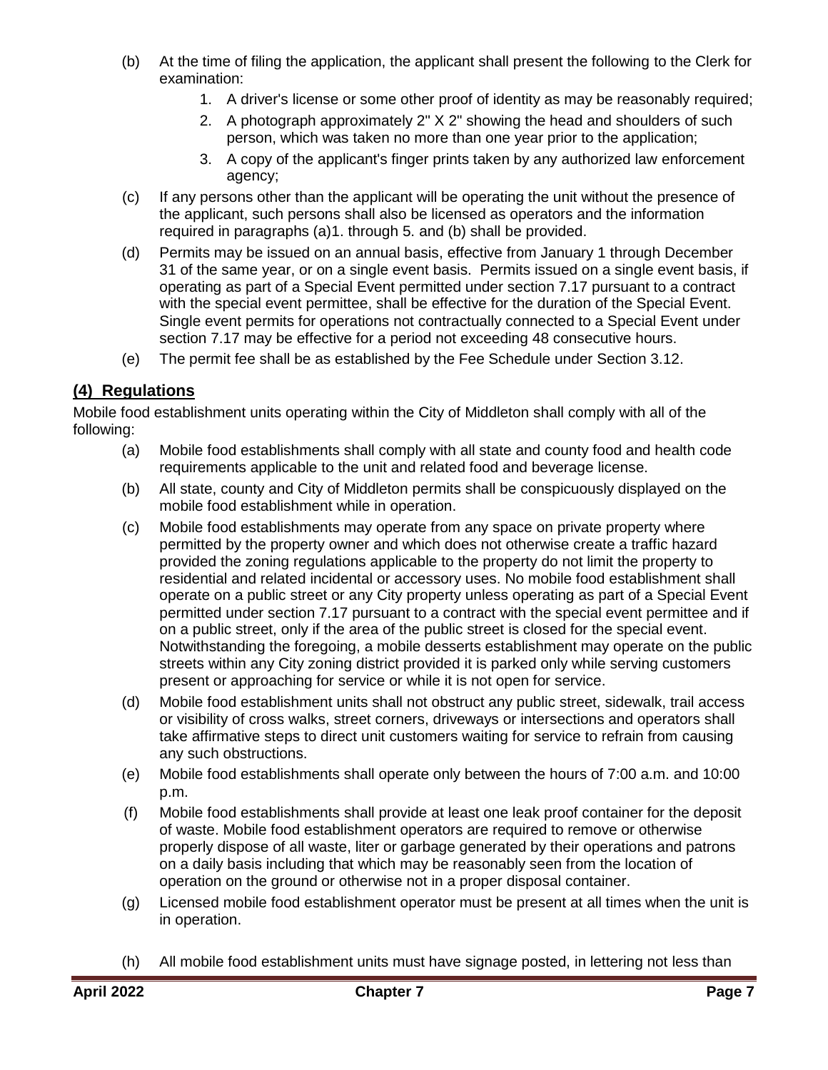(b) At the time of filing the application, the applicant shall present the following to the Clerk for examination:

1. A driver's license or some other proof of identity as may be reasonably required;
2. A photograph approximately 2" X 2" showing the head and shoulders of such person, which was taken no more than one year prior to the application;
3. A copy of the applicant's finger prints taken by any authorized law enforcement agency;

(c) If any persons other than the applicant will be operating the unit without the presence of the applicant, such persons shall also be licensed as operators and the information required in paragraphs (a)1. through 5. and (b) shall be provided.

(d) Permits may be issued on an annual basis, effective from January 1 through December 31 of the same year, or on a single event basis. Permits issued on a single event basis, if operating as part of a Special Event permitted under section 7.17 pursuant to a contract with the special event permittee, shall be effective for the duration of the Special Event. Single event permits for operations not contractually connected to a Special Event under section 7.17 may be effective for a period not exceeding 48 consecutive hours.

(e) The permit fee shall be as established by the Fee Schedule under Section 3.12.

## (4) Regulations

Mobile food establishment units operating within the City of Middleton shall comply with all of the following:

(a) Mobile food establishments shall comply with all state and county food and health code requirements applicable to the unit and related food and beverage license.

(b) All state, county and City of Middleton permits shall be conspicuously displayed on the mobile food establishment while in operation.

(c) Mobile food establishments may operate from any space on private property where permitted by the property owner and which does not otherwise create a traffic hazard provided the zoning regulations applicable to the property do not limit the property to residential and related incidental or accessory uses. No mobile food establishment shall operate on a public street or any City property unless operating as part of a Special Event permitted under section 7.17 pursuant to a contract with the special event permittee and if on a public street, only if the area of the public street is closed for the special event. Notwithstanding the foregoing, a mobile desserts establishment may operate on the public streets within any City zoning district provided it is parked only while serving customers present or approaching for service or while it is not open for service.

(d) Mobile food establishment units shall not obstruct any public street, sidewalk, trail access or visibility of cross walks, street corners, driveways or intersections and operators shall take affirmative steps to direct unit customers waiting for service to refrain from causing any such obstructions.

(e) Mobile food establishments shall operate only between the hours of 7:00 a.m. and 10:00 p.m.

(f) Mobile food establishments shall provide at least one leak proof container for the deposit of waste. Mobile food establishment operators are required to remove or otherwise properly dispose of all waste, liter or garbage generated by their operations and patrons on a daily basis including that which may be reasonably seen from the location of operation on the ground or otherwise not in a proper disposal container.

(g) Licensed mobile food establishment operator must be present at all times when the unit is in operation.

(h) All mobile food establishment units must have signage posted, in lettering not less than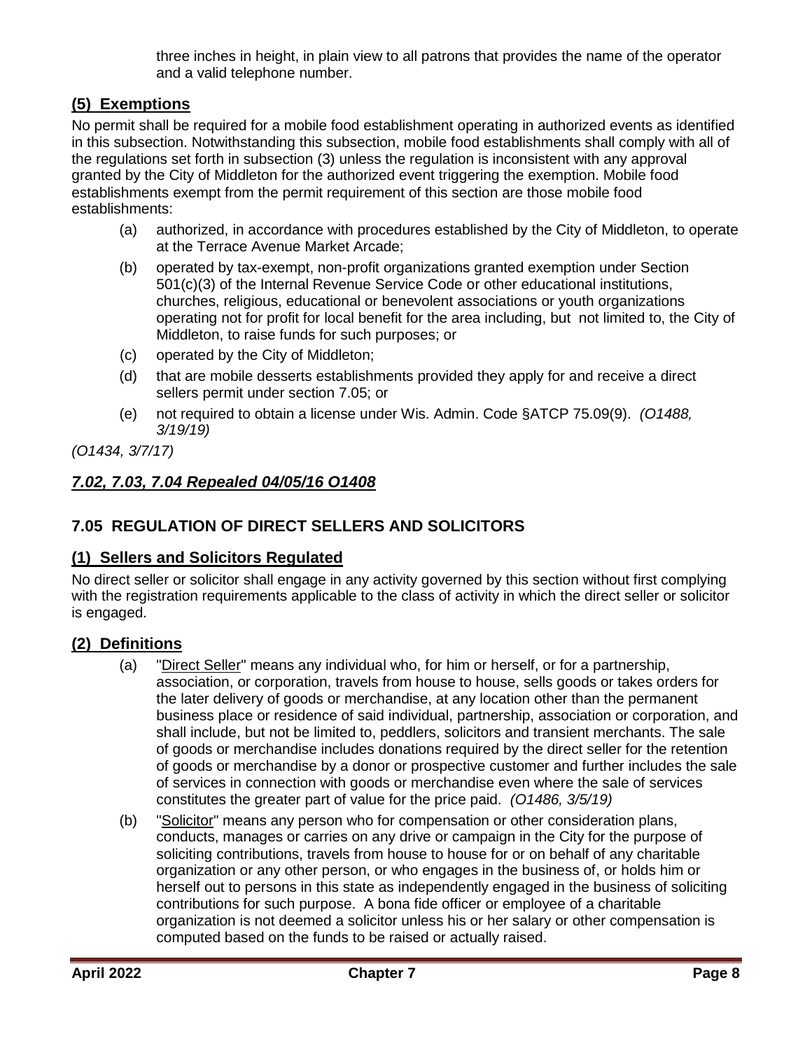three inches in height, in plain view to all patrons that provides the name of the operator and a valid telephone number.

## (5) Exemptions

No permit shall be required for a mobile food establishment operating in authorized events as identified in this subsection. Notwithstanding this subsection, mobile food establishments shall comply with all of the regulations set forth in subsection (3) unless the regulation is inconsistent with any approval granted by the City of Middleton for the authorized event triggering the exemption. Mobile food establishments exempt from the permit requirement of this section are those mobile food establishments:

(a) authorized, in accordance with procedures established by the City of Middleton, to operate at the Terrace Avenue Market Arcade;

(b) operated by tax-exempt, non-profit organizations granted exemption under Section 501(c)(3) of the Internal Revenue Service Code or other educational institutions, churches, religious, educational or benevolent associations or youth organizations operating not for profit for local benefit for the area including, but not limited to, the City of Middleton, to raise funds for such purposes; or

(c) operated by the City of Middleton;

(d) that are mobile desserts establishments provided they apply for and receive a direct sellers permit under section 7.05; or

(e) not required to obtain a license under Wis. Admin. Code §ATCP 75.09(9). *(O1488, 3/19/19)*

*(O1434, 3/7/17)*

## *7.02, 7.03, 7.04 Repealed 04/05/16 O1408*

## 7.05 REGULATION OF DIRECT SELLERS AND SOLICITORS

## (1) Sellers and Solicitors Regulated

No direct seller or solicitor shall engage in any activity governed by this section without first complying with the registration requirements applicable to the class of activity in which the direct seller or solicitor is engaged.

## (2) Definitions

(a) "Direct Seller" means any individual who, for him or herself, or for a partnership, association, or corporation, travels from house to house, sells goods or takes orders for the later delivery of goods or merchandise, at any location other than the permanent business place or residence of said individual, partnership, association or corporation, and shall include, but not be limited to, peddlers, solicitors and transient merchants. The sale of goods or merchandise includes donations required by the direct seller for the retention of goods or merchandise by a donor or prospective customer and further includes the sale of services in connection with goods or merchandise even where the sale of services constitutes the greater part of value for the price paid. *(O1486, 3/5/19)*

(b) "Solicitor" means any person who for compensation or other consideration plans, conducts, manages or carries on any drive or campaign in the City for the purpose of soliciting contributions, travels from house to house for or on behalf of any charitable organization or any other person, or who engages in the business of, or holds him or herself out to persons in this state as independently engaged in the business of soliciting contributions for such purpose. A bona fide officer or employee of a charitable organization is not deemed a solicitor unless his or her salary or other compensation is computed based on the funds to be raised or actually raised.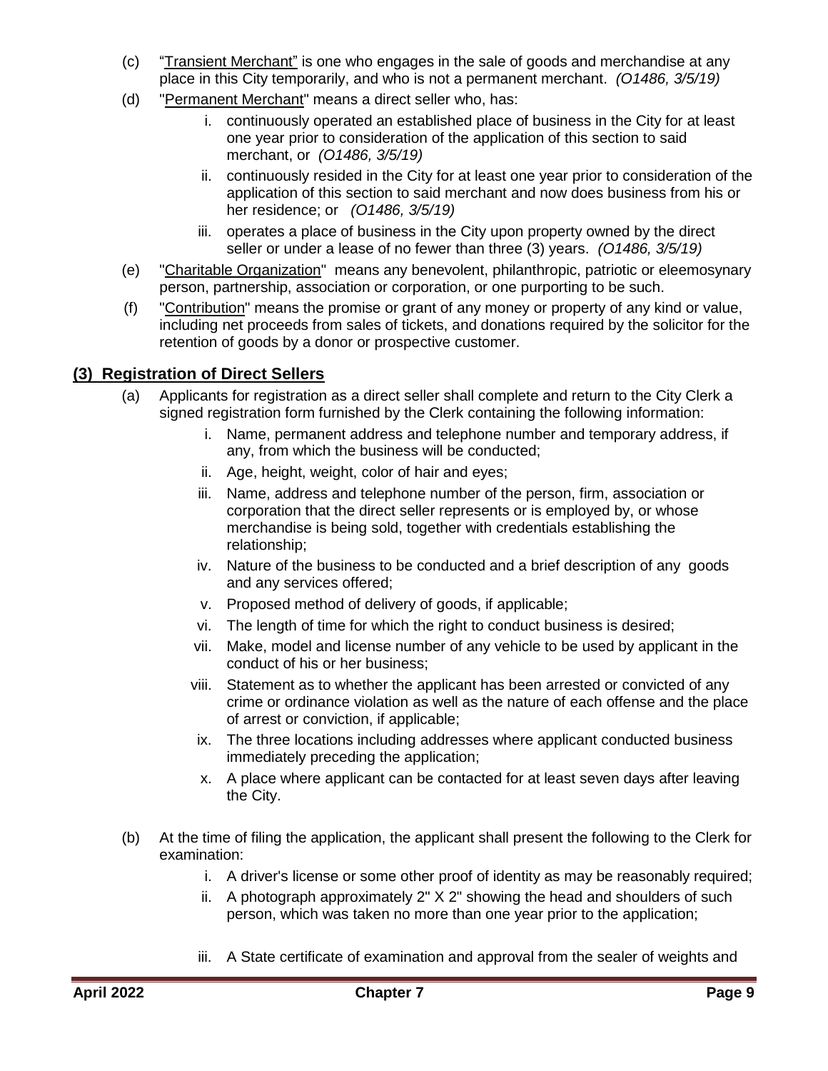(c) "Transient Merchant" is one who engages in the sale of goods and merchandise at any place in this City temporarily, and who is not a permanent merchant. *(O1486, 3/5/19)*

(d) "Permanent Merchant" means a direct seller who, has:

   i. continuously operated an established place of business in the City for at least one year prior to consideration of the application of this section to said merchant, or *(O1486, 3/5/19)*

   ii. continuously resided in the City for at least one year prior to consideration of the application of this section to said merchant and now does business from his or her residence; or *(O1486, 3/5/19)*

   iii. operates a place of business in the City upon property owned by the direct seller or under a lease of no fewer than three (3) years. *(O1486, 3/5/19)*

(e) "Charitable Organization" means any benevolent, philanthropic, patriotic or eleemosynary person, partnership, association or corporation, or one purporting to be such.

(f) "Contribution" means the promise or grant of any money or property of any kind or value, including net proceeds from sales of tickets, and donations required by the solicitor for the retention of goods by a donor or prospective customer.

## (3) Registration of Direct Sellers

(a) Applicants for registration as a direct seller shall complete and return to the City Clerk a signed registration form furnished by the Clerk containing the following information:

   i. Name, permanent address and telephone number and temporary address, if any, from which the business will be conducted;

   ii. Age, height, weight, color of hair and eyes;

   iii. Name, address and telephone number of the person, firm, association or corporation that the direct seller represents or is employed by, or whose merchandise is being sold, together with credentials establishing the relationship;

   iv. Nature of the business to be conducted and a brief description of any goods and any services offered;

   v. Proposed method of delivery of goods, if applicable;

   vi. The length of time for which the right to conduct business is desired;

   vii. Make, model and license number of any vehicle to be used by applicant in the conduct of his or her business;

   viii. Statement as to whether the applicant has been arrested or convicted of any crime or ordinance violation as well as the nature of each offense and the place of arrest or conviction, if applicable;

   ix. The three locations including addresses where applicant conducted business immediately preceding the application;

   x. A place where applicant can be contacted for at least seven days after leaving the City.

(b) At the time of filing the application, the applicant shall present the following to the Clerk for examination:

   i. A driver's license or some other proof of identity as may be reasonably required;

   ii. A photograph approximately 2" X 2" showing the head and shoulders of such person, which was taken no more than one year prior to the application;

   iii. A State certificate of examination and approval from the sealer of weights and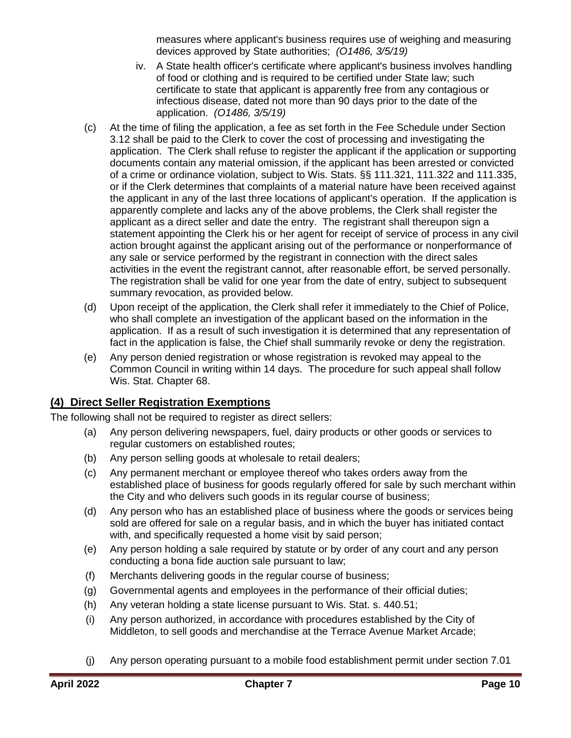measures where applicant's business requires use of weighing and measuring devices approved by State authorities; *(O1486, 3/5/19)*

iv. A State health officer's certificate where applicant's business involves handling of food or clothing and is required to be certified under State law; such certificate to state that applicant is apparently free from any contagious or infectious disease, dated not more than 90 days prior to the date of the application. *(O1486, 3/5/19)*

(c) At the time of filing the application, a fee as set forth in the Fee Schedule under Section 3.12 shall be paid to the Clerk to cover the cost of processing and investigating the application. The Clerk shall refuse to register the applicant if the application or supporting documents contain any material omission, if the applicant has been arrested or convicted of a crime or ordinance violation, subject to Wis. Stats. §§ 111.321, 111.322 and 111.335, or if the Clerk determines that complaints of a material nature have been received against the applicant in any of the last three locations of applicant's operation. If the application is apparently complete and lacks any of the above problems, the Clerk shall register the applicant as a direct seller and date the entry. The registrant shall thereupon sign a statement appointing the Clerk his or her agent for receipt of service of process in any civil action brought against the applicant arising out of the performance or nonperformance of any sale or service performed by the registrant in connection with the direct sales activities in the event the registrant cannot, after reasonable effort, be served personally. The registration shall be valid for one year from the date of entry, subject to subsequent summary revocation, as provided below.

(d) Upon receipt of the application, the Clerk shall refer it immediately to the Chief of Police, who shall complete an investigation of the applicant based on the information in the application. If as a result of such investigation it is determined that any representation of fact in the application is false, the Chief shall summarily revoke or deny the registration.

(e) Any person denied registration or whose registration is revoked may appeal to the Common Council in writing within 14 days. The procedure for such appeal shall follow Wis. Stat. Chapter 68.

## (4) Direct Seller Registration Exemptions

The following shall not be required to register as direct sellers:

(a) Any person delivering newspapers, fuel, dairy products or other goods or services to regular customers on established routes;

(b) Any person selling goods at wholesale to retail dealers;

(c) Any permanent merchant or employee thereof who takes orders away from the established place of business for goods regularly offered for sale by such merchant within the City and who delivers such goods in its regular course of business;

(d) Any person who has an established place of business where the goods or services being sold are offered for sale on a regular basis, and in which the buyer has initiated contact with, and specifically requested a home visit by said person;

(e) Any person holding a sale required by statute or by order of any court and any person conducting a bona fide auction sale pursuant to law;

(f) Merchants delivering goods in the regular course of business;

(g) Governmental agents and employees in the performance of their official duties;

(h) Any veteran holding a state license pursuant to Wis. Stat. s. 440.51;

(i) Any person authorized, in accordance with procedures established by the City of Middleton, to sell goods and merchandise at the Terrace Avenue Market Arcade;

(j) Any person operating pursuant to a mobile food establishment permit under section 7.01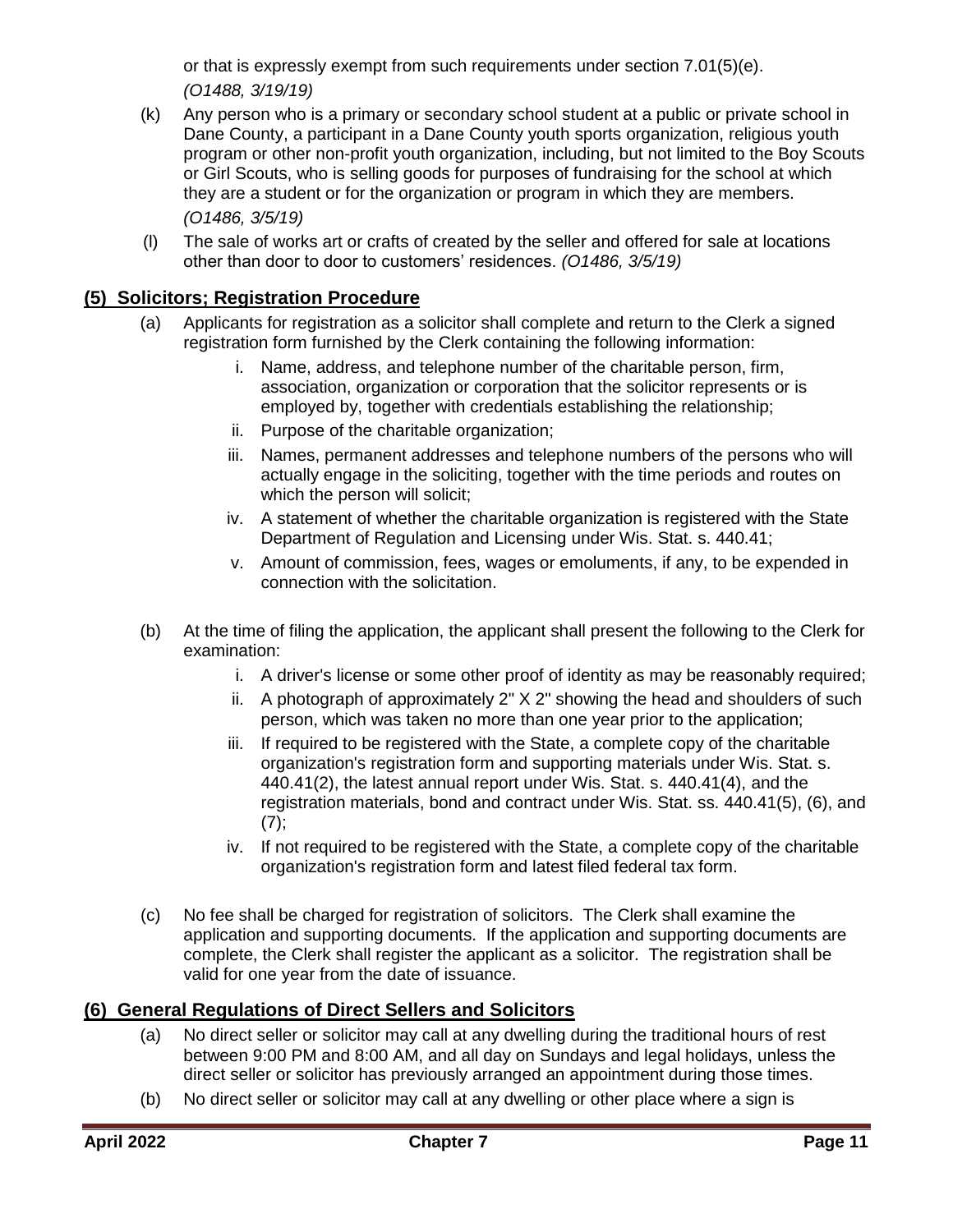or that is expressly exempt from such requirements under section 7.01(5)(e). *(O1488, 3/19/19)*

(k) Any person who is a primary or secondary school student at a public or private school in Dane County, a participant in a Dane County youth sports organization, religious youth program or other non-profit youth organization, including, but not limited to the Boy Scouts or Girl Scouts, who is selling goods for purposes of fundraising for the school at which they are a student or for the organization or program in which they are members. *(O1486, 3/5/19)*

(l) The sale of works art or crafts of created by the seller and offered for sale at locations other than door to door to customers' residences. *(O1486, 3/5/19)*

## (5) Solicitors; Registration Procedure

(a) Applicants for registration as a solicitor shall complete and return to the Clerk a signed registration form furnished by the Clerk containing the following information:

i. Name, address, and telephone number of the charitable person, firm, association, organization or corporation that the solicitor represents or is employed by, together with credentials establishing the relationship;

ii. Purpose of the charitable organization;

iii. Names, permanent addresses and telephone numbers of the persons who will actually engage in the soliciting, together with the time periods and routes on which the person will solicit;

iv. A statement of whether the charitable organization is registered with the State Department of Regulation and Licensing under Wis. Stat. s. 440.41;

v. Amount of commission, fees, wages or emoluments, if any, to be expended in connection with the solicitation.

(b) At the time of filing the application, the applicant shall present the following to the Clerk for examination:

i. A driver's license or some other proof of identity as may be reasonably required;

ii. A photograph of approximately 2" X 2" showing the head and shoulders of such person, which was taken no more than one year prior to the application;

iii. If required to be registered with the State, a complete copy of the charitable organization's registration form and supporting materials under Wis. Stat. s. 440.41(2), the latest annual report under Wis. Stat. s. 440.41(4), and the registration materials, bond and contract under Wis. Stat. ss. 440.41(5), (6), and (7);

iv. If not required to be registered with the State, a complete copy of the charitable organization's registration form and latest filed federal tax form.

(c) No fee shall be charged for registration of solicitors. The Clerk shall examine the application and supporting documents. If the application and supporting documents are complete, the Clerk shall register the applicant as a solicitor. The registration shall be valid for one year from the date of issuance.

## (6) General Regulations of Direct Sellers and Solicitors

(a) No direct seller or solicitor may call at any dwelling during the traditional hours of rest between 9:00 PM and 8:00 AM, and all day on Sundays and legal holidays, unless the direct seller or solicitor has previously arranged an appointment during those times.

(b) No direct seller or solicitor may call at any dwelling or other place where a sign is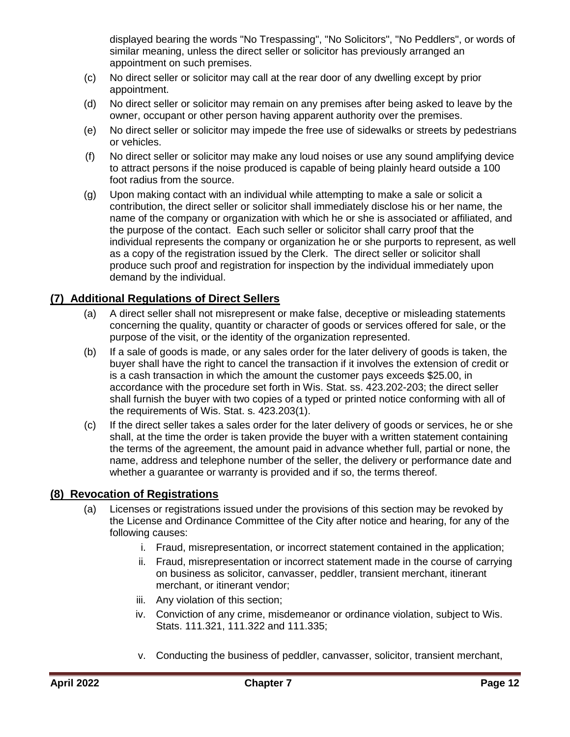displayed bearing the words "No Trespassing", "No Solicitors", "No Peddlers", or words of similar meaning, unless the direct seller or solicitor has previously arranged an appointment on such premises.

(c) No direct seller or solicitor may call at the rear door of any dwelling except by prior appointment.

(d) No direct seller or solicitor may remain on any premises after being asked to leave by the owner, occupant or other person having apparent authority over the premises.

(e) No direct seller or solicitor may impede the free use of sidewalks or streets by pedestrians or vehicles.

(f) No direct seller or solicitor may make any loud noises or use any sound amplifying device to attract persons if the noise produced is capable of being plainly heard outside a 100 foot radius from the source.

(g) Upon making contact with an individual while attempting to make a sale or solicit a contribution, the direct seller or solicitor shall immediately disclose his or her name, the name of the company or organization with which he or she is associated or affiliated, and the purpose of the contact. Each such seller or solicitor shall carry proof that the individual represents the company or organization he or she purports to represent, as well as a copy of the registration issued by the Clerk. The direct seller or solicitor shall produce such proof and registration for inspection by the individual immediately upon demand by the individual.

## (7) Additional Regulations of Direct Sellers

(a) A direct seller shall not misrepresent or make false, deceptive or misleading statements concerning the quality, quantity or character of goods or services offered for sale, or the purpose of the visit, or the identity of the organization represented.

(b) If a sale of goods is made, or any sales order for the later delivery of goods is taken, the buyer shall have the right to cancel the transaction if it involves the extension of credit or is a cash transaction in which the amount the customer pays exceeds $25.00, in accordance with the procedure set forth in Wis. Stat. ss. 423.202-203; the direct seller shall furnish the buyer with two copies of a typed or printed notice conforming with all of the requirements of Wis. Stat. s. 423.203(1).

(c) If the direct seller takes a sales order for the later delivery of goods or services, he or she shall, at the time the order is taken provide the buyer with a written statement containing the terms of the agreement, the amount paid in advance whether full, partial or none, the name, address and telephone number of the seller, the delivery or performance date and whether a guarantee or warranty is provided and if so, the terms thereof.

## (8) Revocation of Registrations

(a) Licenses or registrations issued under the provisions of this section may be revoked by the License and Ordinance Committee of the City after notice and hearing, for any of the following causes:

   i. Fraud, misrepresentation, or incorrect statement contained in the application;
   ii. Fraud, misrepresentation or incorrect statement made in the course of carrying on business as solicitor, canvasser, peddler, transient merchant, itinerant merchant, or itinerant vendor;
   iii. Any violation of this section;
   iv. Conviction of any crime, misdemeanor or ordinance violation, subject to Wis. Stats. 111.321, 111.322 and 111.335;
   v. Conducting the business of peddler, canvasser, solicitor, transient merchant,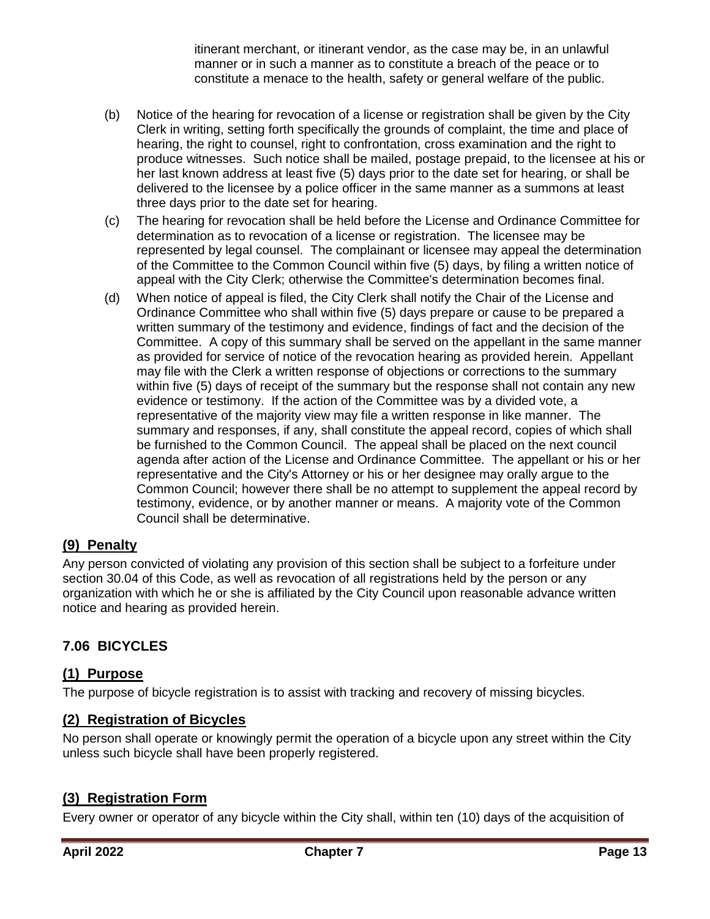itinerant merchant, or itinerant vendor, as the case may be, in an unlawful manner or in such a manner as to constitute a breach of the peace or to constitute a menace to the health, safety or general welfare of the public.

(b) Notice of the hearing for revocation of a license or registration shall be given by the City Clerk in writing, setting forth specifically the grounds of complaint, the time and place of hearing, the right to counsel, right to confrontation, cross examination and the right to produce witnesses. Such notice shall be mailed, postage prepaid, to the licensee at his or her last known address at least five (5) days prior to the date set for hearing, or shall be delivered to the licensee by a police officer in the same manner as a summons at least three days prior to the date set for hearing.

(c) The hearing for revocation shall be held before the License and Ordinance Committee for determination as to revocation of a license or registration. The licensee may be represented by legal counsel. The complainant or licensee may appeal the determination of the Committee to the Common Council within five (5) days, by filing a written notice of appeal with the City Clerk; otherwise the Committee's determination becomes final.

(d) When notice of appeal is filed, the City Clerk shall notify the Chair of the License and Ordinance Committee who shall within five (5) days prepare or cause to be prepared a written summary of the testimony and evidence, findings of fact and the decision of the Committee. A copy of this summary shall be served on the appellant in the same manner as provided for service of notice of the revocation hearing as provided herein. Appellant may file with the Clerk a written response of objections or corrections to the summary within five (5) days of receipt of the summary but the response shall not contain any new evidence or testimony. If the action of the Committee was by a divided vote, a representative of the majority view may file a written response in like manner. The summary and responses, if any, shall constitute the appeal record, copies of which shall be furnished to the Common Council. The appeal shall be placed on the next council agenda after action of the License and Ordinance Committee. The appellant or his or her representative and the City's Attorney or his or her designee may orally argue to the Common Council; however there shall be no attempt to supplement the appeal record by testimony, evidence, or by another manner or means. A majority vote of the Common Council shall be determinative.

### (9) Penalty

Any person convicted of violating any provision of this section shall be subject to a forfeiture under section 30.04 of this Code, as well as revocation of all registrations held by the person or any organization with which he or she is affiliated by the City Council upon reasonable advance written notice and hearing as provided herein.

## 7.06 BICYCLES

### (1) Purpose

The purpose of bicycle registration is to assist with tracking and recovery of missing bicycles.

### (2) Registration of Bicycles

No person shall operate or knowingly permit the operation of a bicycle upon any street within the City unless such bicycle shall have been properly registered.

### (3) Registration Form

Every owner or operator of any bicycle within the City shall, within ten (10) days of the acquisition of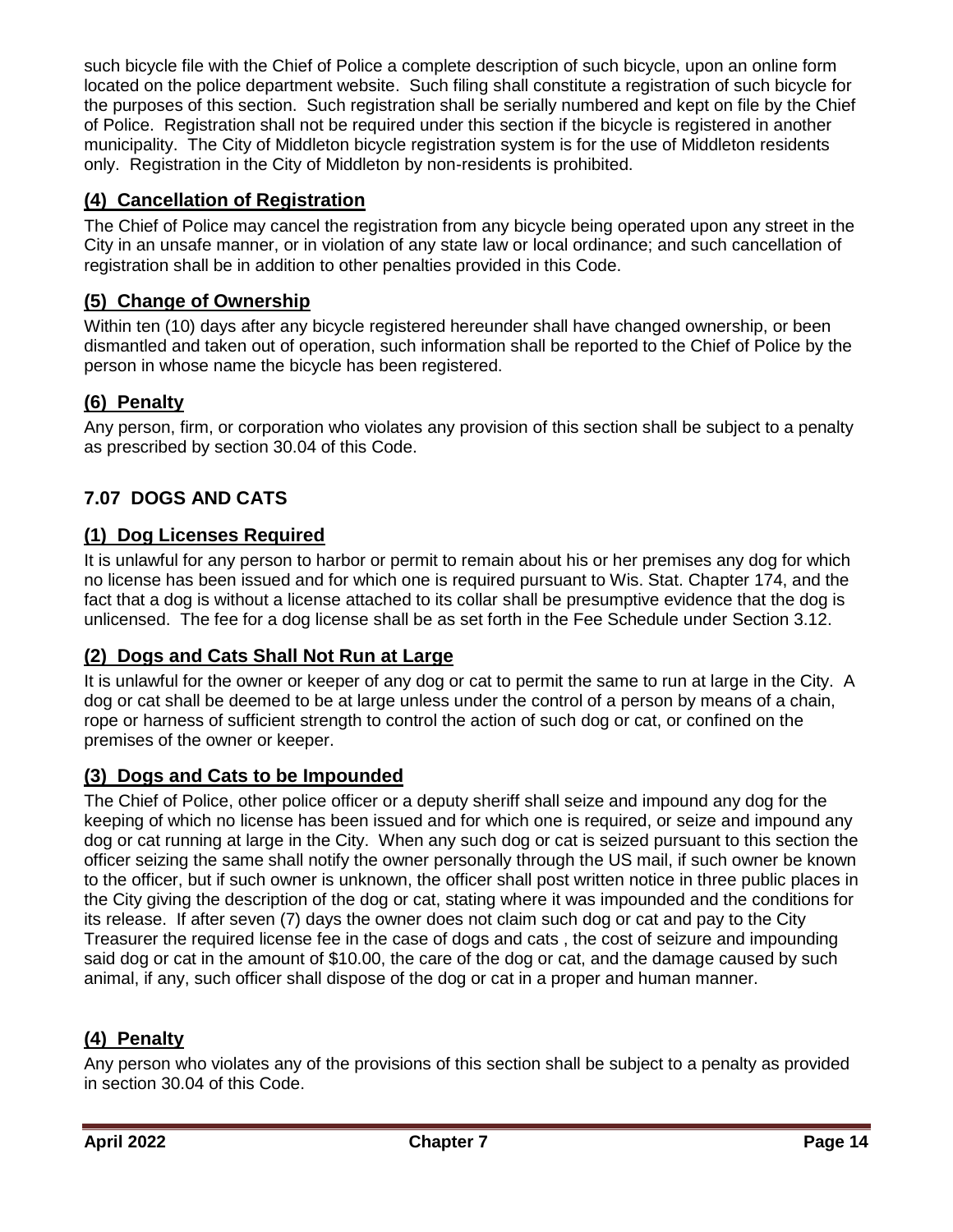such bicycle file with the Chief of Police a complete description of such bicycle, upon an online form located on the police department website. Such filing shall constitute a registration of such bicycle for the purposes of this section. Such registration shall be serially numbered and kept on file by the Chief of Police. Registration shall not be required under this section if the bicycle is registered in another municipality. The City of Middleton bicycle registration system is for the use of Middleton residents only. Registration in the City of Middleton by non-residents is prohibited.

### (4) Cancellation of Registration

The Chief of Police may cancel the registration from any bicycle being operated upon any street in the City in an unsafe manner, or in violation of any state law or local ordinance; and such cancellation of registration shall be in addition to other penalties provided in this Code.

### (5) Change of Ownership

Within ten (10) days after any bicycle registered hereunder shall have changed ownership, or been dismantled and taken out of operation, such information shall be reported to the Chief of Police by the person in whose name the bicycle has been registered.

### (6) Penalty

Any person, firm, or corporation who violates any provision of this section shall be subject to a penalty as prescribed by section 30.04 of this Code.

## 7.07 DOGS AND CATS

### (1) Dog Licenses Required

It is unlawful for any person to harbor or permit to remain about his or her premises any dog for which no license has been issued and for which one is required pursuant to Wis. Stat. Chapter 174, and the fact that a dog is without a license attached to its collar shall be presumptive evidence that the dog is unlicensed. The fee for a dog license shall be as set forth in the Fee Schedule under Section 3.12.

### (2) Dogs and Cats Shall Not Run at Large

It is unlawful for the owner or keeper of any dog or cat to permit the same to run at large in the City. A dog or cat shall be deemed to be at large unless under the control of a person by means of a chain, rope or harness of sufficient strength to control the action of such dog or cat, or confined on the premises of the owner or keeper.

### (3) Dogs and Cats to be Impounded

The Chief of Police, other police officer or a deputy sheriff shall seize and impound any dog for the keeping of which no license has been issued and for which one is required, or seize and impound any dog or cat running at large in the City. When any such dog or cat is seized pursuant to this section the officer seizing the same shall notify the owner personally through the US mail, if such owner be known to the officer, but if such owner is unknown, the officer shall post written notice in three public places in the City giving the description of the dog or cat, stating where it was impounded and the conditions for its release. If after seven (7) days the owner does not claim such dog or cat and pay to the City Treasurer the required license fee in the case of dogs and cats , the cost of seizure and impounding said dog or cat in the amount of $10.00, the care of the dog or cat, and the damage caused by such animal, if any, such officer shall dispose of the dog or cat in a proper and human manner.

### (4) Penalty

Any person who violates any of the provisions of this section shall be subject to a penalty as provided in section 30.04 of this Code.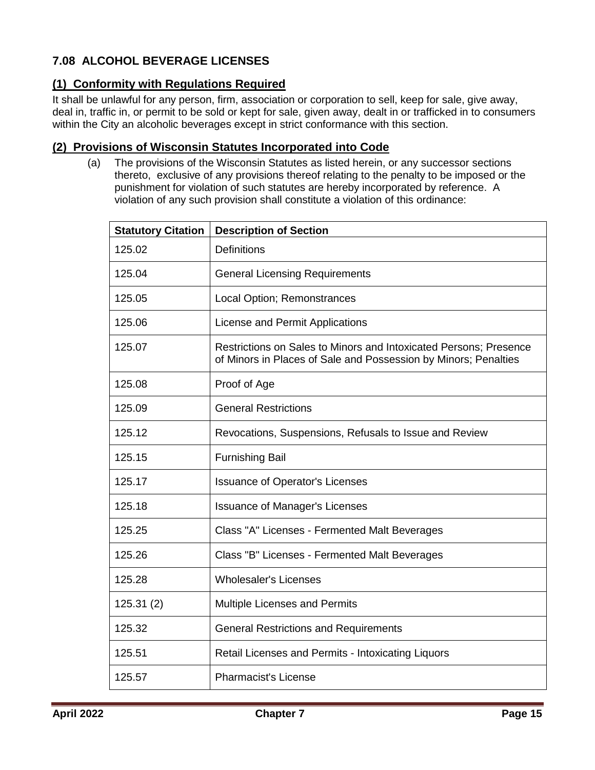## 7.08 ALCOHOL BEVERAGE LICENSES

### (1) Conformity with Regulations Required

It shall be unlawful for any person, firm, association or corporation to sell, keep for sale, give away, deal in, traffic in, or permit to be sold or kept for sale, given away, dealt in or trafficked in to consumers within the City an alcoholic beverages except in strict conformance with this section.

### (2) Provisions of Wisconsin Statutes Incorporated into Code

(a) The provisions of the Wisconsin Statutes as listed herein, or any successor sections thereto, exclusive of any provisions thereof relating to the penalty to be imposed or the punishment for violation of such statutes are hereby incorporated by reference. A violation of any such provision shall constitute a violation of this ordinance:

| Statutory Citation | Description of Section |
|---|---|
| 125.02 | Definitions |
| 125.04 | General Licensing Requirements |
| 125.05 | Local Option; Remonstrances |
| 125.06 | License and Permit Applications |
| 125.07 | Restrictions on Sales to Minors and Intoxicated Persons; Presence of Minors in Places of Sale and Possession by Minors; Penalties |
| 125.08 | Proof of Age |
| 125.09 | General Restrictions |
| 125.12 | Revocations, Suspensions, Refusals to Issue and Review |
| 125.15 | Furnishing Bail |
| 125.17 | Issuance of Operator's Licenses |
| 125.18 | Issuance of Manager's Licenses |
| 125.25 | Class "A" Licenses - Fermented Malt Beverages |
| 125.26 | Class "B" Licenses - Fermented Malt Beverages |
| 125.28 | Wholesaler's Licenses |
| 125.31 (2) | Multiple Licenses and Permits |
| 125.32 | General Restrictions and Requirements |
| 125.51 | Retail Licenses and Permits - Intoxicating Liquors |
| 125.57 | Pharmacist's License |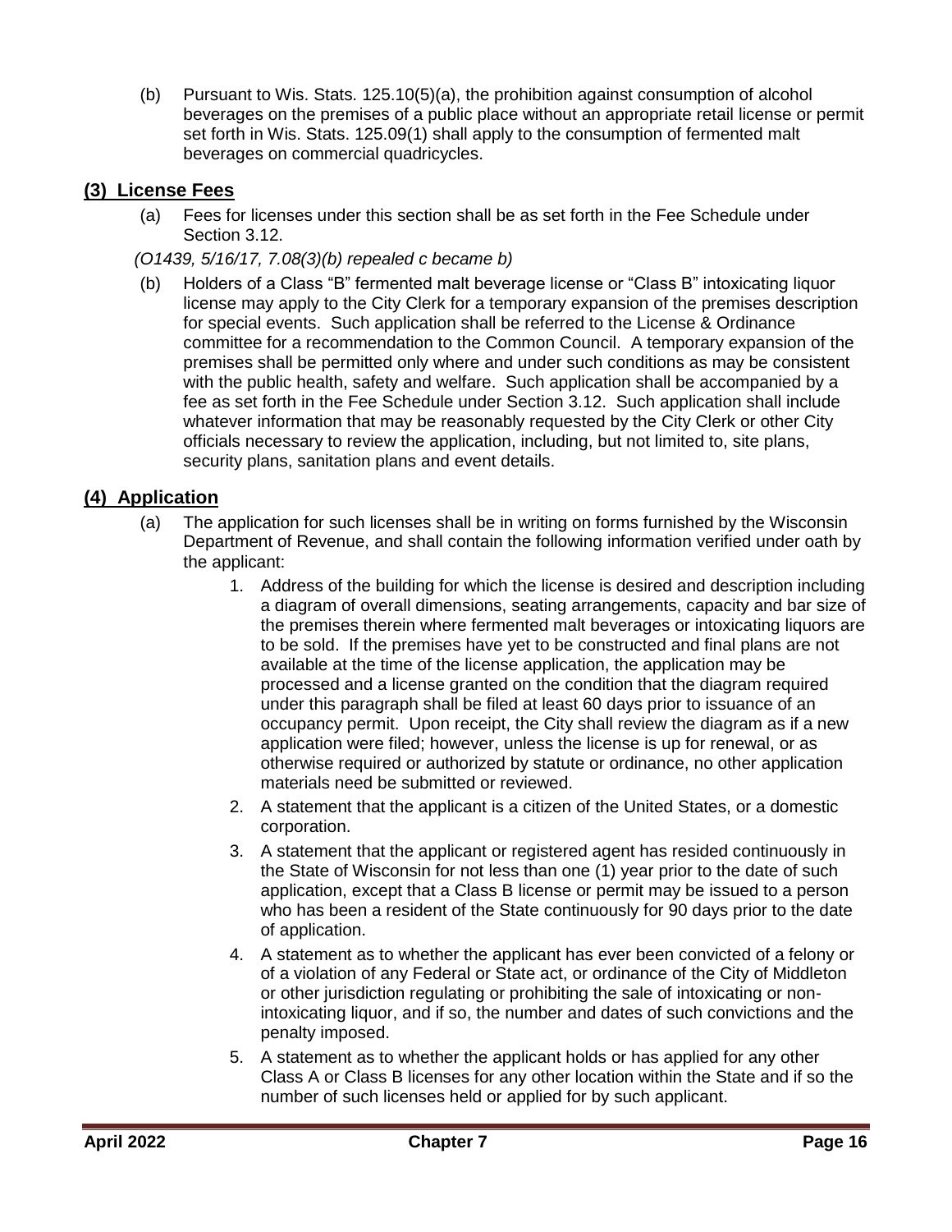(b) Pursuant to Wis. Stats. 125.10(5)(a), the prohibition against consumption of alcohol beverages on the premises of a public place without an appropriate retail license or permit set forth in Wis. Stats. 125.09(1) shall apply to the consumption of fermented malt beverages on commercial quadricycles.

## (3) License Fees

(a) Fees for licenses under this section shall be as set forth in the Fee Schedule under Section 3.12.

*(O1439, 5/16/17, 7.08(3)(b) repealed c became b)*

(b) Holders of a Class "B" fermented malt beverage license or "Class B" intoxicating liquor license may apply to the City Clerk for a temporary expansion of the premises description for special events. Such application shall be referred to the License & Ordinance committee for a recommendation to the Common Council. A temporary expansion of the premises shall be permitted only where and under such conditions as may be consistent with the public health, safety and welfare. Such application shall be accompanied by a fee as set forth in the Fee Schedule under Section 3.12. Such application shall include whatever information that may be reasonably requested by the City Clerk or other City officials necessary to review the application, including, but not limited to, site plans, security plans, sanitation plans and event details.

## (4) Application

(a) The application for such licenses shall be in writing on forms furnished by the Wisconsin Department of Revenue, and shall contain the following information verified under oath by the applicant:

1. Address of the building for which the license is desired and description including a diagram of overall dimensions, seating arrangements, capacity and bar size of the premises therein where fermented malt beverages or intoxicating liquors are to be sold. If the premises have yet to be constructed and final plans are not available at the time of the license application, the application may be processed and a license granted on the condition that the diagram required under this paragraph shall be filed at least 60 days prior to issuance of an occupancy permit. Upon receipt, the City shall review the diagram as if a new application were filed; however, unless the license is up for renewal, or as otherwise required or authorized by statute or ordinance, no other application materials need be submitted or reviewed.
2. A statement that the applicant is a citizen of the United States, or a domestic corporation.
3. A statement that the applicant or registered agent has resided continuously in the State of Wisconsin for not less than one (1) year prior to the date of such application, except that a Class B license or permit may be issued to a person who has been a resident of the State continuously for 90 days prior to the date of application.
4. A statement as to whether the applicant has ever been convicted of a felony or of a violation of any Federal or State act, or ordinance of the City of Middleton or other jurisdiction regulating or prohibiting the sale of intoxicating or non-intoxicating liquor, and if so, the number and dates of such convictions and the penalty imposed.
5. A statement as to whether the applicant holds or has applied for any other Class A or Class B licenses for any other location within the State and if so the number of such licenses held or applied for by such applicant.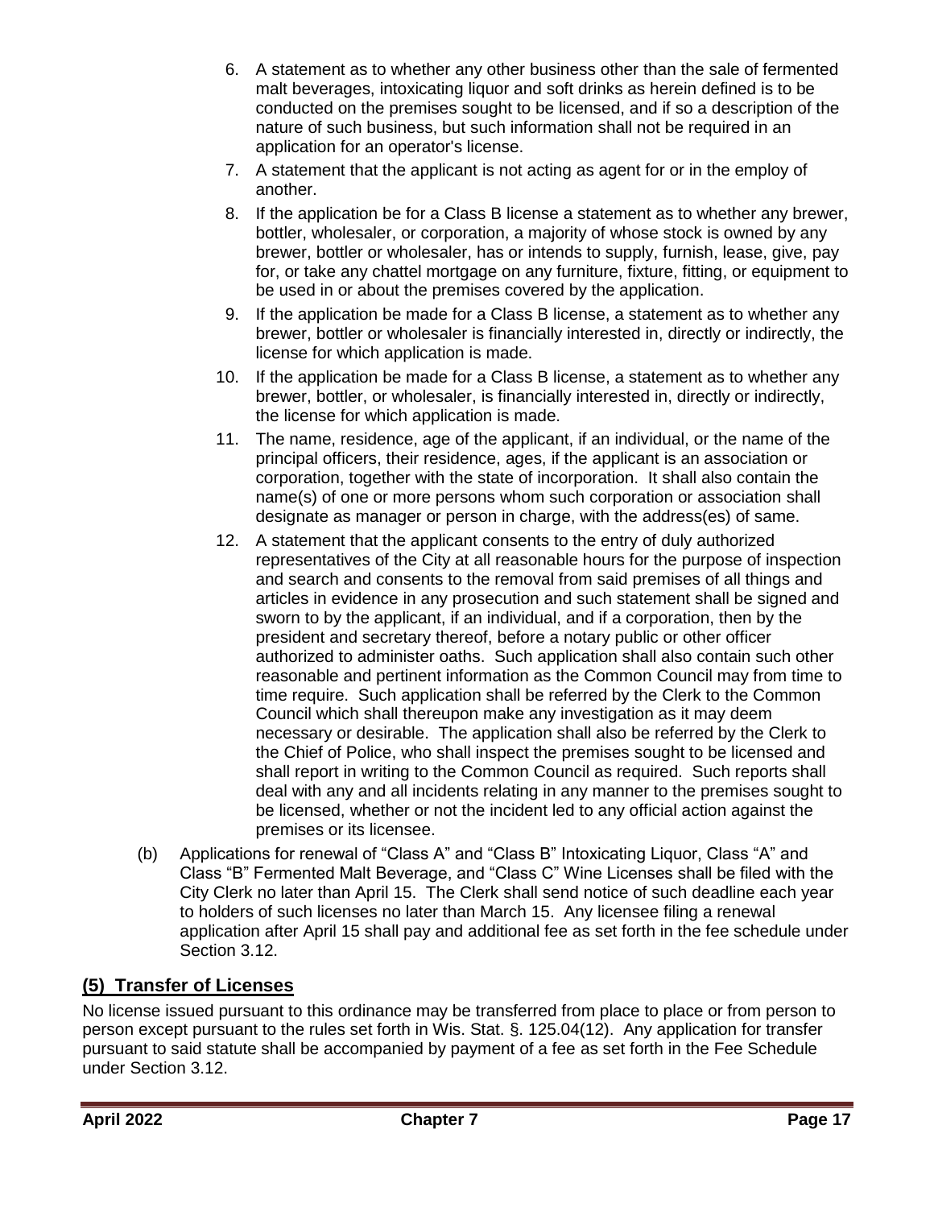6. A statement as to whether any other business other than the sale of fermented malt beverages, intoxicating liquor and soft drinks as herein defined is to be conducted on the premises sought to be licensed, and if so a description of the nature of such business, but such information shall not be required in an application for an operator's license.
7. A statement that the applicant is not acting as agent for or in the employ of another.
8. If the application be for a Class B license a statement as to whether any brewer, bottler, wholesaler, or corporation, a majority of whose stock is owned by any brewer, bottler or wholesaler, has or intends to supply, furnish, lease, give, pay for, or take any chattel mortgage on any furniture, fixture, fitting, or equipment to be used in or about the premises covered by the application.
9. If the application be made for a Class B license, a statement as to whether any brewer, bottler or wholesaler is financially interested in, directly or indirectly, the license for which application is made.
10. If the application be made for a Class B license, a statement as to whether any brewer, bottler, or wholesaler, is financially interested in, directly or indirectly, the license for which application is made.
11. The name, residence, age of the applicant, if an individual, or the name of the principal officers, their residence, ages, if the applicant is an association or corporation, together with the state of incorporation. It shall also contain the name(s) of one or more persons whom such corporation or association shall designate as manager or person in charge, with the address(es) of same.
12. A statement that the applicant consents to the entry of duly authorized representatives of the City at all reasonable hours for the purpose of inspection and search and consents to the removal from said premises of all things and articles in evidence in any prosecution and such statement shall be signed and sworn to by the applicant, if an individual, and if a corporation, then by the president and secretary thereof, before a notary public or other officer authorized to administer oaths. Such application shall also contain such other reasonable and pertinent information as the Common Council may from time to time require. Such application shall be referred by the Clerk to the Common Council which shall thereupon make any investigation as it may deem necessary or desirable. The application shall also be referred by the Clerk to the Chief of Police, who shall inspect the premises sought to be licensed and shall report in writing to the Common Council as required. Such reports shall deal with any and all incidents relating in any manner to the premises sought to be licensed, whether or not the incident led to any official action against the premises or its licensee.

(b) Applications for renewal of "Class A" and "Class B" Intoxicating Liquor, Class "A" and Class "B" Fermented Malt Beverage, and "Class C" Wine Licenses shall be filed with the City Clerk no later than April 15. The Clerk shall send notice of such deadline each year to holders of such licenses no later than March 15. Any licensee filing a renewal application after April 15 shall pay and additional fee as set forth in the fee schedule under Section 3.12.

## (5) Transfer of Licenses

No license issued pursuant to this ordinance may be transferred from place to place or from person to person except pursuant to the rules set forth in Wis. Stat. §. 125.04(12). Any application for transfer pursuant to said statute shall be accompanied by payment of a fee as set forth in the Fee Schedule under Section 3.12.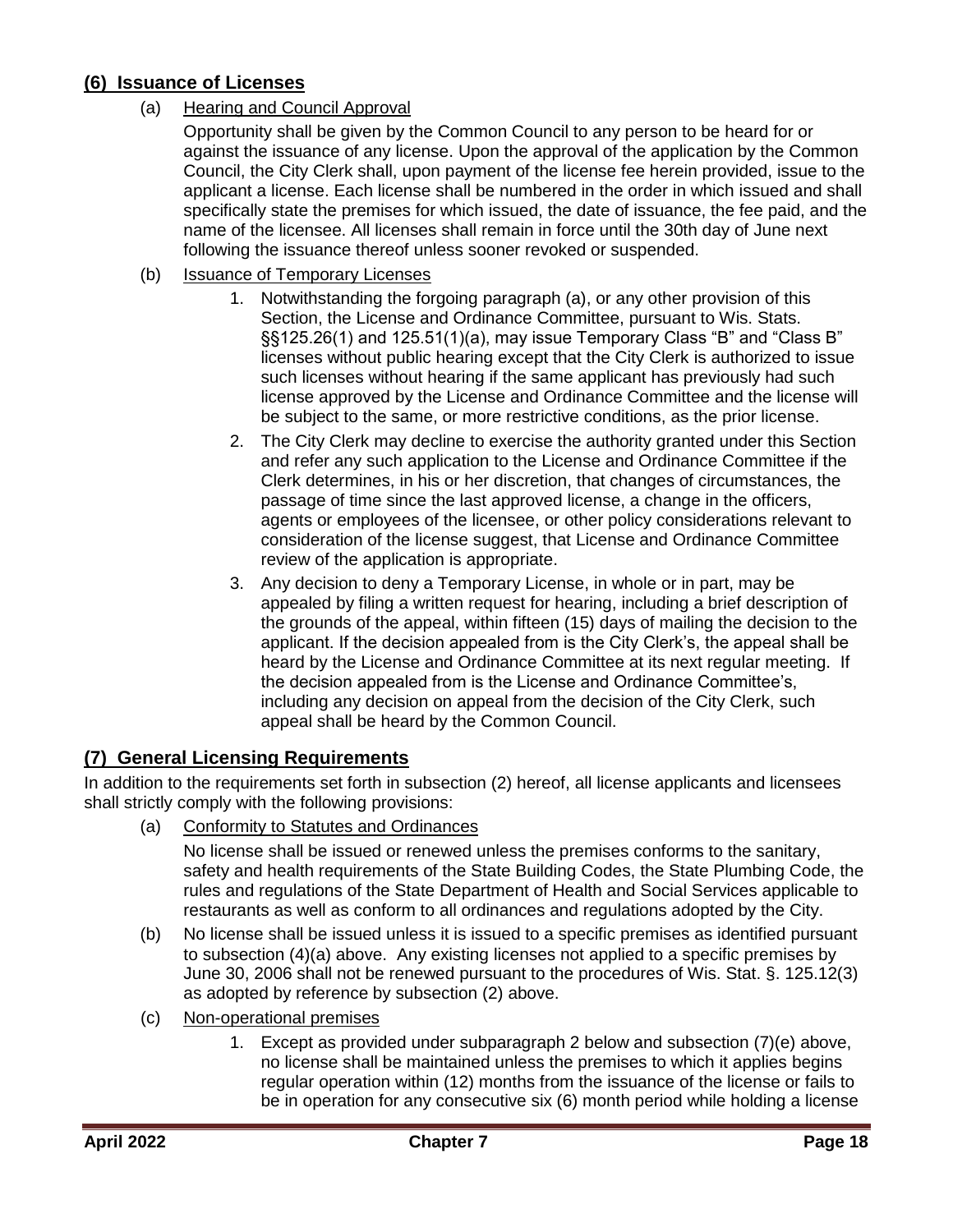## **(6) Issuance of Licenses**

(a) Hearing and Council Approval

Opportunity shall be given by the Common Council to any person to be heard for or against the issuance of any license. Upon the approval of the application by the Common Council, the City Clerk shall, upon payment of the license fee herein provided, issue to the applicant a license. Each license shall be numbered in the order in which issued and shall specifically state the premises for which issued, the date of issuance, the fee paid, and the name of the licensee. All licenses shall remain in force until the 30th day of June next following the issuance thereof unless sooner revoked or suspended.

(b) Issuance of Temporary Licenses

1. Notwithstanding the forgoing paragraph (a), or any other provision of this Section, the License and Ordinance Committee, pursuant to Wis. Stats. §§125.26(1) and 125.51(1)(a), may issue Temporary Class "B" and "Class B" licenses without public hearing except that the City Clerk is authorized to issue such licenses without hearing if the same applicant has previously had such license approved by the License and Ordinance Committee and the license will be subject to the same, or more restrictive conditions, as the prior license.
2. The City Clerk may decline to exercise the authority granted under this Section and refer any such application to the License and Ordinance Committee if the Clerk determines, in his or her discretion, that changes of circumstances, the passage of time since the last approved license, a change in the officers, agents or employees of the licensee, or other policy considerations relevant to consideration of the license suggest, that License and Ordinance Committee review of the application is appropriate.
3. Any decision to deny a Temporary License, in whole or in part, may be appealed by filing a written request for hearing, including a brief description of the grounds of the appeal, within fifteen (15) days of mailing the decision to the applicant. If the decision appealed from is the City Clerk's, the appeal shall be heard by the License and Ordinance Committee at its next regular meeting. If the decision appealed from is the License and Ordinance Committee's, including any decision on appeal from the decision of the City Clerk, such appeal shall be heard by the Common Council.

## **(7) General Licensing Requirements**

In addition to the requirements set forth in subsection (2) hereof, all license applicants and licensees shall strictly comply with the following provisions:

(a) Conformity to Statutes and Ordinances

No license shall be issued or renewed unless the premises conforms to the sanitary, safety and health requirements of the State Building Codes, the State Plumbing Code, the rules and regulations of the State Department of Health and Social Services applicable to restaurants as well as conform to all ordinances and regulations adopted by the City.

(b) No license shall be issued unless it is issued to a specific premises as identified pursuant to subsection (4)(a) above. Any existing licenses not applied to a specific premises by June 30, 2006 shall not be renewed pursuant to the procedures of Wis. Stat. §. 125.12(3) as adopted by reference by subsection (2) above.

(c) Non-operational premises

1. Except as provided under subparagraph 2 below and subsection (7)(e) above, no license shall be maintained unless the premises to which it applies begins regular operation within (12) months from the issuance of the license or fails to be in operation for any consecutive six (6) month period while holding a license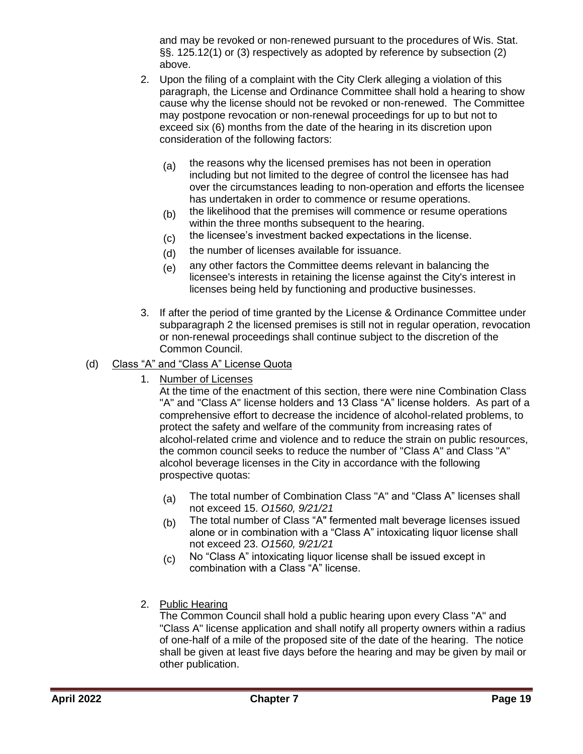and may be revoked or non-renewed pursuant to the procedures of Wis. Stat. §§. 125.12(1) or (3) respectively as adopted by reference by subsection (2) above.

2. Upon the filing of a complaint with the City Clerk alleging a violation of this paragraph, the License and Ordinance Committee shall hold a hearing to show cause why the license should not be revoked or non-renewed. The Committee may postpone revocation or non-renewal proceedings for up to but not to exceed six (6) months from the date of the hearing in its discretion upon consideration of the following factors:

   (a) the reasons why the licensed premises has not been in operation including but not limited to the degree of control the licensee has had over the circumstances leading to non-operation and efforts the licensee has undertaken in order to commence or resume operations.

   (b) the likelihood that the premises will commence or resume operations within the three months subsequent to the hearing.

   (c) the licensee's investment backed expectations in the license.

   (d) the number of licenses available for issuance.

   (e) any other factors the Committee deems relevant in balancing the licensee's interests in retaining the license against the City's interest in licenses being held by functioning and productive businesses.

3. If after the period of time granted by the License & Ordinance Committee under subparagraph 2 the licensed premises is still not in regular operation, revocation or non-renewal proceedings shall continue subject to the discretion of the Common Council.

(d) Class "A" and "Class A" License Quota

1. Number of Licenses

   At the time of the enactment of this section, there were nine Combination Class "A" and "Class A" license holders and 13 Class "A" license holders. As part of a comprehensive effort to decrease the incidence of alcohol-related problems, to protect the safety and welfare of the community from increasing rates of alcohol-related crime and violence and to reduce the strain on public resources, the common council seeks to reduce the number of "Class A" and Class "A" alcohol beverage licenses in the City in accordance with the following prospective quotas:

   (a) The total number of Combination Class "A" and "Class A" licenses shall not exceed 15. *O1560, 9/21/21*

   (b) The total number of Class "A" fermented malt beverage licenses issued alone or in combination with a "Class A" intoxicating liquor license shall not exceed 23. *O1560, 9/21/21*

   (c) No "Class A" intoxicating liquor license shall be issued except in combination with a Class "A" license.

2. Public Hearing

   The Common Council shall hold a public hearing upon every Class "A" and "Class A" license application and shall notify all property owners within a radius of one-half of a mile of the proposed site of the date of the hearing. The notice shall be given at least five days before the hearing and may be given by mail or other publication.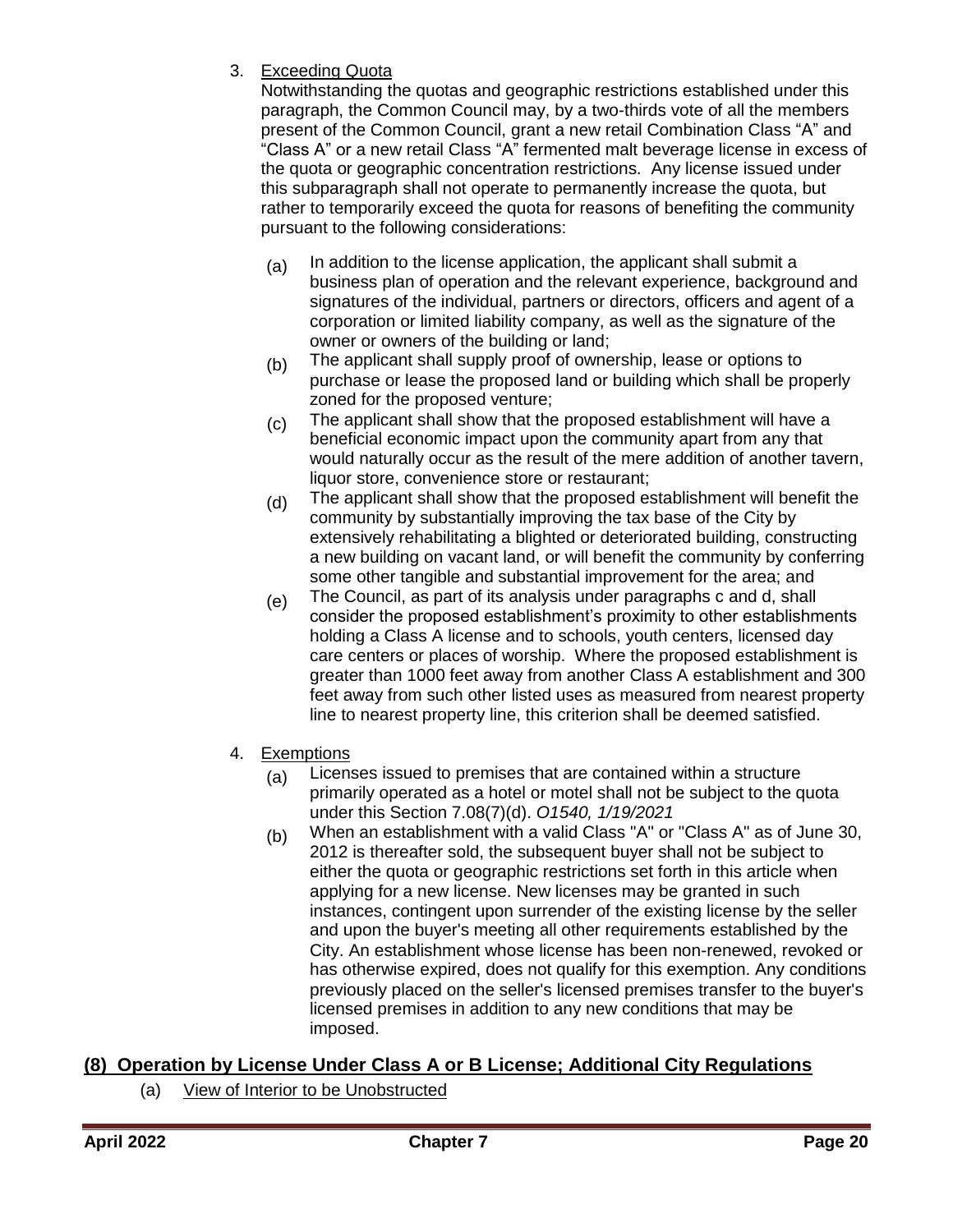3. Exceeding Quota

   Notwithstanding the quotas and geographic restrictions established under this paragraph, the Common Council may, by a two-thirds vote of all the members present of the Common Council, grant a new retail Combination Class "A" and "Class A" or a new retail Class "A" fermented malt beverage license in excess of the quota or geographic concentration restrictions. Any license issued under this subparagraph shall not operate to permanently increase the quota, but rather to temporarily exceed the quota for reasons of benefiting the community pursuant to the following considerations:

   (a) In addition to the license application, the applicant shall submit a business plan of operation and the relevant experience, background and signatures of the individual, partners or directors, officers and agent of a corporation or limited liability company, as well as the signature of the owner or owners of the building or land;

   (b) The applicant shall supply proof of ownership, lease or options to purchase or lease the proposed land or building which shall be properly zoned for the proposed venture;

   (c) The applicant shall show that the proposed establishment will have a beneficial economic impact upon the community apart from any that would naturally occur as the result of the mere addition of another tavern, liquor store, convenience store or restaurant;

   (d) The applicant shall show that the proposed establishment will benefit the community by substantially improving the tax base of the City by extensively rehabilitating a blighted or deteriorated building, constructing a new building on vacant land, or will benefit the community by conferring some other tangible and substantial improvement for the area; and

   (e) The Council, as part of its analysis under paragraphs c and d, shall consider the proposed establishment's proximity to other establishments holding a Class A license and to schools, youth centers, licensed day care centers or places of worship. Where the proposed establishment is greater than 1000 feet away from another Class A establishment and 300 feet away from such other listed uses as measured from nearest property line to nearest property line, this criterion shall be deemed satisfied.

4. Exemptions

   (a) Licenses issued to premises that are contained within a structure primarily operated as a hotel or motel shall not be subject to the quota under this Section 7.08(7)(d). *O1540, 1/19/2021*

   (b) When an establishment with a valid Class "A" or "Class A" as of June 30, 2012 is thereafter sold, the subsequent buyer shall not be subject to either the quota or geographic restrictions set forth in this article when applying for a new license. New licenses may be granted in such instances, contingent upon surrender of the existing license by the seller and upon the buyer's meeting all other requirements established by the City. An establishment whose license has been non-renewed, revoked or has otherwise expired, does not qualify for this exemption. Any conditions previously placed on the seller's licensed premises transfer to the buyer's licensed premises in addition to any new conditions that may be imposed.

## (8) Operation by License Under Class A or B License; Additional City Regulations

(a) View of Interior to be Unobstructed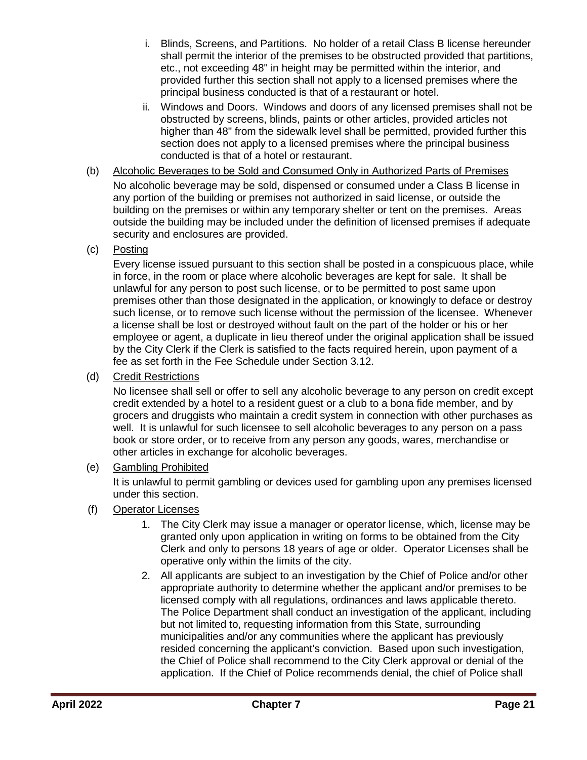i. Blinds, Screens, and Partitions. No holder of a retail Class B license hereunder shall permit the interior of the premises to be obstructed provided that partitions, etc., not exceeding 48" in height may be permitted within the interior, and provided further this section shall not apply to a licensed premises where the principal business conducted is that of a restaurant or hotel.

ii. Windows and Doors. Windows and doors of any licensed premises shall not be obstructed by screens, blinds, paints or other articles, provided articles not higher than 48" from the sidewalk level shall be permitted, provided further this section does not apply to a licensed premises where the principal business conducted is that of a hotel or restaurant.

(b) Alcoholic Beverages to be Sold and Consumed Only in Authorized Parts of Premises

No alcoholic beverage may be sold, dispensed or consumed under a Class B license in any portion of the building or premises not authorized in said license, or outside the building on the premises or within any temporary shelter or tent on the premises. Areas outside the building may be included under the definition of licensed premises if adequate security and enclosures are provided.

(c) Posting

Every license issued pursuant to this section shall be posted in a conspicuous place, while in force, in the room or place where alcoholic beverages are kept for sale. It shall be unlawful for any person to post such license, or to be permitted to post same upon premises other than those designated in the application, or knowingly to deface or destroy such license, or to remove such license without the permission of the licensee. Whenever a license shall be lost or destroyed without fault on the part of the holder or his or her employee or agent, a duplicate in lieu thereof under the original application shall be issued by the City Clerk if the Clerk is satisfied to the facts required herein, upon payment of a fee as set forth in the Fee Schedule under Section 3.12.

(d) Credit Restrictions

No licensee shall sell or offer to sell any alcoholic beverage to any person on credit except credit extended by a hotel to a resident guest or a club to a bona fide member, and by grocers and druggists who maintain a credit system in connection with other purchases as well. It is unlawful for such licensee to sell alcoholic beverages to any person on a pass book or store order, or to receive from any person any goods, wares, merchandise or other articles in exchange for alcoholic beverages.

(e) Gambling Prohibited

It is unlawful to permit gambling or devices used for gambling upon any premises licensed under this section.

(f) Operator Licenses

1. The City Clerk may issue a manager or operator license, which, license may be granted only upon application in writing on forms to be obtained from the City Clerk and only to persons 18 years of age or older. Operator Licenses shall be operative only within the limits of the city.

2. All applicants are subject to an investigation by the Chief of Police and/or other appropriate authority to determine whether the applicant and/or premises to be licensed comply with all regulations, ordinances and laws applicable thereto. The Police Department shall conduct an investigation of the applicant, including but not limited to, requesting information from this State, surrounding municipalities and/or any communities where the applicant has previously resided concerning the applicant's conviction. Based upon such investigation, the Chief of Police shall recommend to the City Clerk approval or denial of the application. If the Chief of Police recommends denial, the chief of Police shall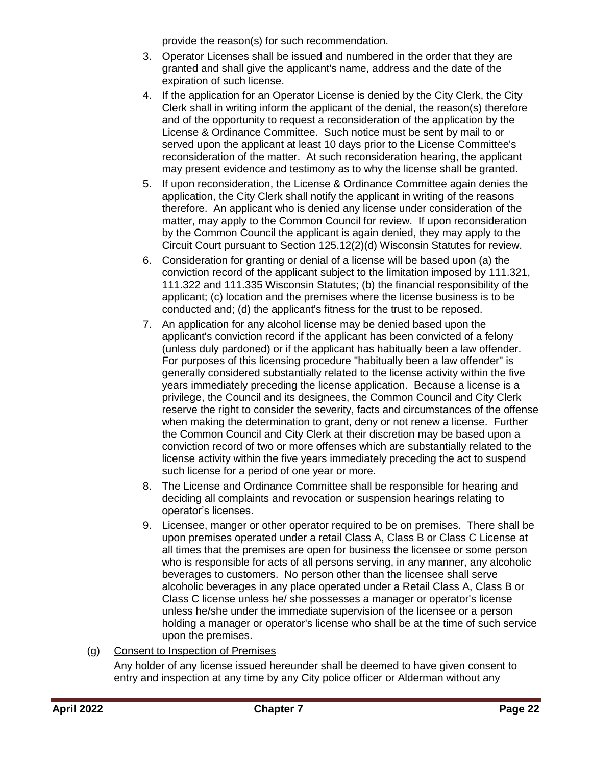provide the reason(s) for such recommendation.

3. Operator Licenses shall be issued and numbered in the order that they are granted and shall give the applicant's name, address and the date of the expiration of such license.
4. If the application for an Operator License is denied by the City Clerk, the City Clerk shall in writing inform the applicant of the denial, the reason(s) therefore and of the opportunity to request a reconsideration of the application by the License & Ordinance Committee. Such notice must be sent by mail to or served upon the applicant at least 10 days prior to the License Committee's reconsideration of the matter. At such reconsideration hearing, the applicant may present evidence and testimony as to why the license shall be granted.
5. If upon reconsideration, the License & Ordinance Committee again denies the application, the City Clerk shall notify the applicant in writing of the reasons therefore. An applicant who is denied any license under consideration of the matter, may apply to the Common Council for review. If upon reconsideration by the Common Council the applicant is again denied, they may apply to the Circuit Court pursuant to Section 125.12(2)(d) Wisconsin Statutes for review.
6. Consideration for granting or denial of a license will be based upon (a) the conviction record of the applicant subject to the limitation imposed by 111.321, 111.322 and 111.335 Wisconsin Statutes; (b) the financial responsibility of the applicant; (c) location and the premises where the license business is to be conducted and; (d) the applicant's fitness for the trust to be reposed.
7. An application for any alcohol license may be denied based upon the applicant's conviction record if the applicant has been convicted of a felony (unless duly pardoned) or if the applicant has habitually been a law offender. For purposes of this licensing procedure "habitually been a law offender" is generally considered substantially related to the license activity within the five years immediately preceding the license application. Because a license is a privilege, the Council and its designees, the Common Council and City Clerk reserve the right to consider the severity, facts and circumstances of the offense when making the determination to grant, deny or not renew a license. Further the Common Council and City Clerk at their discretion may be based upon a conviction record of two or more offenses which are substantially related to the license activity within the five years immediately preceding the act to suspend such license for a period of one year or more.
8. The License and Ordinance Committee shall be responsible for hearing and deciding all complaints and revocation or suspension hearings relating to operator's licenses.
9. Licensee, manger or other operator required to be on premises. There shall be upon premises operated under a retail Class A, Class B or Class C License at all times that the premises are open for business the licensee or some person who is responsible for acts of all persons serving, in any manner, any alcoholic beverages to customers. No person other than the licensee shall serve alcoholic beverages in any place operated under a Retail Class A, Class B or Class C license unless he/ she possesses a manager or operator's license unless he/she under the immediate supervision of the licensee or a person holding a manager or operator's license who shall be at the time of such service upon the premises.

(g) <u>Consent to Inspection of Premises</u>

Any holder of any license issued hereunder shall be deemed to have given consent to entry and inspection at any time by any City police officer or Alderman without any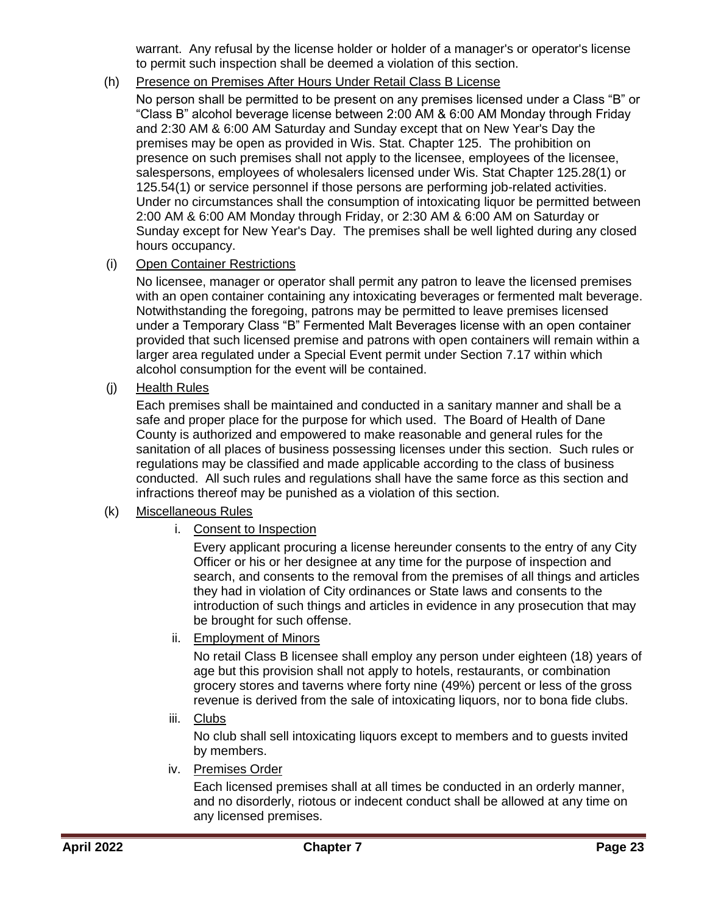warrant. Any refusal by the license holder or holder of a manager's or operator's license to permit such inspection shall be deemed a violation of this section.

(h) Presence on Premises After Hours Under Retail Class B License

No person shall be permitted to be present on any premises licensed under a Class "B" or "Class B" alcohol beverage license between 2:00 AM & 6:00 AM Monday through Friday and 2:30 AM & 6:00 AM Saturday and Sunday except that on New Year's Day the premises may be open as provided in Wis. Stat. Chapter 125. The prohibition on presence on such premises shall not apply to the licensee, employees of the licensee, salespersons, employees of wholesalers licensed under Wis. Stat Chapter 125.28(1) or 125.54(1) or service personnel if those persons are performing job-related activities. Under no circumstances shall the consumption of intoxicating liquor be permitted between 2:00 AM & 6:00 AM Monday through Friday, or 2:30 AM & 6:00 AM on Saturday or Sunday except for New Year's Day. The premises shall be well lighted during any closed hours occupancy.

(i) Open Container Restrictions

No licensee, manager or operator shall permit any patron to leave the licensed premises with an open container containing any intoxicating beverages or fermented malt beverage. Notwithstanding the foregoing, patrons may be permitted to leave premises licensed under a Temporary Class "B" Fermented Malt Beverages license with an open container provided that such licensed premise and patrons with open containers will remain within a larger area regulated under a Special Event permit under Section 7.17 within which alcohol consumption for the event will be contained.

(j) Health Rules

Each premises shall be maintained and conducted in a sanitary manner and shall be a safe and proper place for the purpose for which used. The Board of Health of Dane County is authorized and empowered to make reasonable and general rules for the sanitation of all places of business possessing licenses under this section. Such rules or regulations may be classified and made applicable according to the class of business conducted. All such rules and regulations shall have the same force as this section and infractions thereof may be punished as a violation of this section.

(k) Miscellaneous Rules

i. Consent to Inspection

Every applicant procuring a license hereunder consents to the entry of any City Officer or his or her designee at any time for the purpose of inspection and search, and consents to the removal from the premises of all things and articles they had in violation of City ordinances or State laws and consents to the introduction of such things and articles in evidence in any prosecution that may be brought for such offense.

ii. Employment of Minors

No retail Class B licensee shall employ any person under eighteen (18) years of age but this provision shall not apply to hotels, restaurants, or combination grocery stores and taverns where forty nine (49%) percent or less of the gross revenue is derived from the sale of intoxicating liquors, nor to bona fide clubs.

iii. Clubs

No club shall sell intoxicating liquors except to members and to guests invited by members.

iv. Premises Order

Each licensed premises shall at all times be conducted in an orderly manner, and no disorderly, riotous or indecent conduct shall be allowed at any time on any licensed premises.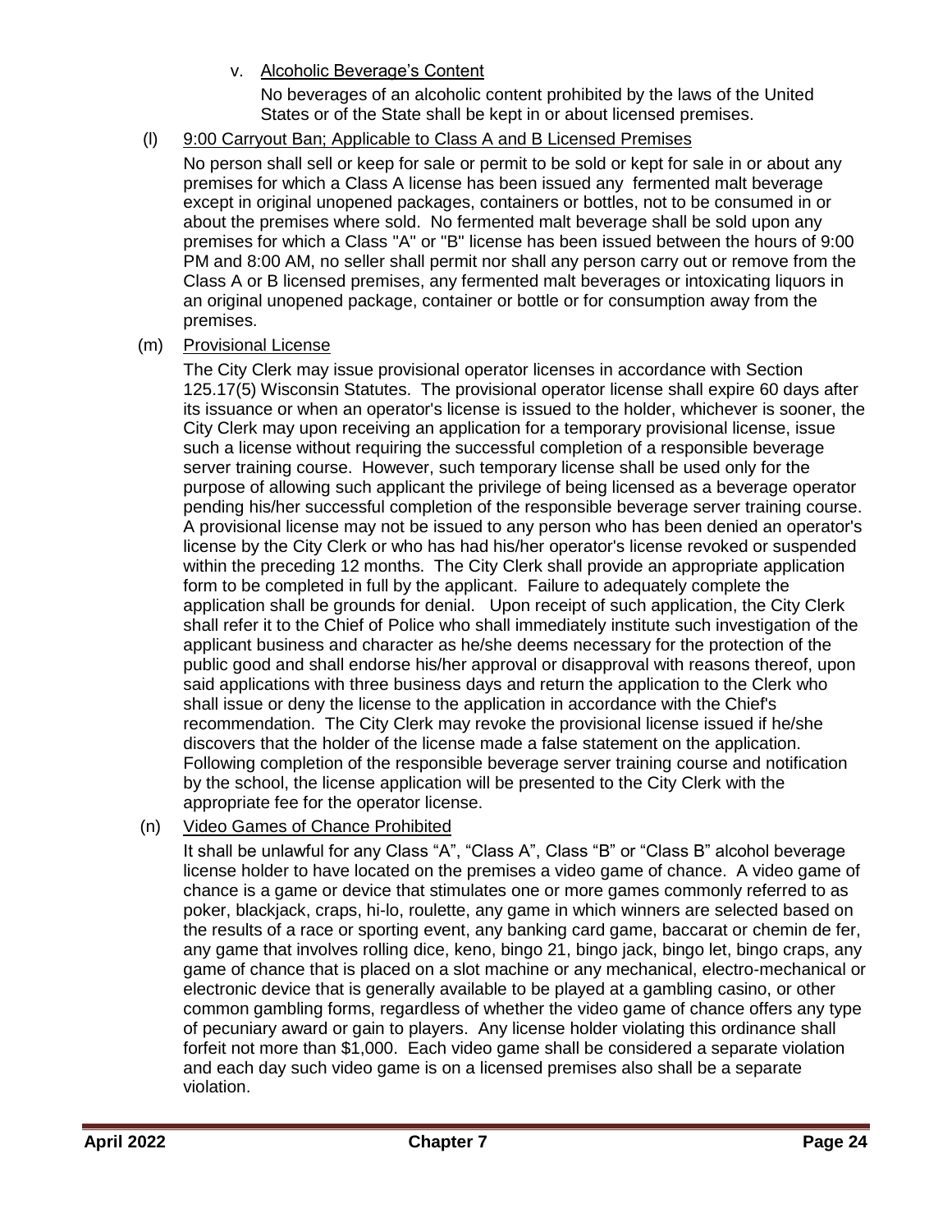v. <u>Alcoholic Beverage's Content</u>

No beverages of an alcoholic content prohibited by the laws of the United States or of the State shall be kept in or about licensed premises.

(l) <u>9:00 Carryout Ban; Applicable to Class A and B Licensed Premises</u>

No person shall sell or keep for sale or permit to be sold or kept for sale in or about any premises for which a Class A license has been issued any fermented malt beverage except in original unopened packages, containers or bottles, not to be consumed in or about the premises where sold. No fermented malt beverage shall be sold upon any premises for which a Class "A" or "B" license has been issued between the hours of 9:00 PM and 8:00 AM, no seller shall permit nor shall any person carry out or remove from the Class A or B licensed premises, any fermented malt beverages or intoxicating liquors in an original unopened package, container or bottle or for consumption away from the premises.

(m) <u>Provisional License</u>

The City Clerk may issue provisional operator licenses in accordance with Section 125.17(5) Wisconsin Statutes. The provisional operator license shall expire 60 days after its issuance or when an operator's license is issued to the holder, whichever is sooner, the City Clerk may upon receiving an application for a temporary provisional license, issue such a license without requiring the successful completion of a responsible beverage server training course. However, such temporary license shall be used only for the purpose of allowing such applicant the privilege of being licensed as a beverage operator pending his/her successful completion of the responsible beverage server training course. A provisional license may not be issued to any person who has been denied an operator's license by the City Clerk or who has had his/her operator's license revoked or suspended within the preceding 12 months. The City Clerk shall provide an appropriate application form to be completed in full by the applicant. Failure to adequately complete the application shall be grounds for denial. Upon receipt of such application, the City Clerk shall refer it to the Chief of Police who shall immediately institute such investigation of the applicant business and character as he/she deems necessary for the protection of the public good and shall endorse his/her approval or disapproval with reasons thereof, upon said applications with three business days and return the application to the Clerk who shall issue or deny the license to the application in accordance with the Chief's recommendation. The City Clerk may revoke the provisional license issued if he/she discovers that the holder of the license made a false statement on the application. Following completion of the responsible beverage server training course and notification by the school, the license application will be presented to the City Clerk with the appropriate fee for the operator license.

(n) <u>Video Games of Chance Prohibited</u>

It shall be unlawful for any Class "A", "Class A", Class "B" or "Class B" alcohol beverage license holder to have located on the premises a video game of chance. A video game of chance is a game or device that stimulates one or more games commonly referred to as poker, blackjack, craps, hi-lo, roulette, any game in which winners are selected based on the results of a race or sporting event, any banking card game, baccarat or chemin de fer, any game that involves rolling dice, keno, bingo 21, bingo jack, bingo let, bingo craps, any game of chance that is placed on a slot machine or any mechanical, electro-mechanical or electronic device that is generally available to be played at a gambling casino, or other common gambling forms, regardless of whether the video game of chance offers any type of pecuniary award or gain to players. Any license holder violating this ordinance shall forfeit not more than $1,000. Each video game shall be considered a separate violation and each day such video game is on a licensed premises also shall be a separate violation.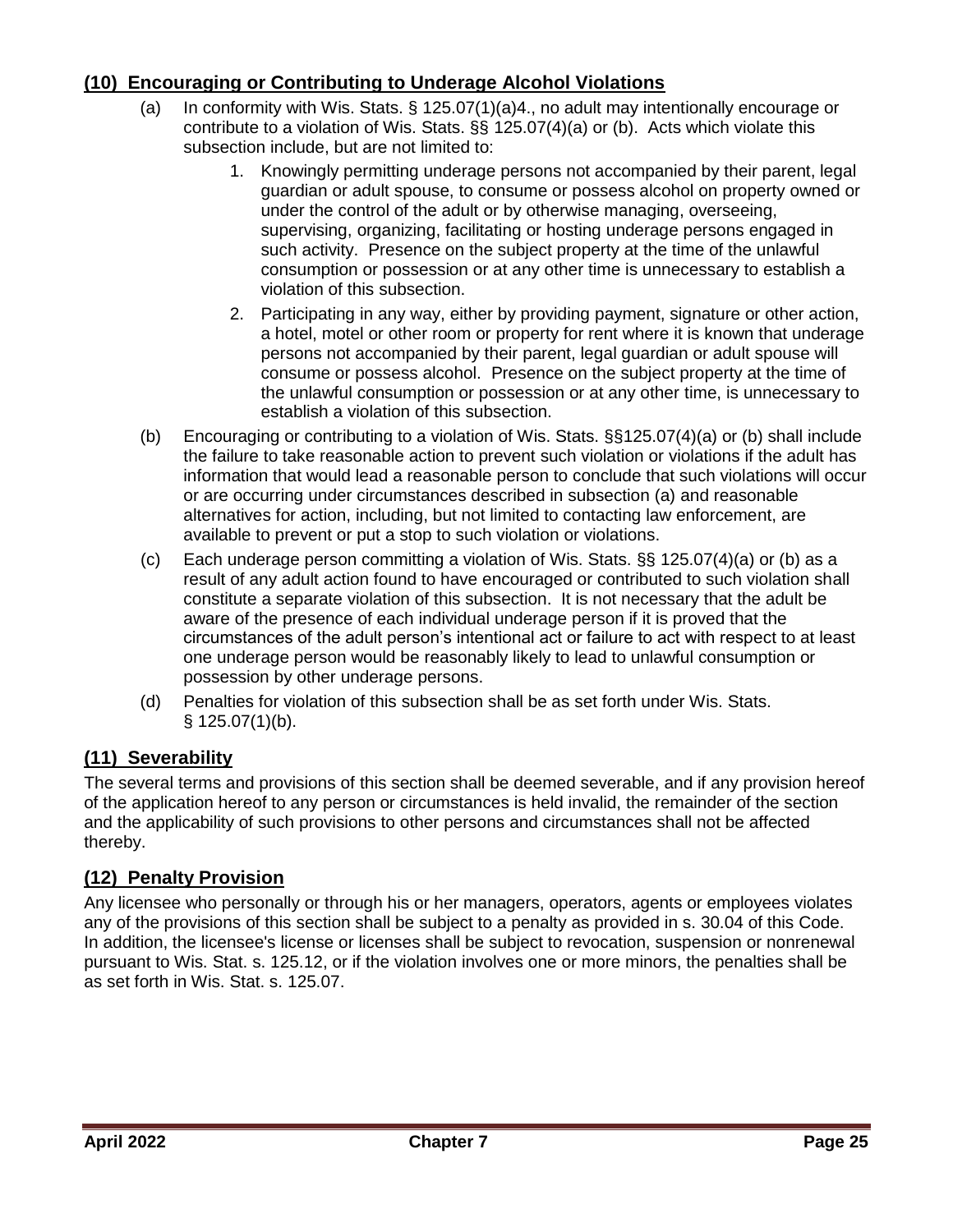## (10) Encouraging or Contributing to Underage Alcohol Violations

(a) In conformity with Wis. Stats. § 125.07(1)(a)4., no adult may intentionally encourage or contribute to a violation of Wis. Stats. §§ 125.07(4)(a) or (b). Acts which violate this subsection include, but are not limited to:

1. Knowingly permitting underage persons not accompanied by their parent, legal guardian or adult spouse, to consume or possess alcohol on property owned or under the control of the adult or by otherwise managing, overseeing, supervising, organizing, facilitating or hosting underage persons engaged in such activity. Presence on the subject property at the time of the unlawful consumption or possession or at any other time is unnecessary to establish a violation of this subsection.
2. Participating in any way, either by providing payment, signature or other action, a hotel, motel or other room or property for rent where it is known that underage persons not accompanied by their parent, legal guardian or adult spouse will consume or possess alcohol. Presence on the subject property at the time of the unlawful consumption or possession or at any other time, is unnecessary to establish a violation of this subsection.

(b) Encouraging or contributing to a violation of Wis. Stats. §§125.07(4)(a) or (b) shall include the failure to take reasonable action to prevent such violation or violations if the adult has information that would lead a reasonable person to conclude that such violations will occur or are occurring under circumstances described in subsection (a) and reasonable alternatives for action, including, but not limited to contacting law enforcement, are available to prevent or put a stop to such violation or violations.

(c) Each underage person committing a violation of Wis. Stats. §§ 125.07(4)(a) or (b) as a result of any adult action found to have encouraged or contributed to such violation shall constitute a separate violation of this subsection. It is not necessary that the adult be aware of the presence of each individual underage person if it is proved that the circumstances of the adult person's intentional act or failure to act with respect to at least one underage person would be reasonably likely to lead to unlawful consumption or possession by other underage persons.

(d) Penalties for violation of this subsection shall be as set forth under Wis. Stats. § 125.07(1)(b).

## (11) Severability

The several terms and provisions of this section shall be deemed severable, and if any provision hereof of the application hereof to any person or circumstances is held invalid, the remainder of the section and the applicability of such provisions to other persons and circumstances shall not be affected thereby.

## (12) Penalty Provision

Any licensee who personally or through his or her managers, operators, agents or employees violates any of the provisions of this section shall be subject to a penalty as provided in s. 30.04 of this Code. In addition, the licensee's license or licenses shall be subject to revocation, suspension or nonrenewal pursuant to Wis. Stat. s. 125.12, or if the violation involves one or more minors, the penalties shall be as set forth in Wis. Stat. s. 125.07.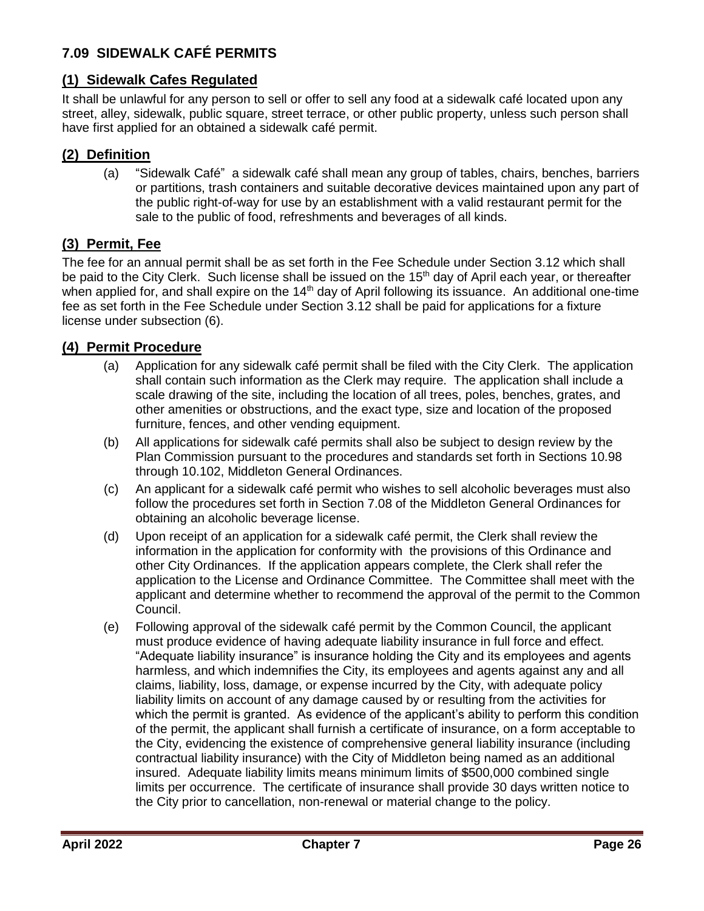## 7.09 SIDEWALK CAFÉ PERMITS

### (1) Sidewalk Cafes Regulated

It shall be unlawful for any person to sell or offer to sell any food at a sidewalk café located upon any street, alley, sidewalk, public square, street terrace, or other public property, unless such person shall have first applied for an obtained a sidewalk café permit.

### (2) Definition

(a) "Sidewalk Café" a sidewalk café shall mean any group of tables, chairs, benches, barriers or partitions, trash containers and suitable decorative devices maintained upon any part of the public right-of-way for use by an establishment with a valid restaurant permit for the sale to the public of food, refreshments and beverages of all kinds.

### (3) Permit, Fee

The fee for an annual permit shall be as set forth in the Fee Schedule under Section 3.12 which shall be paid to the City Clerk. Such license shall be issued on the 15th day of April each year, or thereafter when applied for, and shall expire on the 14th day of April following its issuance. An additional one-time fee as set forth in the Fee Schedule under Section 3.12 shall be paid for applications for a fixture license under subsection (6).

### (4) Permit Procedure

(a) Application for any sidewalk café permit shall be filed with the City Clerk. The application shall contain such information as the Clerk may require. The application shall include a scale drawing of the site, including the location of all trees, poles, benches, grates, and other amenities or obstructions, and the exact type, size and location of the proposed furniture, fences, and other vending equipment.

(b) All applications for sidewalk café permits shall also be subject to design review by the Plan Commission pursuant to the procedures and standards set forth in Sections 10.98 through 10.102, Middleton General Ordinances.

(c) An applicant for a sidewalk café permit who wishes to sell alcoholic beverages must also follow the procedures set forth in Section 7.08 of the Middleton General Ordinances for obtaining an alcoholic beverage license.

(d) Upon receipt of an application for a sidewalk café permit, the Clerk shall review the information in the application for conformity with the provisions of this Ordinance and other City Ordinances. If the application appears complete, the Clerk shall refer the application to the License and Ordinance Committee. The Committee shall meet with the applicant and determine whether to recommend the approval of the permit to the Common Council.

(e) Following approval of the sidewalk café permit by the Common Council, the applicant must produce evidence of having adequate liability insurance in full force and effect. "Adequate liability insurance" is insurance holding the City and its employees and agents harmless, and which indemnifies the City, its employees and agents against any and all claims, liability, loss, damage, or expense incurred by the City, with adequate policy liability limits on account of any damage caused by or resulting from the activities for which the permit is granted. As evidence of the applicant's ability to perform this condition of the permit, the applicant shall furnish a certificate of insurance, on a form acceptable to the City, evidencing the existence of comprehensive general liability insurance (including contractual liability insurance) with the City of Middleton being named as an additional insured. Adequate liability limits means minimum limits of $500,000 combined single limits per occurrence. The certificate of insurance shall provide 30 days written notice to the City prior to cancellation, non-renewal or material change to the policy.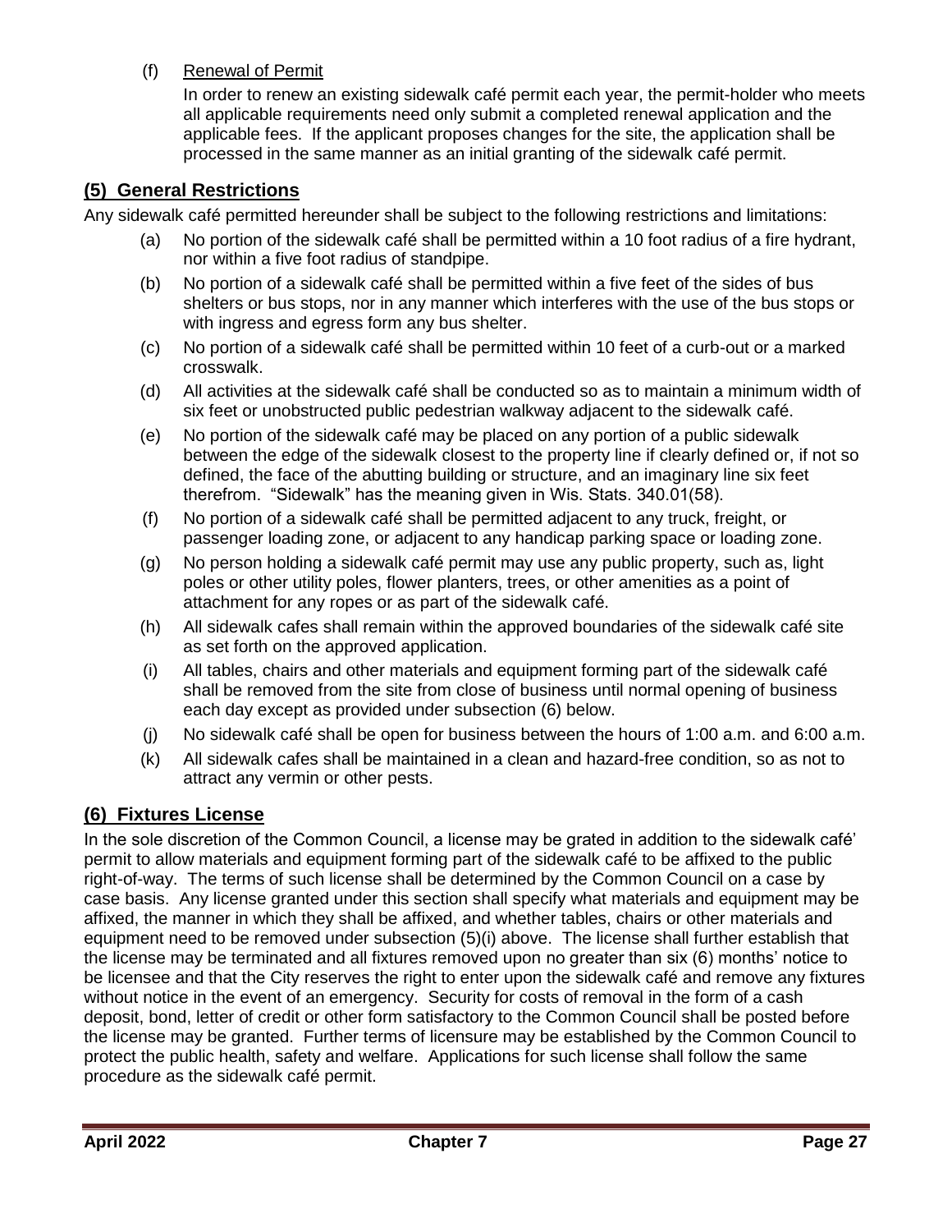(f) Renewal of Permit

In order to renew an existing sidewalk café permit each year, the permit-holder who meets all applicable requirements need only submit a completed renewal application and the applicable fees. If the applicant proposes changes for the site, the application shall be processed in the same manner as an initial granting of the sidewalk café permit.

## (5) General Restrictions

Any sidewalk café permitted hereunder shall be subject to the following restrictions and limitations:

(a) No portion of the sidewalk café shall be permitted within a 10 foot radius of a fire hydrant, nor within a five foot radius of standpipe.

(b) No portion of a sidewalk café shall be permitted within a five feet of the sides of bus shelters or bus stops, nor in any manner which interferes with the use of the bus stops or with ingress and egress form any bus shelter.

(c) No portion of a sidewalk café shall be permitted within 10 feet of a curb-out or a marked crosswalk.

(d) All activities at the sidewalk café shall be conducted so as to maintain a minimum width of six feet or unobstructed public pedestrian walkway adjacent to the sidewalk café.

(e) No portion of the sidewalk café may be placed on any portion of a public sidewalk between the edge of the sidewalk closest to the property line if clearly defined or, if not so defined, the face of the abutting building or structure, and an imaginary line six feet therefrom. "Sidewalk" has the meaning given in Wis. Stats. 340.01(58).

(f) No portion of a sidewalk café shall be permitted adjacent to any truck, freight, or passenger loading zone, or adjacent to any handicap parking space or loading zone.

(g) No person holding a sidewalk café permit may use any public property, such as, light poles or other utility poles, flower planters, trees, or other amenities as a point of attachment for any ropes or as part of the sidewalk café.

(h) All sidewalk cafes shall remain within the approved boundaries of the sidewalk café site as set forth on the approved application.

(i) All tables, chairs and other materials and equipment forming part of the sidewalk café shall be removed from the site from close of business until normal opening of business each day except as provided under subsection (6) below.

(j) No sidewalk café shall be open for business between the hours of 1:00 a.m. and 6:00 a.m.

(k) All sidewalk cafes shall be maintained in a clean and hazard-free condition, so as not to attract any vermin or other pests.

## (6) Fixtures License

In the sole discretion of the Common Council, a license may be grated in addition to the sidewalk café' permit to allow materials and equipment forming part of the sidewalk café to be affixed to the public right-of-way. The terms of such license shall be determined by the Common Council on a case by case basis. Any license granted under this section shall specify what materials and equipment may be affixed, the manner in which they shall be affixed, and whether tables, chairs or other materials and equipment need to be removed under subsection (5)(i) above. The license shall further establish that the license may be terminated and all fixtures removed upon no greater than six (6) months' notice to be licensee and that the City reserves the right to enter upon the sidewalk café and remove any fixtures without notice in the event of an emergency. Security for costs of removal in the form of a cash deposit, bond, letter of credit or other form satisfactory to the Common Council shall be posted before the license may be granted. Further terms of licensure may be established by the Common Council to protect the public health, safety and welfare. Applications for such license shall follow the same procedure as the sidewalk café permit.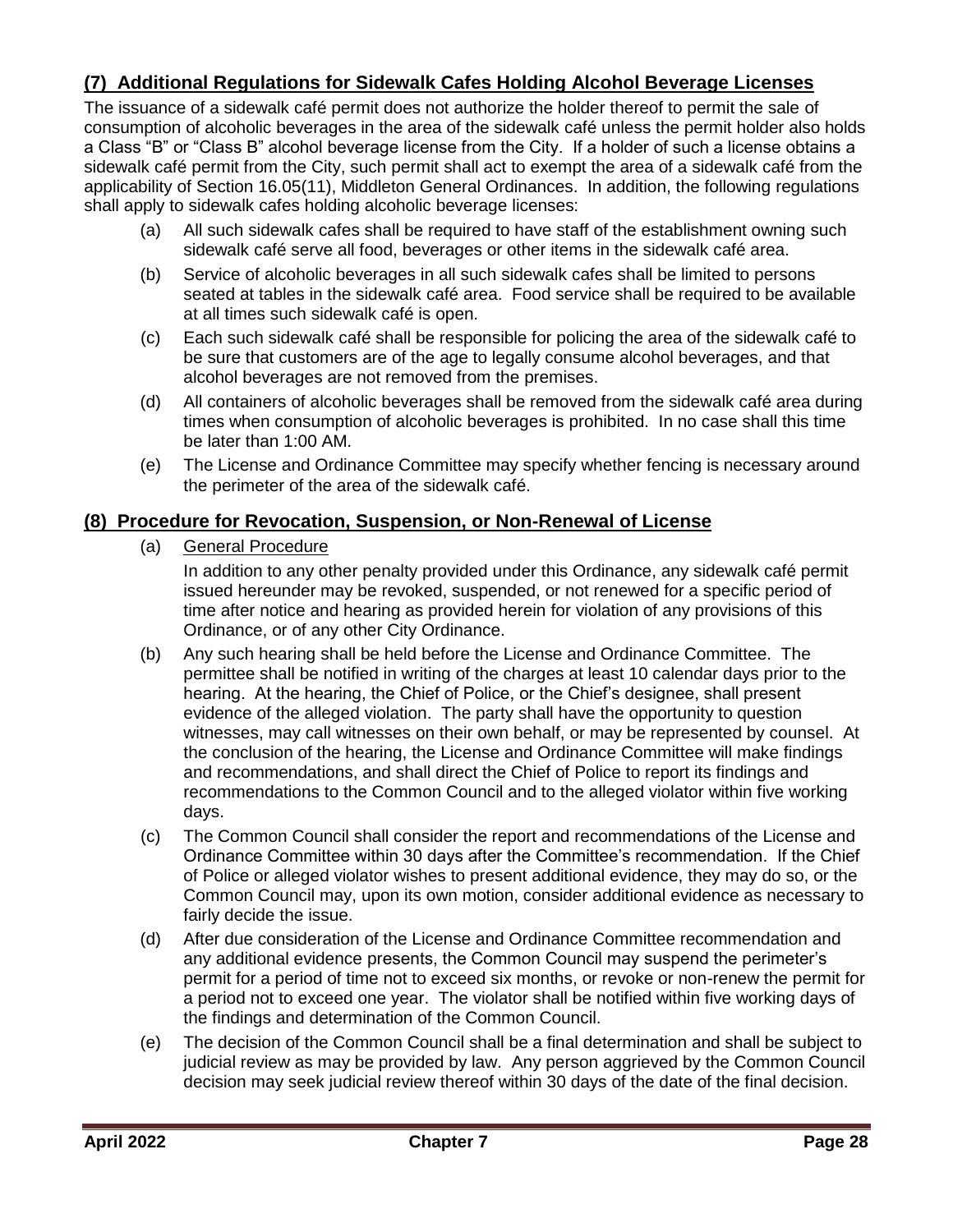## (7) Additional Regulations for Sidewalk Cafes Holding Alcohol Beverage Licenses

The issuance of a sidewalk café permit does not authorize the holder thereof to permit the sale of consumption of alcoholic beverages in the area of the sidewalk café unless the permit holder also holds a Class "B" or "Class B" alcohol beverage license from the City. If a holder of such a license obtains a sidewalk café permit from the City, such permit shall act to exempt the area of a sidewalk café from the applicability of Section 16.05(11), Middleton General Ordinances. In addition, the following regulations shall apply to sidewalk cafes holding alcoholic beverage licenses:

(a) All such sidewalk cafes shall be required to have staff of the establishment owning such sidewalk café serve all food, beverages or other items in the sidewalk café area.

(b) Service of alcoholic beverages in all such sidewalk cafes shall be limited to persons seated at tables in the sidewalk café area. Food service shall be required to be available at all times such sidewalk café is open.

(c) Each such sidewalk café shall be responsible for policing the area of the sidewalk café to be sure that customers are of the age to legally consume alcohol beverages, and that alcohol beverages are not removed from the premises.

(d) All containers of alcoholic beverages shall be removed from the sidewalk café area during times when consumption of alcoholic beverages is prohibited. In no case shall this time be later than 1:00 AM.

(e) The License and Ordinance Committee may specify whether fencing is necessary around the perimeter of the area of the sidewalk café.

## (8) Procedure for Revocation, Suspension, or Non-Renewal of License

(a) General Procedure

In addition to any other penalty provided under this Ordinance, any sidewalk café permit issued hereunder may be revoked, suspended, or not renewed for a specific period of time after notice and hearing as provided herein for violation of any provisions of this Ordinance, or of any other City Ordinance.

(b) Any such hearing shall be held before the License and Ordinance Committee. The permittee shall be notified in writing of the charges at least 10 calendar days prior to the hearing. At the hearing, the Chief of Police, or the Chief's designee, shall present evidence of the alleged violation. The party shall have the opportunity to question witnesses, may call witnesses on their own behalf, or may be represented by counsel. At the conclusion of the hearing, the License and Ordinance Committee will make findings and recommendations, and shall direct the Chief of Police to report its findings and recommendations to the Common Council and to the alleged violator within five working days.

(c) The Common Council shall consider the report and recommendations of the License and Ordinance Committee within 30 days after the Committee's recommendation. If the Chief of Police or alleged violator wishes to present additional evidence, they may do so, or the Common Council may, upon its own motion, consider additional evidence as necessary to fairly decide the issue.

(d) After due consideration of the License and Ordinance Committee recommendation and any additional evidence presents, the Common Council may suspend the perimeter's permit for a period of time not to exceed six months, or revoke or non-renew the permit for a period not to exceed one year. The violator shall be notified within five working days of the findings and determination of the Common Council.

(e) The decision of the Common Council shall be a final determination and shall be subject to judicial review as may be provided by law. Any person aggrieved by the Common Council decision may seek judicial review thereof within 30 days of the date of the final decision.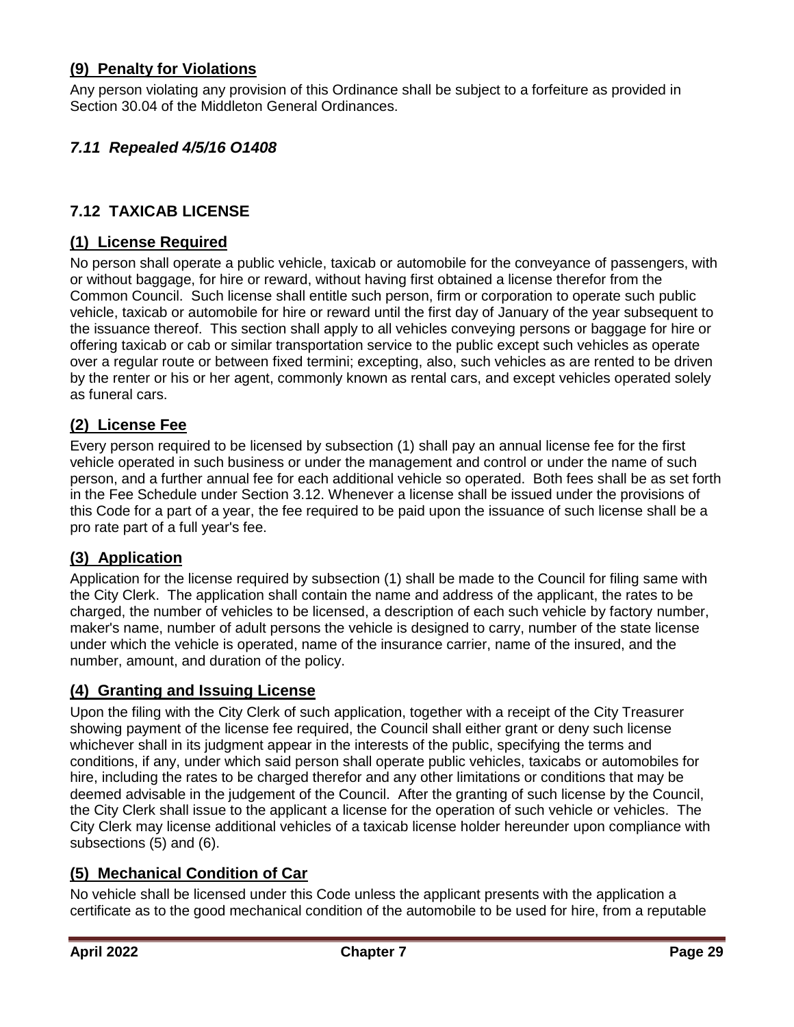### (9) Penalty for Violations

Any person violating any provision of this Ordinance shall be subject to a forfeiture as provided in Section 30.04 of the Middleton General Ordinances.

## *7.11 Repealed 4/5/16 O1408*

## 7.12 TAXICAB LICENSE

### (1) License Required

No person shall operate a public vehicle, taxicab or automobile for the conveyance of passengers, with or without baggage, for hire or reward, without having first obtained a license therefor from the Common Council. Such license shall entitle such person, firm or corporation to operate such public vehicle, taxicab or automobile for hire or reward until the first day of January of the year subsequent to the issuance thereof. This section shall apply to all vehicles conveying persons or baggage for hire or offering taxicab or cab or similar transportation service to the public except such vehicles as operate over a regular route or between fixed termini; excepting, also, such vehicles as are rented to be driven by the renter or his or her agent, commonly known as rental cars, and except vehicles operated solely as funeral cars.

### (2) License Fee

Every person required to be licensed by subsection (1) shall pay an annual license fee for the first vehicle operated in such business or under the management and control or under the name of such person, and a further annual fee for each additional vehicle so operated. Both fees shall be as set forth in the Fee Schedule under Section 3.12. Whenever a license shall be issued under the provisions of this Code for a part of a year, the fee required to be paid upon the issuance of such license shall be a pro rate part of a full year's fee.

### (3) Application

Application for the license required by subsection (1) shall be made to the Council for filing same with the City Clerk. The application shall contain the name and address of the applicant, the rates to be charged, the number of vehicles to be licensed, a description of each such vehicle by factory number, maker's name, number of adult persons the vehicle is designed to carry, number of the state license under which the vehicle is operated, name of the insurance carrier, name of the insured, and the number, amount, and duration of the policy.

### (4) Granting and Issuing License

Upon the filing with the City Clerk of such application, together with a receipt of the City Treasurer showing payment of the license fee required, the Council shall either grant or deny such license whichever shall in its judgment appear in the interests of the public, specifying the terms and conditions, if any, under which said person shall operate public vehicles, taxicabs or automobiles for hire, including the rates to be charged therefor and any other limitations or conditions that may be deemed advisable in the judgement of the Council. After the granting of such license by the Council, the City Clerk shall issue to the applicant a license for the operation of such vehicle or vehicles. The City Clerk may license additional vehicles of a taxicab license holder hereunder upon compliance with subsections (5) and (6).

### (5) Mechanical Condition of Car

No vehicle shall be licensed under this Code unless the applicant presents with the application a certificate as to the good mechanical condition of the automobile to be used for hire, from a reputable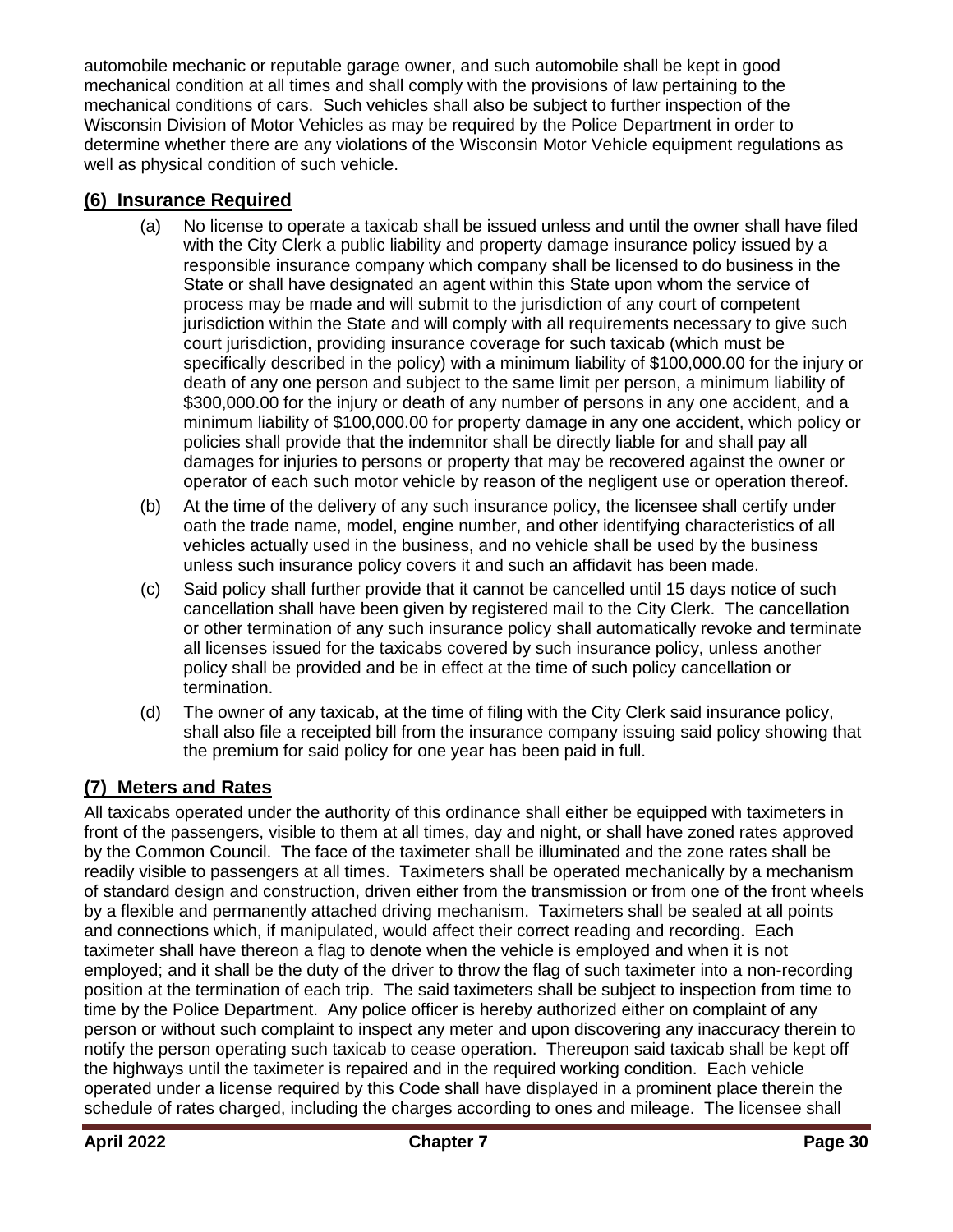automobile mechanic or reputable garage owner, and such automobile shall be kept in good mechanical condition at all times and shall comply with the provisions of law pertaining to the mechanical conditions of cars. Such vehicles shall also be subject to further inspection of the Wisconsin Division of Motor Vehicles as may be required by the Police Department in order to determine whether there are any violations of the Wisconsin Motor Vehicle equipment regulations as well as physical condition of such vehicle.

## (6) Insurance Required

(a) No license to operate a taxicab shall be issued unless and until the owner shall have filed with the City Clerk a public liability and property damage insurance policy issued by a responsible insurance company which company shall be licensed to do business in the State or shall have designated an agent within this State upon whom the service of process may be made and will submit to the jurisdiction of any court of competent jurisdiction within the State and will comply with all requirements necessary to give such court jurisdiction, providing insurance coverage for such taxicab (which must be specifically described in the policy) with a minimum liability of $100,000.00 for the injury or death of any one person and subject to the same limit per person, a minimum liability of $300,000.00 for the injury or death of any number of persons in any one accident, and a minimum liability of $100,000.00 for property damage in any one accident, which policy or policies shall provide that the indemnitor shall be directly liable for and shall pay all damages for injuries to persons or property that may be recovered against the owner or operator of each such motor vehicle by reason of the negligent use or operation thereof.

(b) At the time of the delivery of any such insurance policy, the licensee shall certify under oath the trade name, model, engine number, and other identifying characteristics of all vehicles actually used in the business, and no vehicle shall be used by the business unless such insurance policy covers it and such an affidavit has been made.

(c) Said policy shall further provide that it cannot be cancelled until 15 days notice of such cancellation shall have been given by registered mail to the City Clerk. The cancellation or other termination of any such insurance policy shall automatically revoke and terminate all licenses issued for the taxicabs covered by such insurance policy, unless another policy shall be provided and be in effect at the time of such policy cancellation or termination.

(d) The owner of any taxicab, at the time of filing with the City Clerk said insurance policy, shall also file a receipted bill from the insurance company issuing said policy showing that the premium for said policy for one year has been paid in full.

## (7) Meters and Rates

All taxicabs operated under the authority of this ordinance shall either be equipped with taximeters in front of the passengers, visible to them at all times, day and night, or shall have zoned rates approved by the Common Council. The face of the taximeter shall be illuminated and the zone rates shall be readily visible to passengers at all times. Taximeters shall be operated mechanically by a mechanism of standard design and construction, driven either from the transmission or from one of the front wheels by a flexible and permanently attached driving mechanism. Taximeters shall be sealed at all points and connections which, if manipulated, would affect their correct reading and recording. Each taximeter shall have thereon a flag to denote when the vehicle is employed and when it is not employed; and it shall be the duty of the driver to throw the flag of such taximeter into a non-recording position at the termination of each trip. The said taximeters shall be subject to inspection from time to time by the Police Department. Any police officer is hereby authorized either on complaint of any person or without such complaint to inspect any meter and upon discovering any inaccuracy therein to notify the person operating such taxicab to cease operation. Thereupon said taxicab shall be kept off the highways until the taximeter is repaired and in the required working condition. Each vehicle operated under a license required by this Code shall have displayed in a prominent place therein the schedule of rates charged, including the charges according to ones and mileage. The licensee shall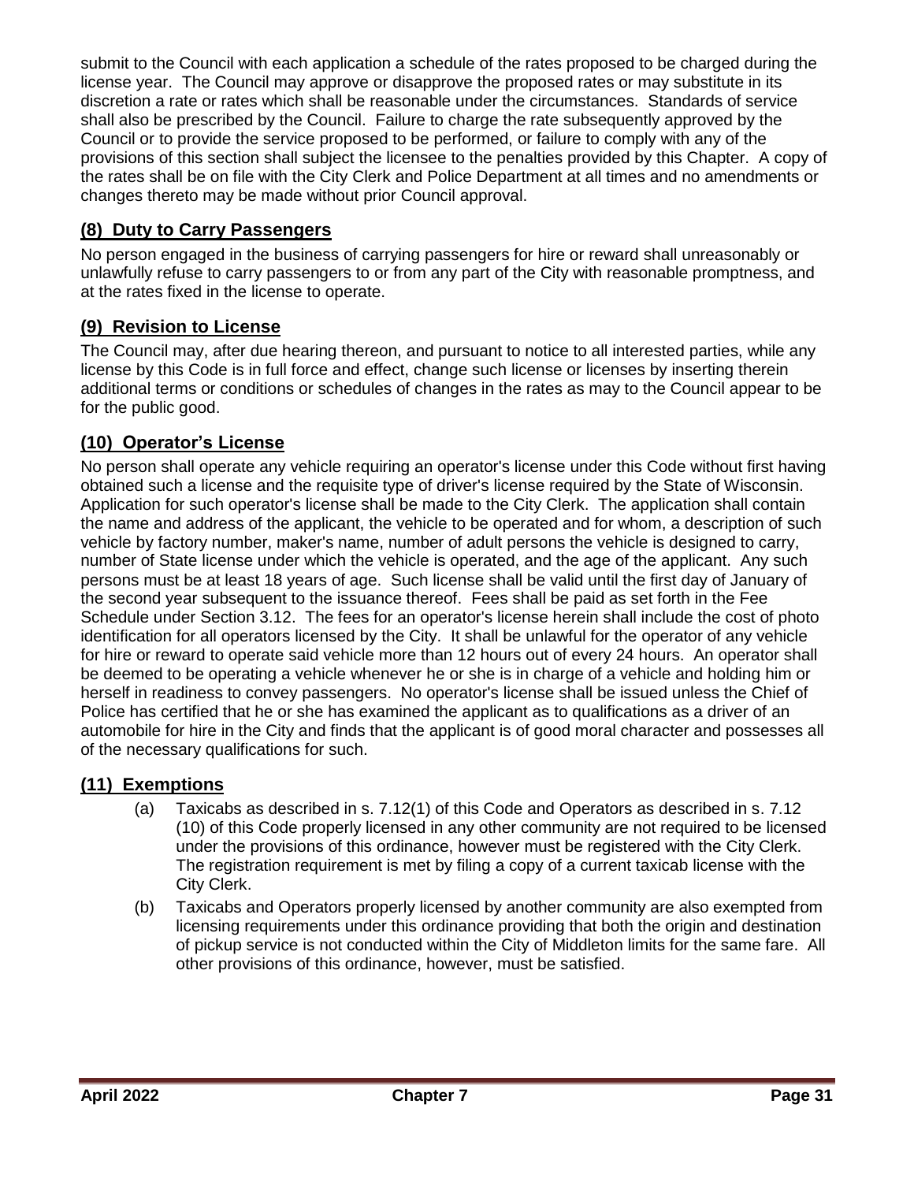submit to the Council with each application a schedule of the rates proposed to be charged during the license year. The Council may approve or disapprove the proposed rates or may substitute in its discretion a rate or rates which shall be reasonable under the circumstances. Standards of service shall also be prescribed by the Council. Failure to charge the rate subsequently approved by the Council or to provide the service proposed to be performed, or failure to comply with any of the provisions of this section shall subject the licensee to the penalties provided by this Chapter. A copy of the rates shall be on file with the City Clerk and Police Department at all times and no amendments or changes thereto may be made without prior Council approval.

## (8) Duty to Carry Passengers

No person engaged in the business of carrying passengers for hire or reward shall unreasonably or unlawfully refuse to carry passengers to or from any part of the City with reasonable promptness, and at the rates fixed in the license to operate.

## (9) Revision to License

The Council may, after due hearing thereon, and pursuant to notice to all interested parties, while any license by this Code is in full force and effect, change such license or licenses by inserting therein additional terms or conditions or schedules of changes in the rates as may to the Council appear to be for the public good.

## (10) Operator's License

No person shall operate any vehicle requiring an operator's license under this Code without first having obtained such a license and the requisite type of driver's license required by the State of Wisconsin. Application for such operator's license shall be made to the City Clerk. The application shall contain the name and address of the applicant, the vehicle to be operated and for whom, a description of such vehicle by factory number, maker's name, number of adult persons the vehicle is designed to carry, number of State license under which the vehicle is operated, and the age of the applicant. Any such persons must be at least 18 years of age. Such license shall be valid until the first day of January of the second year subsequent to the issuance thereof. Fees shall be paid as set forth in the Fee Schedule under Section 3.12. The fees for an operator's license herein shall include the cost of photo identification for all operators licensed by the City. It shall be unlawful for the operator of any vehicle for hire or reward to operate said vehicle more than 12 hours out of every 24 hours. An operator shall be deemed to be operating a vehicle whenever he or she is in charge of a vehicle and holding him or herself in readiness to convey passengers. No operator's license shall be issued unless the Chief of Police has certified that he or she has examined the applicant as to qualifications as a driver of an automobile for hire in the City and finds that the applicant is of good moral character and possesses all of the necessary qualifications for such.

## (11) Exemptions

(a) Taxicabs as described in s. 7.12(1) of this Code and Operators as described in s. 7.12 (10) of this Code properly licensed in any other community are not required to be licensed under the provisions of this ordinance, however must be registered with the City Clerk. The registration requirement is met by filing a copy of a current taxicab license with the City Clerk.

(b) Taxicabs and Operators properly licensed by another community are also exempted from licensing requirements under this ordinance providing that both the origin and destination of pickup service is not conducted within the City of Middleton limits for the same fare. All other provisions of this ordinance, however, must be satisfied.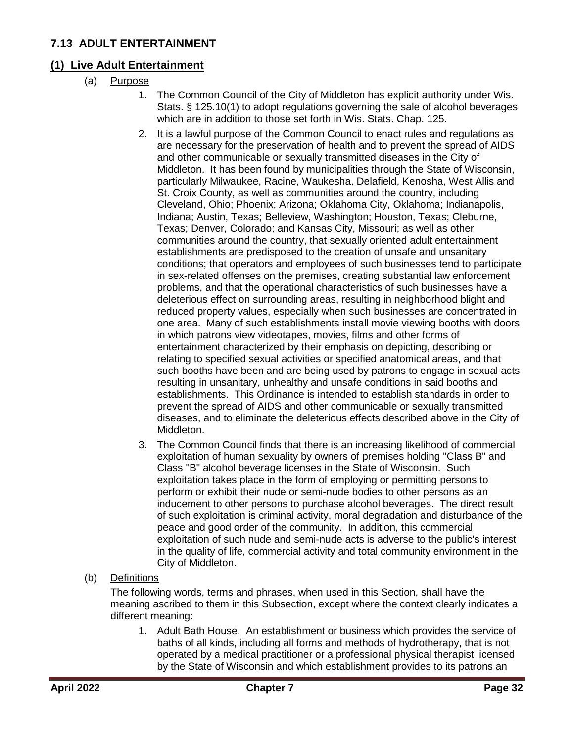## 7.13 ADULT ENTERTAINMENT

### (1) Live Adult Entertainment

(a) Purpose

1. The Common Council of the City of Middleton has explicit authority under Wis. Stats. § 125.10(1) to adopt regulations governing the sale of alcohol beverages which are in addition to those set forth in Wis. Stats. Chap. 125.
2. It is a lawful purpose of the Common Council to enact rules and regulations as are necessary for the preservation of health and to prevent the spread of AIDS and other communicable or sexually transmitted diseases in the City of Middleton. It has been found by municipalities through the State of Wisconsin, particularly Milwaukee, Racine, Waukesha, Delafield, Kenosha, West Allis and St. Croix County, as well as communities around the country, including Cleveland, Ohio; Phoenix; Arizona; Oklahoma City, Oklahoma; Indianapolis, Indiana; Austin, Texas; Belleview, Washington; Houston, Texas; Cleburne, Texas; Denver, Colorado; and Kansas City, Missouri; as well as other communities around the country, that sexually oriented adult entertainment establishments are predisposed to the creation of unsafe and unsanitary conditions; that operators and employees of such businesses tend to participate in sex-related offenses on the premises, creating substantial law enforcement problems, and that the operational characteristics of such businesses have a deleterious effect on surrounding areas, resulting in neighborhood blight and reduced property values, especially when such businesses are concentrated in one area. Many of such establishments install movie viewing booths with doors in which patrons view videotapes, movies, films and other forms of entertainment characterized by their emphasis on depicting, describing or relating to specified sexual activities or specified anatomical areas, and that such booths have been and are being used by patrons to engage in sexual acts resulting in unsanitary, unhealthy and unsafe conditions in said booths and establishments. This Ordinance is intended to establish standards in order to prevent the spread of AIDS and other communicable or sexually transmitted diseases, and to eliminate the deleterious effects described above in the City of Middleton.
3. The Common Council finds that there is an increasing likelihood of commercial exploitation of human sexuality by owners of premises holding "Class B" and Class "B" alcohol beverage licenses in the State of Wisconsin. Such exploitation takes place in the form of employing or permitting persons to perform or exhibit their nude or semi-nude bodies to other persons as an inducement to other persons to purchase alcohol beverages. The direct result of such exploitation is criminal activity, moral degradation and disturbance of the peace and good order of the community. In addition, this commercial exploitation of such nude and semi-nude acts is adverse to the public's interest in the quality of life, commercial activity and total community environment in the City of Middleton.

(b) Definitions

The following words, terms and phrases, when used in this Section, shall have the meaning ascribed to them in this Subsection, except where the context clearly indicates a different meaning:

1. Adult Bath House. An establishment or business which provides the service of baths of all kinds, including all forms and methods of hydrotherapy, that is not operated by a medical practitioner or a professional physical therapist licensed by the State of Wisconsin and which establishment provides to its patrons an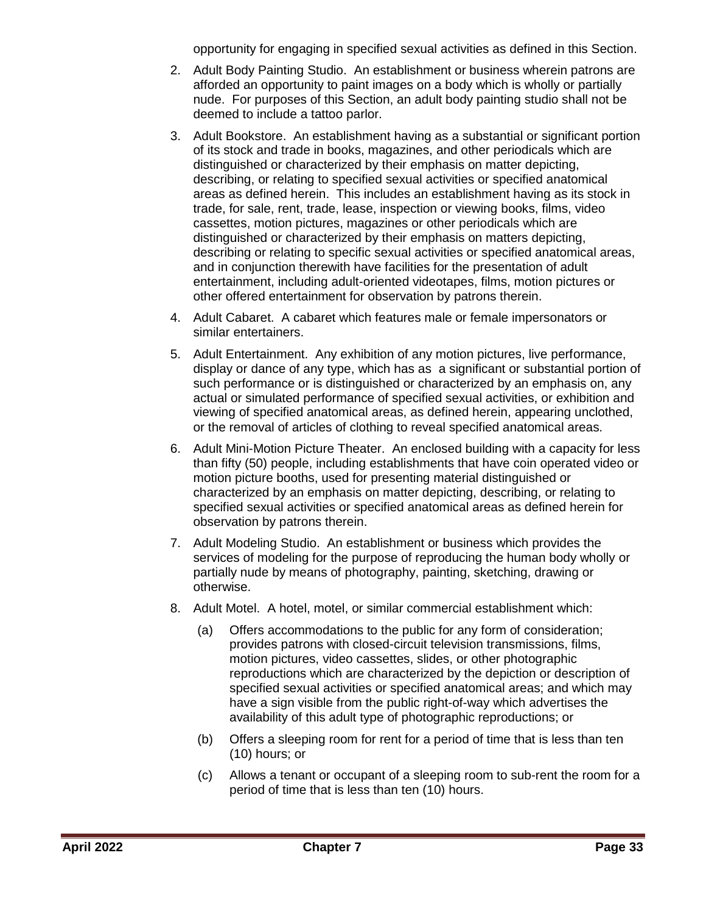opportunity for engaging in specified sexual activities as defined in this Section.

2. Adult Body Painting Studio. An establishment or business wherein patrons are afforded an opportunity to paint images on a body which is wholly or partially nude. For purposes of this Section, an adult body painting studio shall not be deemed to include a tattoo parlor.

3. Adult Bookstore. An establishment having as a substantial or significant portion of its stock and trade in books, magazines, and other periodicals which are distinguished or characterized by their emphasis on matter depicting, describing, or relating to specified sexual activities or specified anatomical areas as defined herein. This includes an establishment having as its stock in trade, for sale, rent, trade, lease, inspection or viewing books, films, video cassettes, motion pictures, magazines or other periodicals which are distinguished or characterized by their emphasis on matters depicting, describing or relating to specific sexual activities or specified anatomical areas, and in conjunction therewith have facilities for the presentation of adult entertainment, including adult-oriented videotapes, films, motion pictures or other offered entertainment for observation by patrons therein.

4. Adult Cabaret. A cabaret which features male or female impersonators or similar entertainers.

5. Adult Entertainment. Any exhibition of any motion pictures, live performance, display or dance of any type, which has as a significant or substantial portion of such performance or is distinguished or characterized by an emphasis on, any actual or simulated performance of specified sexual activities, or exhibition and viewing of specified anatomical areas, as defined herein, appearing unclothed, or the removal of articles of clothing to reveal specified anatomical areas.

6. Adult Mini-Motion Picture Theater. An enclosed building with a capacity for less than fifty (50) people, including establishments that have coin operated video or motion picture booths, used for presenting material distinguished or characterized by an emphasis on matter depicting, describing, or relating to specified sexual activities or specified anatomical areas as defined herein for observation by patrons therein.

7. Adult Modeling Studio. An establishment or business which provides the services of modeling for the purpose of reproducing the human body wholly or partially nude by means of photography, painting, sketching, drawing or otherwise.

8. Adult Motel. A hotel, motel, or similar commercial establishment which:

   (a) Offers accommodations to the public for any form of consideration; provides patrons with closed-circuit television transmissions, films, motion pictures, video cassettes, slides, or other photographic reproductions which are characterized by the depiction or description of specified sexual activities or specified anatomical areas; and which may have a sign visible from the public right-of-way which advertises the availability of this adult type of photographic reproductions; or

   (b) Offers a sleeping room for rent for a period of time that is less than ten (10) hours; or

   (c) Allows a tenant or occupant of a sleeping room to sub-rent the room for a period of time that is less than ten (10) hours.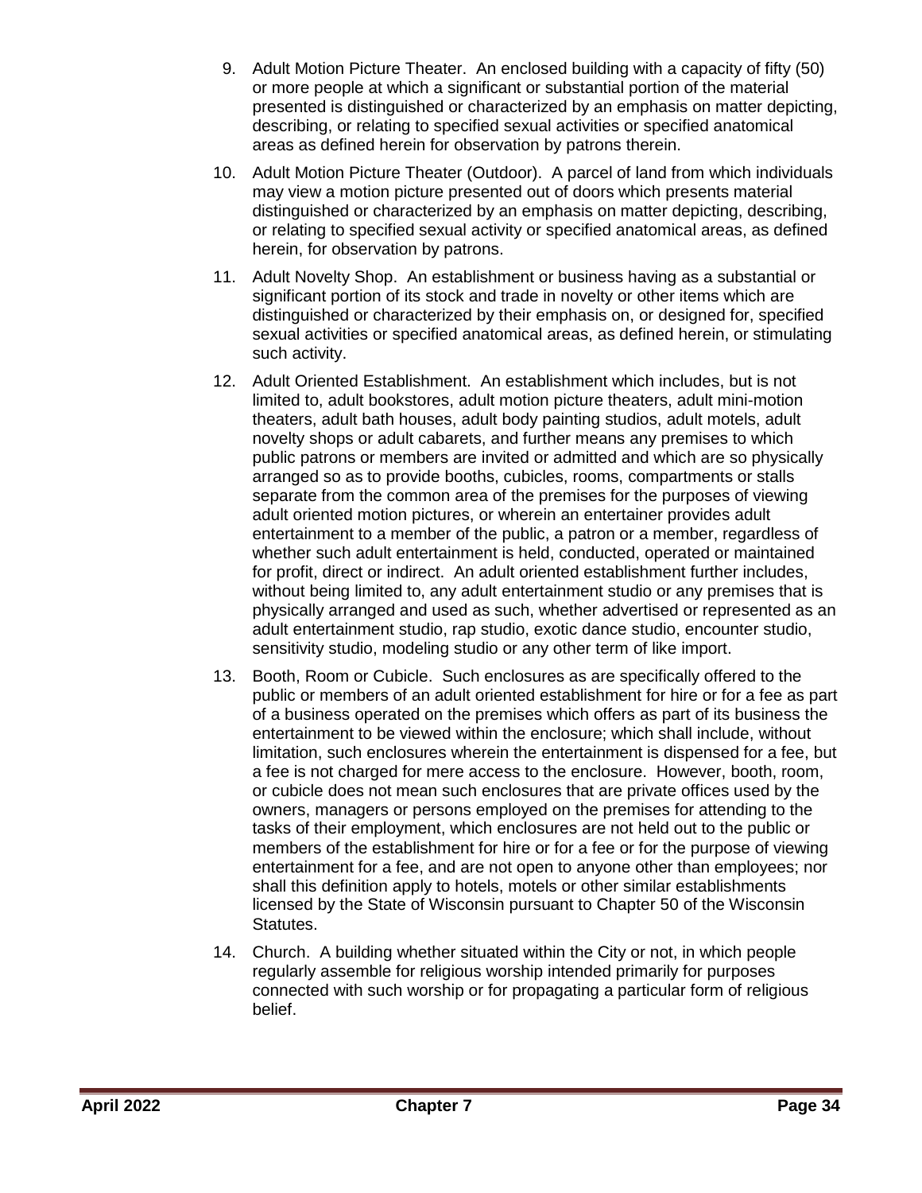9. Adult Motion Picture Theater. An enclosed building with a capacity of fifty (50) or more people at which a significant or substantial portion of the material presented is distinguished or characterized by an emphasis on matter depicting, describing, or relating to specified sexual activities or specified anatomical areas as defined herein for observation by patrons therein.

10. Adult Motion Picture Theater (Outdoor). A parcel of land from which individuals may view a motion picture presented out of doors which presents material distinguished or characterized by an emphasis on matter depicting, describing, or relating to specified sexual activity or specified anatomical areas, as defined herein, for observation by patrons.

11. Adult Novelty Shop. An establishment or business having as a substantial or significant portion of its stock and trade in novelty or other items which are distinguished or characterized by their emphasis on, or designed for, specified sexual activities or specified anatomical areas, as defined herein, or stimulating such activity.

12. Adult Oriented Establishment. An establishment which includes, but is not limited to, adult bookstores, adult motion picture theaters, adult mini-motion theaters, adult bath houses, adult body painting studios, adult motels, adult novelty shops or adult cabarets, and further means any premises to which public patrons or members are invited or admitted and which are so physically arranged so as to provide booths, cubicles, rooms, compartments or stalls separate from the common area of the premises for the purposes of viewing adult oriented motion pictures, or wherein an entertainer provides adult entertainment to a member of the public, a patron or a member, regardless of whether such adult entertainment is held, conducted, operated or maintained for profit, direct or indirect. An adult oriented establishment further includes, without being limited to, any adult entertainment studio or any premises that is physically arranged and used as such, whether advertised or represented as an adult entertainment studio, rap studio, exotic dance studio, encounter studio, sensitivity studio, modeling studio or any other term of like import.

13. Booth, Room or Cubicle. Such enclosures as are specifically offered to the public or members of an adult oriented establishment for hire or for a fee as part of a business operated on the premises which offers as part of its business the entertainment to be viewed within the enclosure; which shall include, without limitation, such enclosures wherein the entertainment is dispensed for a fee, but a fee is not charged for mere access to the enclosure. However, booth, room, or cubicle does not mean such enclosures that are private offices used by the owners, managers or persons employed on the premises for attending to the tasks of their employment, which enclosures are not held out to the public or members of the establishment for hire or for a fee or for the purpose of viewing entertainment for a fee, and are not open to anyone other than employees; nor shall this definition apply to hotels, motels or other similar establishments licensed by the State of Wisconsin pursuant to Chapter 50 of the Wisconsin Statutes.

14. Church. A building whether situated within the City or not, in which people regularly assemble for religious worship intended primarily for purposes connected with such worship or for propagating a particular form of religious belief.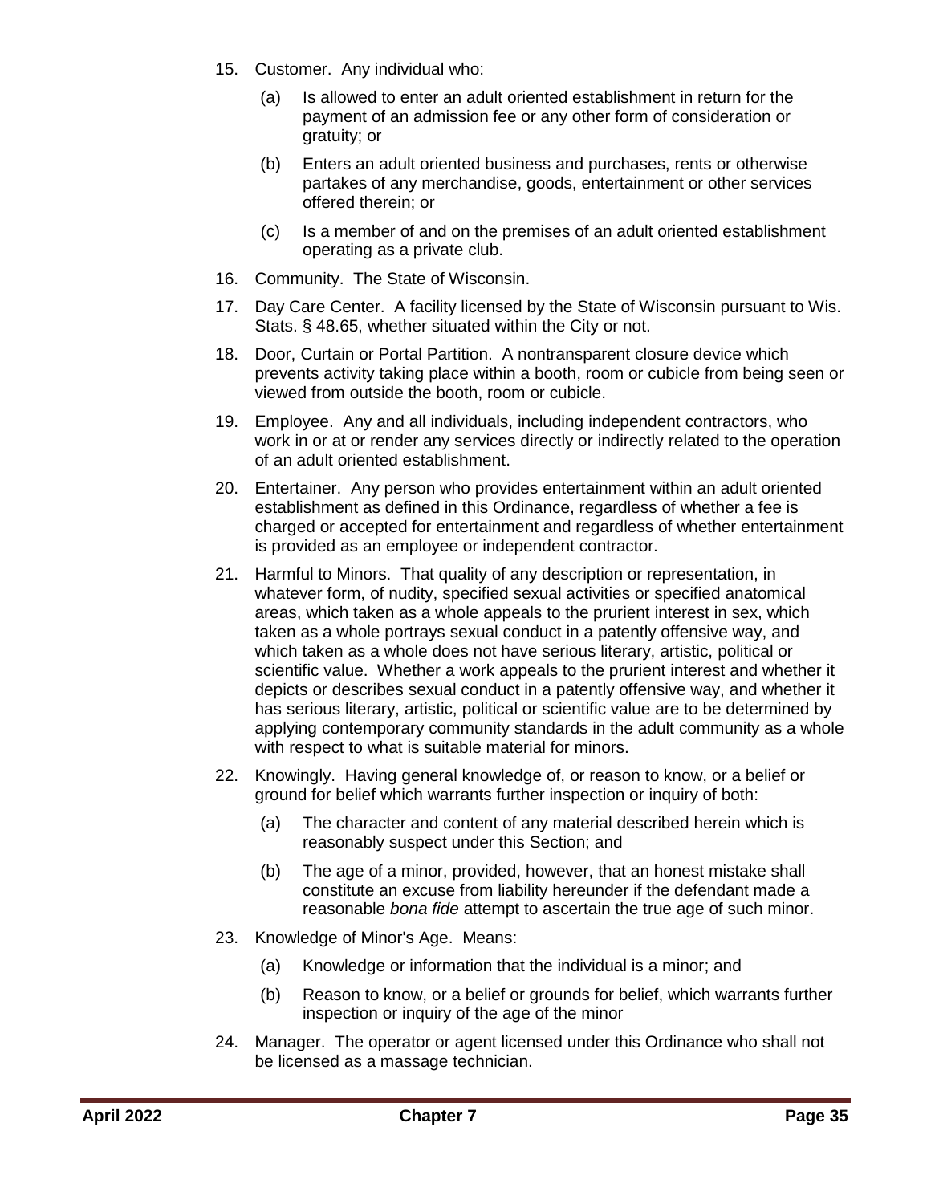15. Customer. Any individual who:

    (a) Is allowed to enter an adult oriented establishment in return for the payment of an admission fee or any other form of consideration or gratuity; or

    (b) Enters an adult oriented business and purchases, rents or otherwise partakes of any merchandise, goods, entertainment or other services offered therein; or

    (c) Is a member of and on the premises of an adult oriented establishment operating as a private club.

16. Community. The State of Wisconsin.

17. Day Care Center. A facility licensed by the State of Wisconsin pursuant to Wis. Stats. § 48.65, whether situated within the City or not.

18. Door, Curtain or Portal Partition. A nontransparent closure device which prevents activity taking place within a booth, room or cubicle from being seen or viewed from outside the booth, room or cubicle.

19. Employee. Any and all individuals, including independent contractors, who work in or at or render any services directly or indirectly related to the operation of an adult oriented establishment.

20. Entertainer. Any person who provides entertainment within an adult oriented establishment as defined in this Ordinance, regardless of whether a fee is charged or accepted for entertainment and regardless of whether entertainment is provided as an employee or independent contractor.

21. Harmful to Minors. That quality of any description or representation, in whatever form, of nudity, specified sexual activities or specified anatomical areas, which taken as a whole appeals to the prurient interest in sex, which taken as a whole portrays sexual conduct in a patently offensive way, and which taken as a whole does not have serious literary, artistic, political or scientific value. Whether a work appeals to the prurient interest and whether it depicts or describes sexual conduct in a patently offensive way, and whether it has serious literary, artistic, political or scientific value are to be determined by applying contemporary community standards in the adult community as a whole with respect to what is suitable material for minors.

22. Knowingly. Having general knowledge of, or reason to know, or a belief or ground for belief which warrants further inspection or inquiry of both:

    (a) The character and content of any material described herein which is reasonably suspect under this Section; and

    (b) The age of a minor, provided, however, that an honest mistake shall constitute an excuse from liability hereunder if the defendant made a reasonable *bona fide* attempt to ascertain the true age of such minor.

23. Knowledge of Minor's Age. Means:

    (a) Knowledge or information that the individual is a minor; and

    (b) Reason to know, or a belief or grounds for belief, which warrants further inspection or inquiry of the age of the minor

24. Manager. The operator or agent licensed under this Ordinance who shall not be licensed as a massage technician.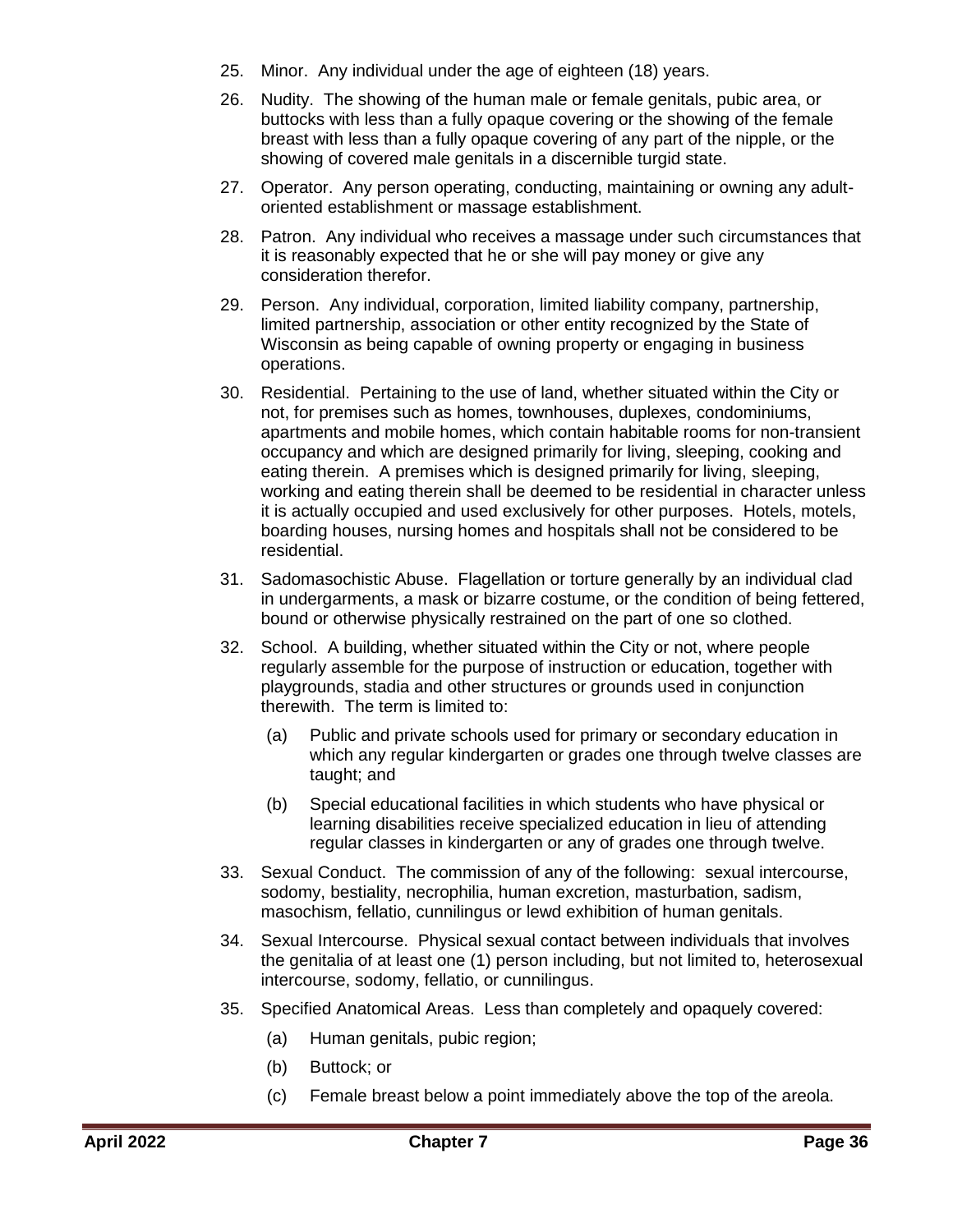25. Minor. Any individual under the age of eighteen (18) years.

26. Nudity. The showing of the human male or female genitals, pubic area, or buttocks with less than a fully opaque covering or the showing of the female breast with less than a fully opaque covering of any part of the nipple, or the showing of covered male genitals in a discernible turgid state.

27. Operator. Any person operating, conducting, maintaining or owning any adult-oriented establishment or massage establishment.

28. Patron. Any individual who receives a massage under such circumstances that it is reasonably expected that he or she will pay money or give any consideration therefor.

29. Person. Any individual, corporation, limited liability company, partnership, limited partnership, association or other entity recognized by the State of Wisconsin as being capable of owning property or engaging in business operations.

30. Residential. Pertaining to the use of land, whether situated within the City or not, for premises such as homes, townhouses, duplexes, condominiums, apartments and mobile homes, which contain habitable rooms for non-transient occupancy and which are designed primarily for living, sleeping, cooking and eating therein. A premises which is designed primarily for living, sleeping, working and eating therein shall be deemed to be residential in character unless it is actually occupied and used exclusively for other purposes. Hotels, motels, boarding houses, nursing homes and hospitals shall not be considered to be residential.

31. Sadomasochistic Abuse. Flagellation or torture generally by an individual clad in undergarments, a mask or bizarre costume, or the condition of being fettered, bound or otherwise physically restrained on the part of one so clothed.

32. School. A building, whether situated within the City or not, where people regularly assemble for the purpose of instruction or education, together with playgrounds, stadia and other structures or grounds used in conjunction therewith. The term is limited to:

    (a) Public and private schools used for primary or secondary education in which any regular kindergarten or grades one through twelve classes are taught; and

    (b) Special educational facilities in which students who have physical or learning disabilities receive specialized education in lieu of attending regular classes in kindergarten or any of grades one through twelve.

33. Sexual Conduct. The commission of any of the following: sexual intercourse, sodomy, bestiality, necrophilia, human excretion, masturbation, sadism, masochism, fellatio, cunnilingus or lewd exhibition of human genitals.

34. Sexual Intercourse. Physical sexual contact between individuals that involves the genitalia of at least one (1) person including, but not limited to, heterosexual intercourse, sodomy, fellatio, or cunnilingus.

35. Specified Anatomical Areas. Less than completely and opaquely covered:

    (a) Human genitals, pubic region;

    (b) Buttock; or

    (c) Female breast below a point immediately above the top of the areola.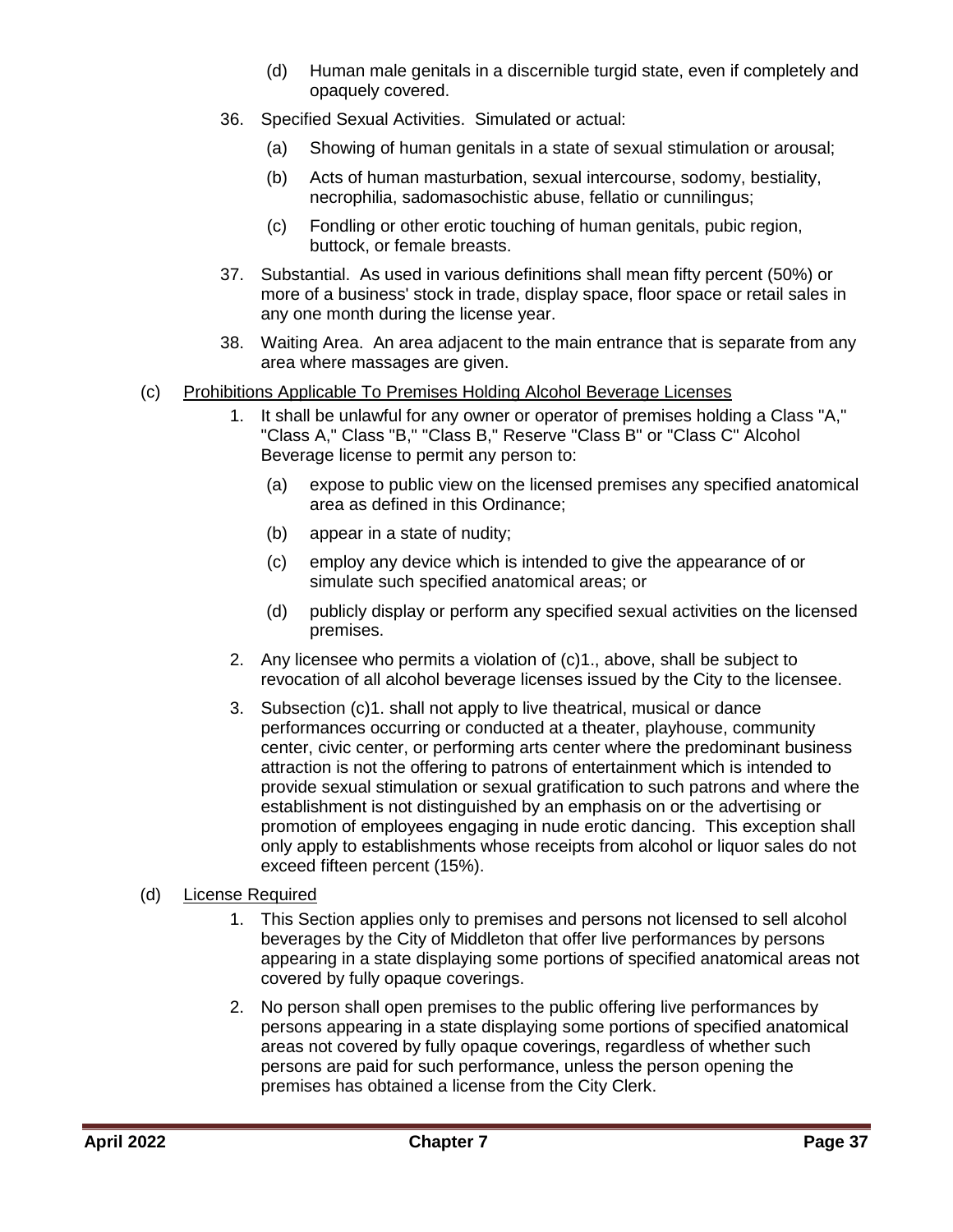(d) Human male genitals in a discernible turgid state, even if completely and opaquely covered.

36. Specified Sexual Activities. Simulated or actual:

    (a) Showing of human genitals in a state of sexual stimulation or arousal;

    (b) Acts of human masturbation, sexual intercourse, sodomy, bestiality, necrophilia, sadomasochistic abuse, fellatio or cunnilingus;

    (c) Fondling or other erotic touching of human genitals, pubic region, buttock, or female breasts.

37. Substantial. As used in various definitions shall mean fifty percent (50%) or more of a business' stock in trade, display space, floor space or retail sales in any one month during the license year.

38. Waiting Area. An area adjacent to the main entrance that is separate from any area where massages are given.

(c) <u>Prohibitions Applicable To Premises Holding Alcohol Beverage Licenses</u>

1. It shall be unlawful for any owner or operator of premises holding a Class "A," "Class A," Class "B," "Class B," Reserve "Class B" or "Class C" Alcohol Beverage license to permit any person to:

    (a) expose to public view on the licensed premises any specified anatomical area as defined in this Ordinance;

    (b) appear in a state of nudity;

    (c) employ any device which is intended to give the appearance of or simulate such specified anatomical areas; or

    (d) publicly display or perform any specified sexual activities on the licensed premises.

2. Any licensee who permits a violation of (c)1., above, shall be subject to revocation of all alcohol beverage licenses issued by the City to the licensee.

3. Subsection (c)1. shall not apply to live theatrical, musical or dance performances occurring or conducted at a theater, playhouse, community center, civic center, or performing arts center where the predominant business attraction is not the offering to patrons of entertainment which is intended to provide sexual stimulation or sexual gratification to such patrons and where the establishment is not distinguished by an emphasis on or the advertising or promotion of employees engaging in nude erotic dancing. This exception shall only apply to establishments whose receipts from alcohol or liquor sales do not exceed fifteen percent (15%).

(d) <u>License Required</u>

1. This Section applies only to premises and persons not licensed to sell alcohol beverages by the City of Middleton that offer live performances by persons appearing in a state displaying some portions of specified anatomical areas not covered by fully opaque coverings.

2. No person shall open premises to the public offering live performances by persons appearing in a state displaying some portions of specified anatomical areas not covered by fully opaque coverings, regardless of whether such persons are paid for such performance, unless the person opening the premises has obtained a license from the City Clerk.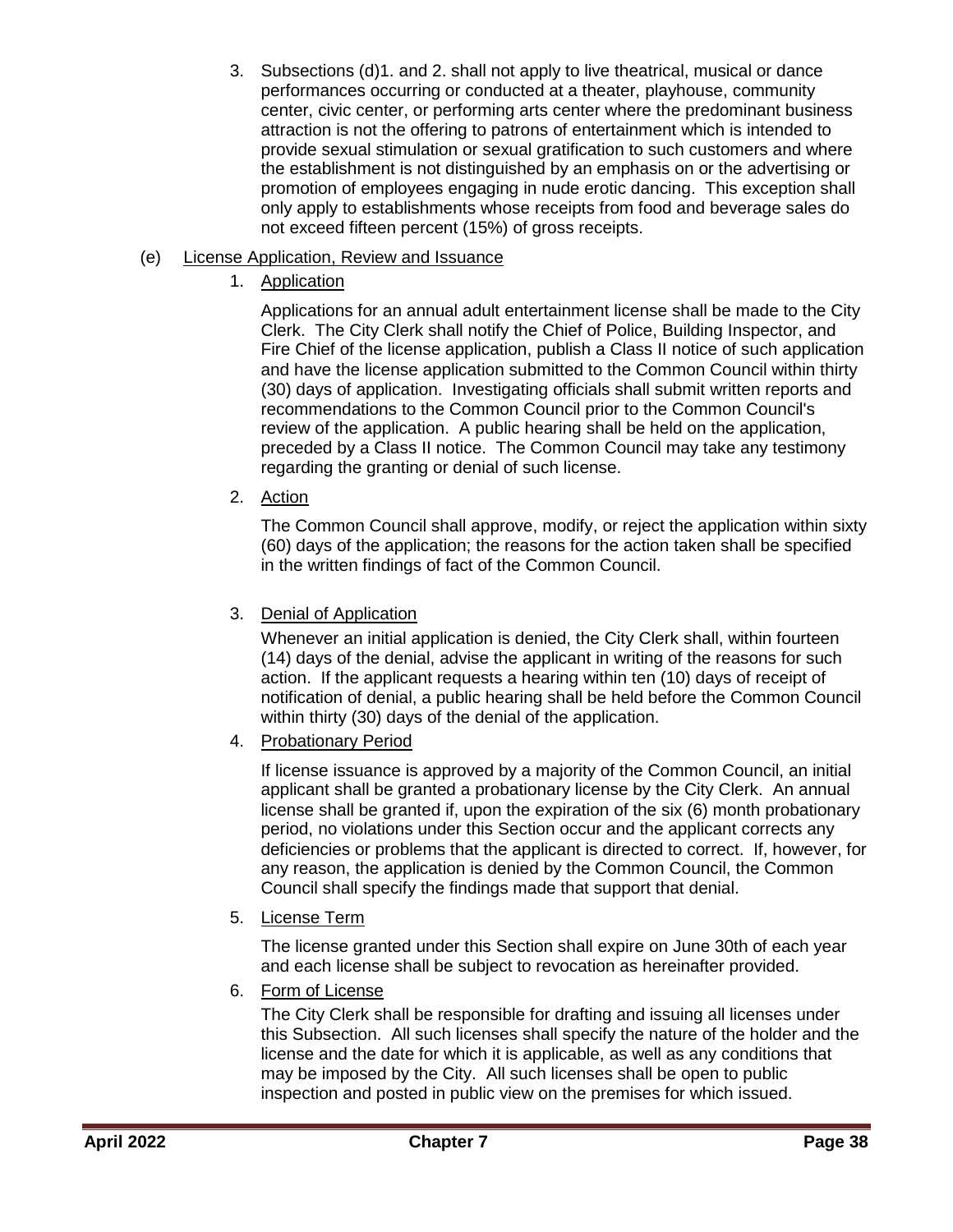3. Subsections (d)1. and 2. shall not apply to live theatrical, musical or dance performances occurring or conducted at a theater, playhouse, community center, civic center, or performing arts center where the predominant business attraction is not the offering to patrons of entertainment which is intended to provide sexual stimulation or sexual gratification to such customers and where the establishment is not distinguished by an emphasis on or the advertising or promotion of employees engaging in nude erotic dancing. This exception shall only apply to establishments whose receipts from food and beverage sales do not exceed fifteen percent (15%) of gross receipts.

(e) License Application, Review and Issuance

1. Application

   Applications for an annual adult entertainment license shall be made to the City Clerk. The City Clerk shall notify the Chief of Police, Building Inspector, and Fire Chief of the license application, publish a Class II notice of such application and have the license application submitted to the Common Council within thirty (30) days of application. Investigating officials shall submit written reports and recommendations to the Common Council prior to the Common Council's review of the application. A public hearing shall be held on the application, preceded by a Class II notice. The Common Council may take any testimony regarding the granting or denial of such license.

2. Action

   The Common Council shall approve, modify, or reject the application within sixty (60) days of the application; the reasons for the action taken shall be specified in the written findings of fact of the Common Council.

3. Denial of Application

   Whenever an initial application is denied, the City Clerk shall, within fourteen (14) days of the denial, advise the applicant in writing of the reasons for such action. If the applicant requests a hearing within ten (10) days of receipt of notification of denial, a public hearing shall be held before the Common Council within thirty (30) days of the denial of the application.

4. Probationary Period

   If license issuance is approved by a majority of the Common Council, an initial applicant shall be granted a probationary license by the City Clerk. An annual license shall be granted if, upon the expiration of the six (6) month probationary period, no violations under this Section occur and the applicant corrects any deficiencies or problems that the applicant is directed to correct. If, however, for any reason, the application is denied by the Common Council, the Common Council shall specify the findings made that support that denial.

5. License Term

   The license granted under this Section shall expire on June 30th of each year and each license shall be subject to revocation as hereinafter provided.

6. Form of License

   The City Clerk shall be responsible for drafting and issuing all licenses under this Subsection. All such licenses shall specify the nature of the holder and the license and the date for which it is applicable, as well as any conditions that may be imposed by the City. All such licenses shall be open to public inspection and posted in public view on the premises for which issued.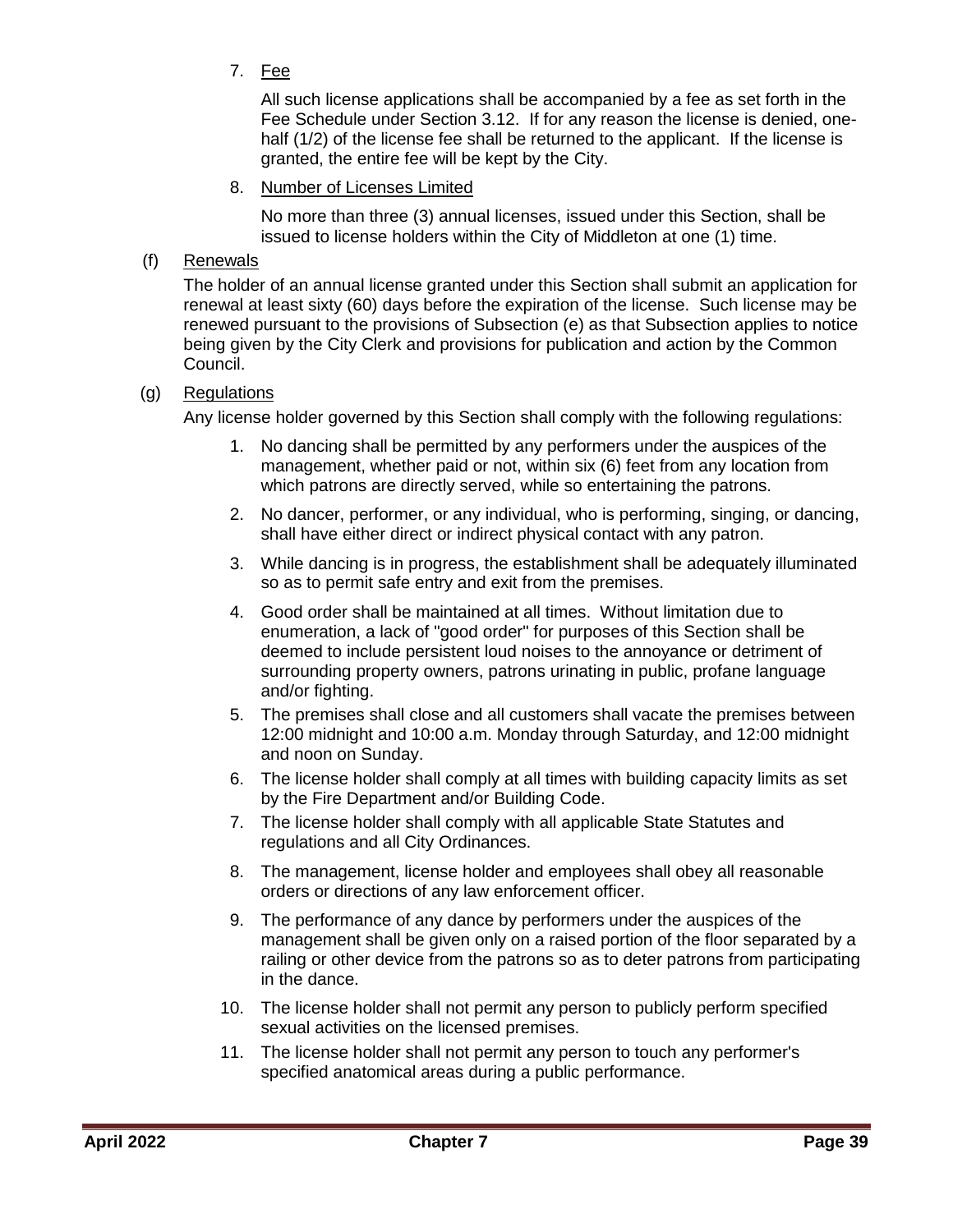7. Fee

   All such license applications shall be accompanied by a fee as set forth in the Fee Schedule under Section 3.12. If for any reason the license is denied, one-half (1/2) of the license fee shall be returned to the applicant. If the license is granted, the entire fee will be kept by the City.

8. Number of Licenses Limited

   No more than three (3) annual licenses, issued under this Section, shall be issued to license holders within the City of Middleton at one (1) time.

(f) Renewals

The holder of an annual license granted under this Section shall submit an application for renewal at least sixty (60) days before the expiration of the license. Such license may be renewed pursuant to the provisions of Subsection (e) as that Subsection applies to notice being given by the City Clerk and provisions for publication and action by the Common Council.

(g) Regulations

Any license holder governed by this Section shall comply with the following regulations:

1. No dancing shall be permitted by any performers under the auspices of the management, whether paid or not, within six (6) feet from any location from which patrons are directly served, while so entertaining the patrons.
2. No dancer, performer, or any individual, who is performing, singing, or dancing, shall have either direct or indirect physical contact with any patron.
3. While dancing is in progress, the establishment shall be adequately illuminated so as to permit safe entry and exit from the premises.
4. Good order shall be maintained at all times. Without limitation due to enumeration, a lack of "good order" for purposes of this Section shall be deemed to include persistent loud noises to the annoyance or detriment of surrounding property owners, patrons urinating in public, profane language and/or fighting.
5. The premises shall close and all customers shall vacate the premises between 12:00 midnight and 10:00 a.m. Monday through Saturday, and 12:00 midnight and noon on Sunday.
6. The license holder shall comply at all times with building capacity limits as set by the Fire Department and/or Building Code.
7. The license holder shall comply with all applicable State Statutes and regulations and all City Ordinances.
8. The management, license holder and employees shall obey all reasonable orders or directions of any law enforcement officer.
9. The performance of any dance by performers under the auspices of the management shall be given only on a raised portion of the floor separated by a railing or other device from the patrons so as to deter patrons from participating in the dance.
10. The license holder shall not permit any person to publicly perform specified sexual activities on the licensed premises.
11. The license holder shall not permit any person to touch any performer's specified anatomical areas during a public performance.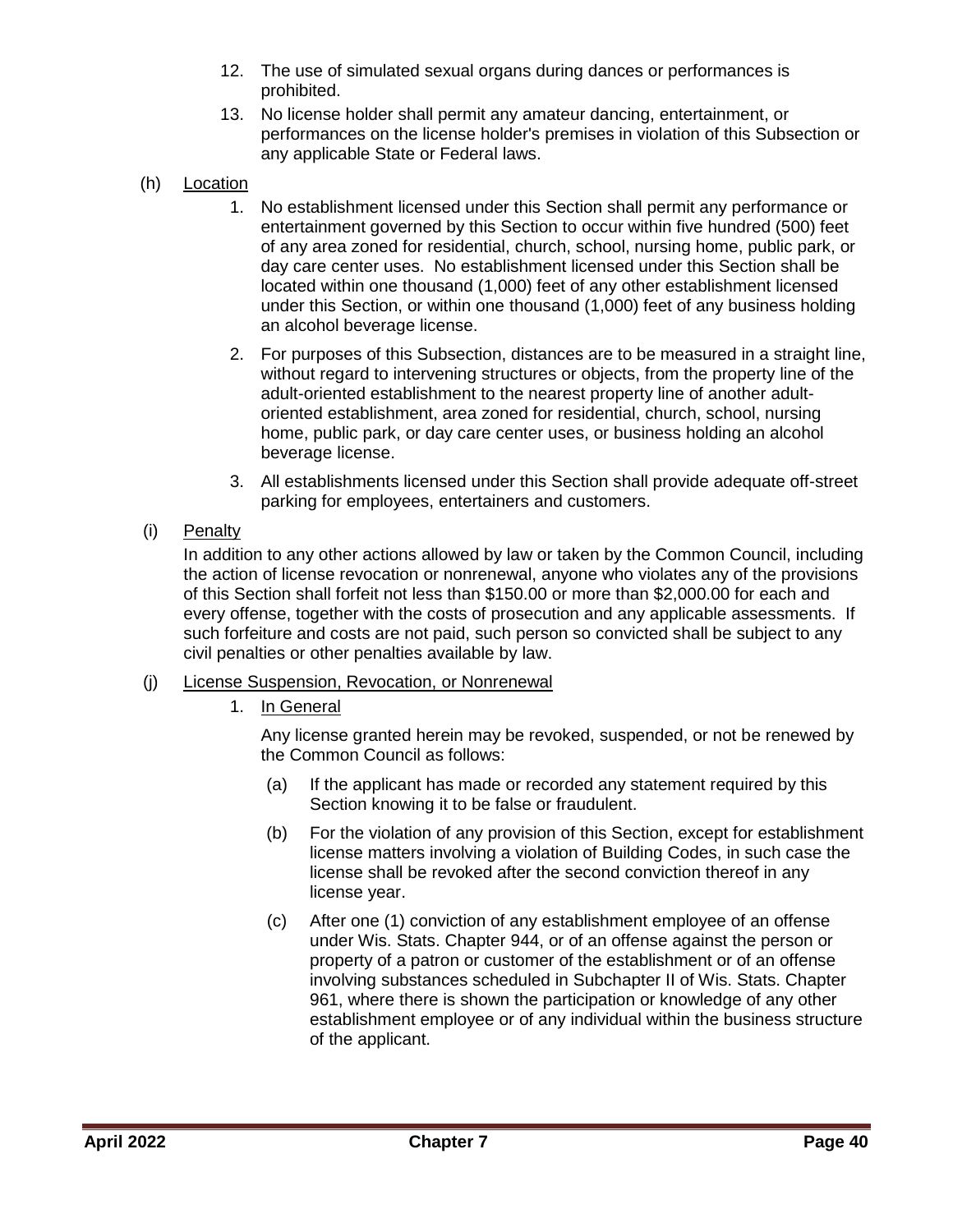12. The use of simulated sexual organs during dances or performances is prohibited.
13. No license holder shall permit any amateur dancing, entertainment, or performances on the license holder's premises in violation of this Subsection or any applicable State or Federal laws.

(h) <u>Location</u>

1. No establishment licensed under this Section shall permit any performance or entertainment governed by this Section to occur within five hundred (500) feet of any area zoned for residential, church, school, nursing home, public park, or day care center uses. No establishment licensed under this Section shall be located within one thousand (1,000) feet of any other establishment licensed under this Section, or within one thousand (1,000) feet of any business holding an alcohol beverage license.
2. For purposes of this Subsection, distances are to be measured in a straight line, without regard to intervening structures or objects, from the property line of the adult-oriented establishment to the nearest property line of another adult-oriented establishment, area zoned for residential, church, school, nursing home, public park, or day care center uses, or business holding an alcohol beverage license.
3. All establishments licensed under this Section shall provide adequate off-street parking for employees, entertainers and customers.

(i) <u>Penalty</u>

In addition to any other actions allowed by law or taken by the Common Council, including the action of license revocation or nonrenewal, anyone who violates any of the provisions of this Section shall forfeit not less than $150.00 or more than $2,000.00 for each and every offense, together with the costs of prosecution and any applicable assessments. If such forfeiture and costs are not paid, such person so convicted shall be subject to any civil penalties or other penalties available by law.

(j) <u>License Suspension, Revocation, or Nonrenewal</u>

1. <u>In General</u>

   Any license granted herein may be revoked, suspended, or not be renewed by the Common Council as follows:

   (a) If the applicant has made or recorded any statement required by this Section knowing it to be false or fraudulent.

   (b) For the violation of any provision of this Section, except for establishment license matters involving a violation of Building Codes, in such case the license shall be revoked after the second conviction thereof in any license year.

   (c) After one (1) conviction of any establishment employee of an offense under Wis. Stats. Chapter 944, or of an offense against the person or property of a patron or customer of the establishment or of an offense involving substances scheduled in Subchapter II of Wis. Stats. Chapter 961, where there is shown the participation or knowledge of any other establishment employee or of any individual within the business structure of the applicant.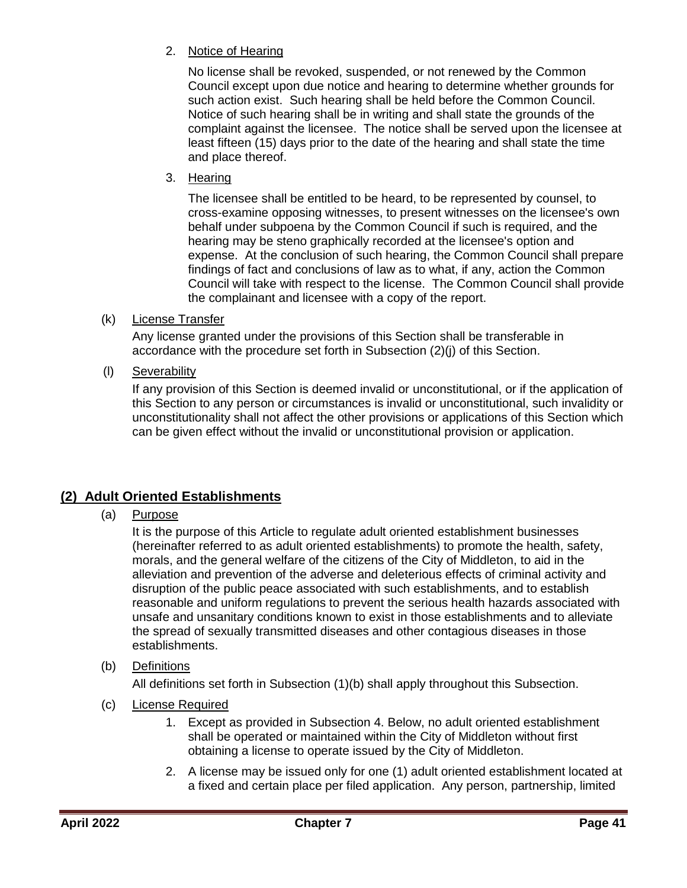2. Notice of Hearing

   No license shall be revoked, suspended, or not renewed by the Common Council except upon due notice and hearing to determine whether grounds for such action exist. Such hearing shall be held before the Common Council. Notice of such hearing shall be in writing and shall state the grounds of the complaint against the licensee. The notice shall be served upon the licensee at least fifteen (15) days prior to the date of the hearing and shall state the time and place thereof.

3. Hearing

   The licensee shall be entitled to be heard, to be represented by counsel, to cross-examine opposing witnesses, to present witnesses on the licensee's own behalf under subpoena by the Common Council if such is required, and the hearing may be steno graphically recorded at the licensee's option and expense. At the conclusion of such hearing, the Common Council shall prepare findings of fact and conclusions of law as to what, if any, action the Common Council will take with respect to the license. The Common Council shall provide the complainant and licensee with a copy of the report.

(k) License Transfer

Any license granted under the provisions of this Section shall be transferable in accordance with the procedure set forth in Subsection (2)(j) of this Section.

(l) Severability

If any provision of this Section is deemed invalid or unconstitutional, or if the application of this Section to any person or circumstances is invalid or unconstitutional, such invalidity or unconstitutionality shall not affect the other provisions or applications of this Section which can be given effect without the invalid or unconstitutional provision or application.

## (2) Adult Oriented Establishments

(a) Purpose

It is the purpose of this Article to regulate adult oriented establishment businesses (hereinafter referred to as adult oriented establishments) to promote the health, safety, morals, and the general welfare of the citizens of the City of Middleton, to aid in the alleviation and prevention of the adverse and deleterious effects of criminal activity and disruption of the public peace associated with such establishments, and to establish reasonable and uniform regulations to prevent the serious health hazards associated with unsafe and unsanitary conditions known to exist in those establishments and to alleviate the spread of sexually transmitted diseases and other contagious diseases in those establishments.

(b) Definitions

All definitions set forth in Subsection (1)(b) shall apply throughout this Subsection.

(c) License Required

1. Except as provided in Subsection 4. Below, no adult oriented establishment shall be operated or maintained within the City of Middleton without first obtaining a license to operate issued by the City of Middleton.
2. A license may be issued only for one (1) adult oriented establishment located at a fixed and certain place per filed application. Any person, partnership, limited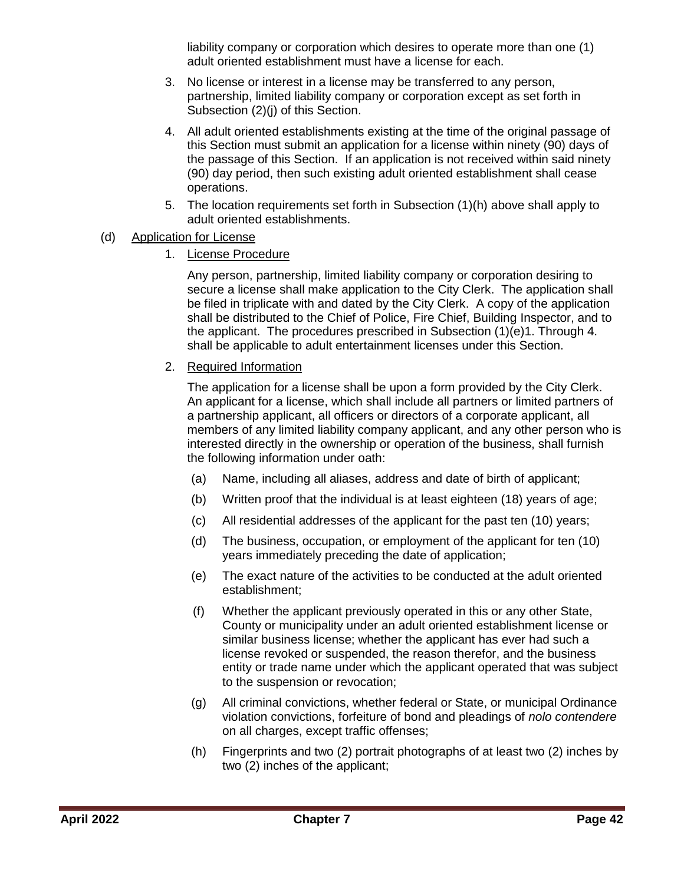liability company or corporation which desires to operate more than one (1) adult oriented establishment must have a license for each.

3. No license or interest in a license may be transferred to any person, partnership, limited liability company or corporation except as set forth in Subsection (2)(j) of this Section.

4. All adult oriented establishments existing at the time of the original passage of this Section must submit an application for a license within ninety (90) days of the passage of this Section. If an application is not received within said ninety (90) day period, then such existing adult oriented establishment shall cease operations.

5. The location requirements set forth in Subsection (1)(h) above shall apply to adult oriented establishments.

(d) Application for License

1. License Procedure

   Any person, partnership, limited liability company or corporation desiring to secure a license shall make application to the City Clerk. The application shall be filed in triplicate with and dated by the City Clerk. A copy of the application shall be distributed to the Chief of Police, Fire Chief, Building Inspector, and to the applicant. The procedures prescribed in Subsection (1)(e)1. Through 4. shall be applicable to adult entertainment licenses under this Section.

2. Required Information

   The application for a license shall be upon a form provided by the City Clerk. An applicant for a license, which shall include all partners or limited partners of a partnership applicant, all officers or directors of a corporate applicant, all members of any limited liability company applicant, and any other person who is interested directly in the ownership or operation of the business, shall furnish the following information under oath:

   (a) Name, including all aliases, address and date of birth of applicant;

   (b) Written proof that the individual is at least eighteen (18) years of age;

   (c) All residential addresses of the applicant for the past ten (10) years;

   (d) The business, occupation, or employment of the applicant for ten (10) years immediately preceding the date of application;

   (e) The exact nature of the activities to be conducted at the adult oriented establishment;

   (f) Whether the applicant previously operated in this or any other State, County or municipality under an adult oriented establishment license or similar business license; whether the applicant has ever had such a license revoked or suspended, the reason therefor, and the business entity or trade name under which the applicant operated that was subject to the suspension or revocation;

   (g) All criminal convictions, whether federal or State, or municipal Ordinance violation convictions, forfeiture of bond and pleadings of *nolo contendere* on all charges, except traffic offenses;

   (h) Fingerprints and two (2) portrait photographs of at least two (2) inches by two (2) inches of the applicant;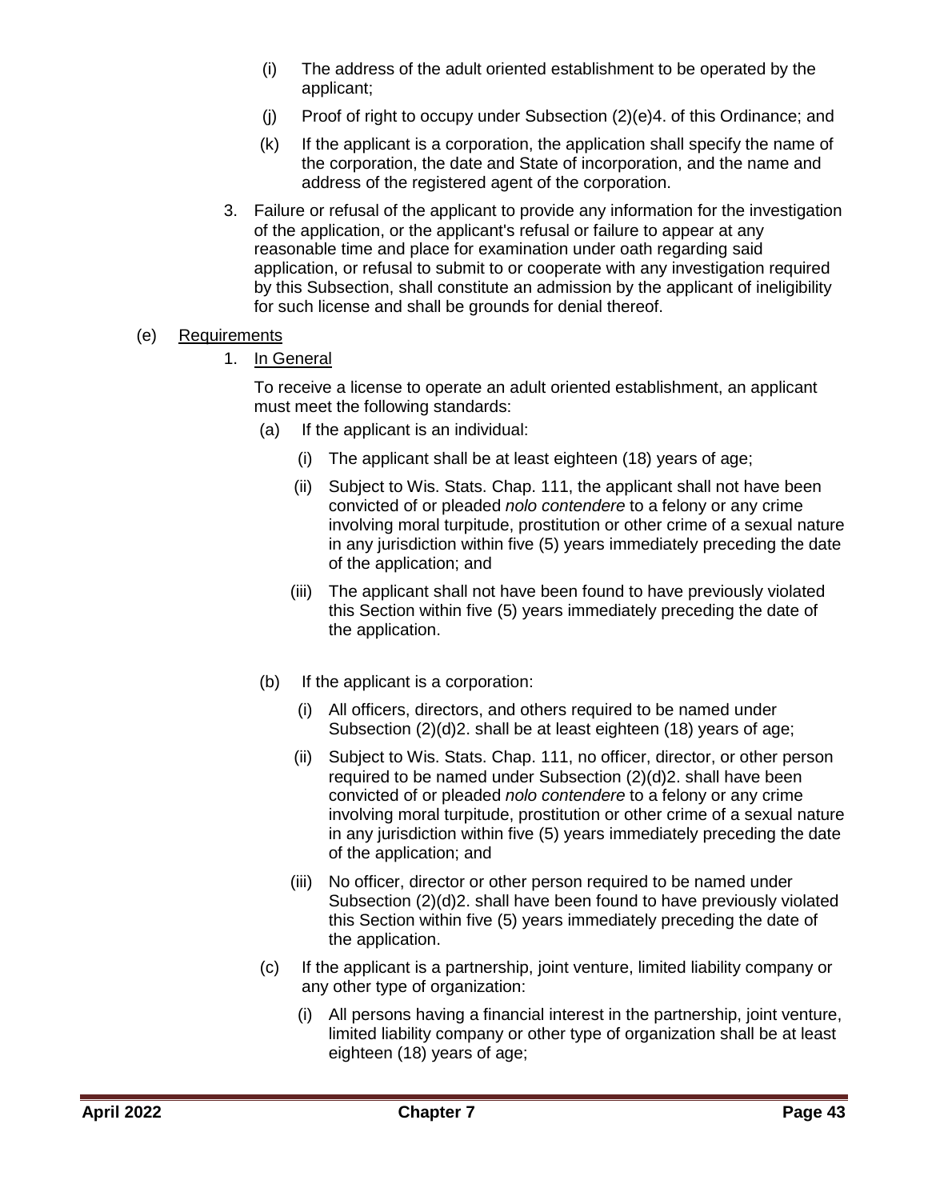(i) The address of the adult oriented establishment to be operated by the applicant;

(j) Proof of right to occupy under Subsection (2)(e)4. of this Ordinance; and

(k) If the applicant is a corporation, the application shall specify the name of the corporation, the date and State of incorporation, and the name and address of the registered agent of the corporation.

3. Failure or refusal of the applicant to provide any information for the investigation of the application, or the applicant's refusal or failure to appear at any reasonable time and place for examination under oath regarding said application, or refusal to submit to or cooperate with any investigation required by this Subsection, shall constitute an admission by the applicant of ineligibility for such license and shall be grounds for denial thereof.

(e) <u>Requirements</u>

1. <u>In General</u>

To receive a license to operate an adult oriented establishment, an applicant must meet the following standards:

(a) If the applicant is an individual:

(i) The applicant shall be at least eighteen (18) years of age;

(ii) Subject to Wis. Stats. Chap. 111, the applicant shall not have been convicted of or pleaded *nolo contendere* to a felony or any crime involving moral turpitude, prostitution or other crime of a sexual nature in any jurisdiction within five (5) years immediately preceding the date of the application; and

(iii) The applicant shall not have been found to have previously violated this Section within five (5) years immediately preceding the date of the application.

(b) If the applicant is a corporation:

(i) All officers, directors, and others required to be named under Subsection (2)(d)2. shall be at least eighteen (18) years of age;

(ii) Subject to Wis. Stats. Chap. 111, no officer, director, or other person required to be named under Subsection (2)(d)2. shall have been convicted of or pleaded *nolo contendere* to a felony or any crime involving moral turpitude, prostitution or other crime of a sexual nature in any jurisdiction within five (5) years immediately preceding the date of the application; and

(iii) No officer, director or other person required to be named under Subsection (2)(d)2. shall have been found to have previously violated this Section within five (5) years immediately preceding the date of the application.

(c) If the applicant is a partnership, joint venture, limited liability company or any other type of organization:

(i) All persons having a financial interest in the partnership, joint venture, limited liability company or other type of organization shall be at least eighteen (18) years of age;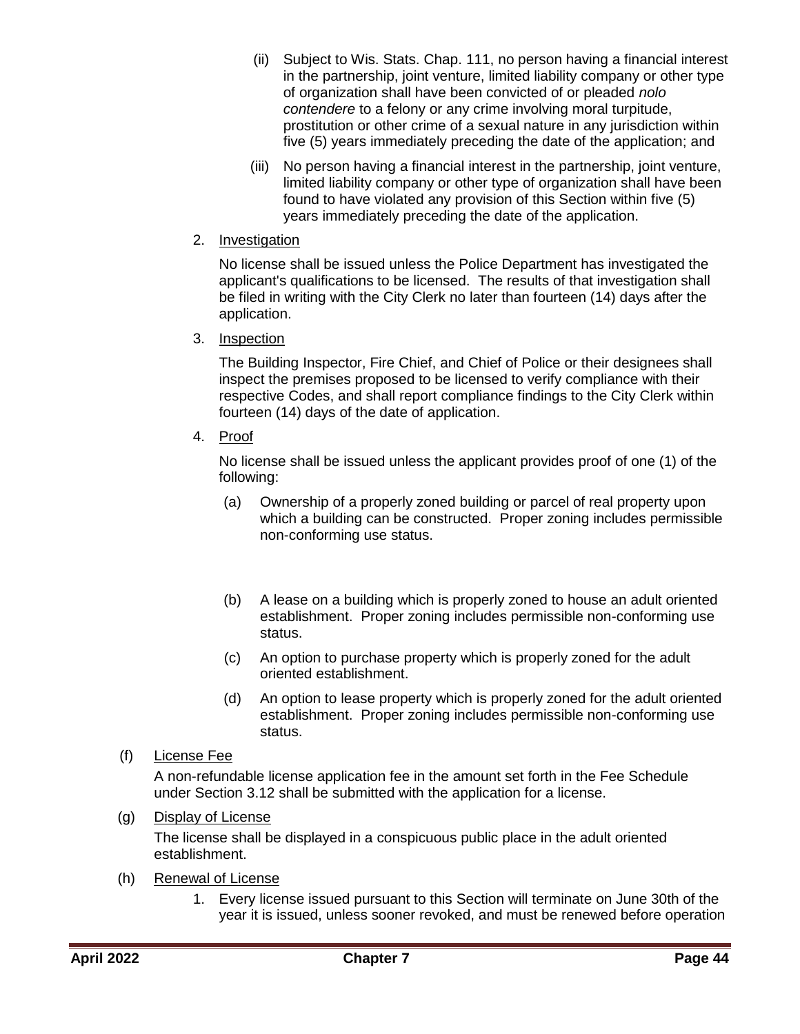(ii) Subject to Wis. Stats. Chap. 111, no person having a financial interest in the partnership, joint venture, limited liability company or other type of organization shall have been convicted of or pleaded *nolo contendere* to a felony or any crime involving moral turpitude, prostitution or other crime of a sexual nature in any jurisdiction within five (5) years immediately preceding the date of the application; and

(iii) No person having a financial interest in the partnership, joint venture, limited liability company or other type of organization shall have been found to have violated any provision of this Section within five (5) years immediately preceding the date of the application.

2. Investigation

No license shall be issued unless the Police Department has investigated the applicant's qualifications to be licensed. The results of that investigation shall be filed in writing with the City Clerk no later than fourteen (14) days after the application.

3. Inspection

The Building Inspector, Fire Chief, and Chief of Police or their designees shall inspect the premises proposed to be licensed to verify compliance with their respective Codes, and shall report compliance findings to the City Clerk within fourteen (14) days of the date of application.

4. Proof

No license shall be issued unless the applicant provides proof of one (1) of the following:

(a) Ownership of a properly zoned building or parcel of real property upon which a building can be constructed. Proper zoning includes permissible non-conforming use status.

(b) A lease on a building which is properly zoned to house an adult oriented establishment. Proper zoning includes permissible non-conforming use status.

(c) An option to purchase property which is properly zoned for the adult oriented establishment.

(d) An option to lease property which is properly zoned for the adult oriented establishment. Proper zoning includes permissible non-conforming use status.

(f) License Fee

A non-refundable license application fee in the amount set forth in the Fee Schedule under Section 3.12 shall be submitted with the application for a license.

(g) Display of License

The license shall be displayed in a conspicuous public place in the adult oriented establishment.

(h) Renewal of License

1. Every license issued pursuant to this Section will terminate on June 30th of the year it is issued, unless sooner revoked, and must be renewed before operation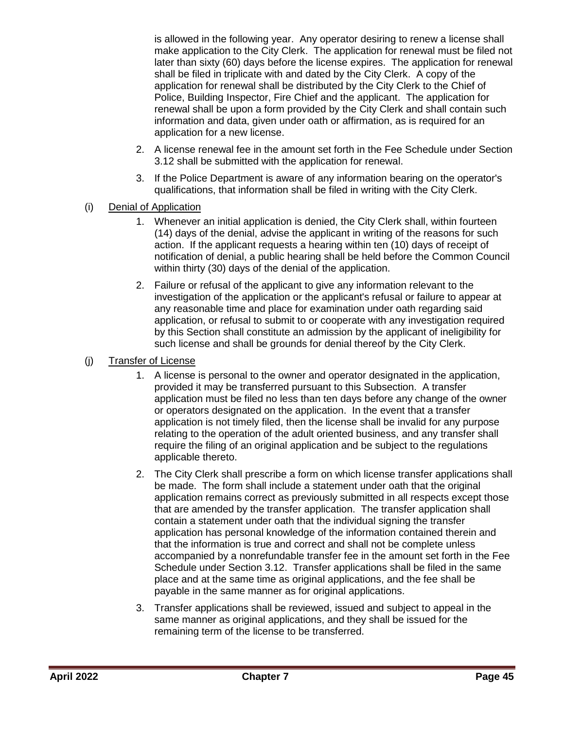is allowed in the following year. Any operator desiring to renew a license shall make application to the City Clerk. The application for renewal must be filed not later than sixty (60) days before the license expires. The application for renewal shall be filed in triplicate with and dated by the City Clerk. A copy of the application for renewal shall be distributed by the City Clerk to the Chief of Police, Building Inspector, Fire Chief and the applicant. The application for renewal shall be upon a form provided by the City Clerk and shall contain such information and data, given under oath or affirmation, as is required for an application for a new license.

2. A license renewal fee in the amount set forth in the Fee Schedule under Section 3.12 shall be submitted with the application for renewal.

3. If the Police Department is aware of any information bearing on the operator's qualifications, that information shall be filed in writing with the City Clerk.

(i) Denial of Application

1. Whenever an initial application is denied, the City Clerk shall, within fourteen (14) days of the denial, advise the applicant in writing of the reasons for such action. If the applicant requests a hearing within ten (10) days of receipt of notification of denial, a public hearing shall be held before the Common Council within thirty (30) days of the denial of the application.

2. Failure or refusal of the applicant to give any information relevant to the investigation of the application or the applicant's refusal or failure to appear at any reasonable time and place for examination under oath regarding said application, or refusal to submit to or cooperate with any investigation required by this Section shall constitute an admission by the applicant of ineligibility for such license and shall be grounds for denial thereof by the City Clerk.

(j) Transfer of License

1. A license is personal to the owner and operator designated in the application, provided it may be transferred pursuant to this Subsection. A transfer application must be filed no less than ten days before any change of the owner or operators designated on the application. In the event that a transfer application is not timely filed, then the license shall be invalid for any purpose relating to the operation of the adult oriented business, and any transfer shall require the filing of an original application and be subject to the regulations applicable thereto.

2. The City Clerk shall prescribe a form on which license transfer applications shall be made. The form shall include a statement under oath that the original application remains correct as previously submitted in all respects except those that are amended by the transfer application. The transfer application shall contain a statement under oath that the individual signing the transfer application has personal knowledge of the information contained therein and that the information is true and correct and shall not be complete unless accompanied by a nonrefundable transfer fee in the amount set forth in the Fee Schedule under Section 3.12. Transfer applications shall be filed in the same place and at the same time as original applications, and the fee shall be payable in the same manner as for original applications.

3. Transfer applications shall be reviewed, issued and subject to appeal in the same manner as original applications, and they shall be issued for the remaining term of the license to be transferred.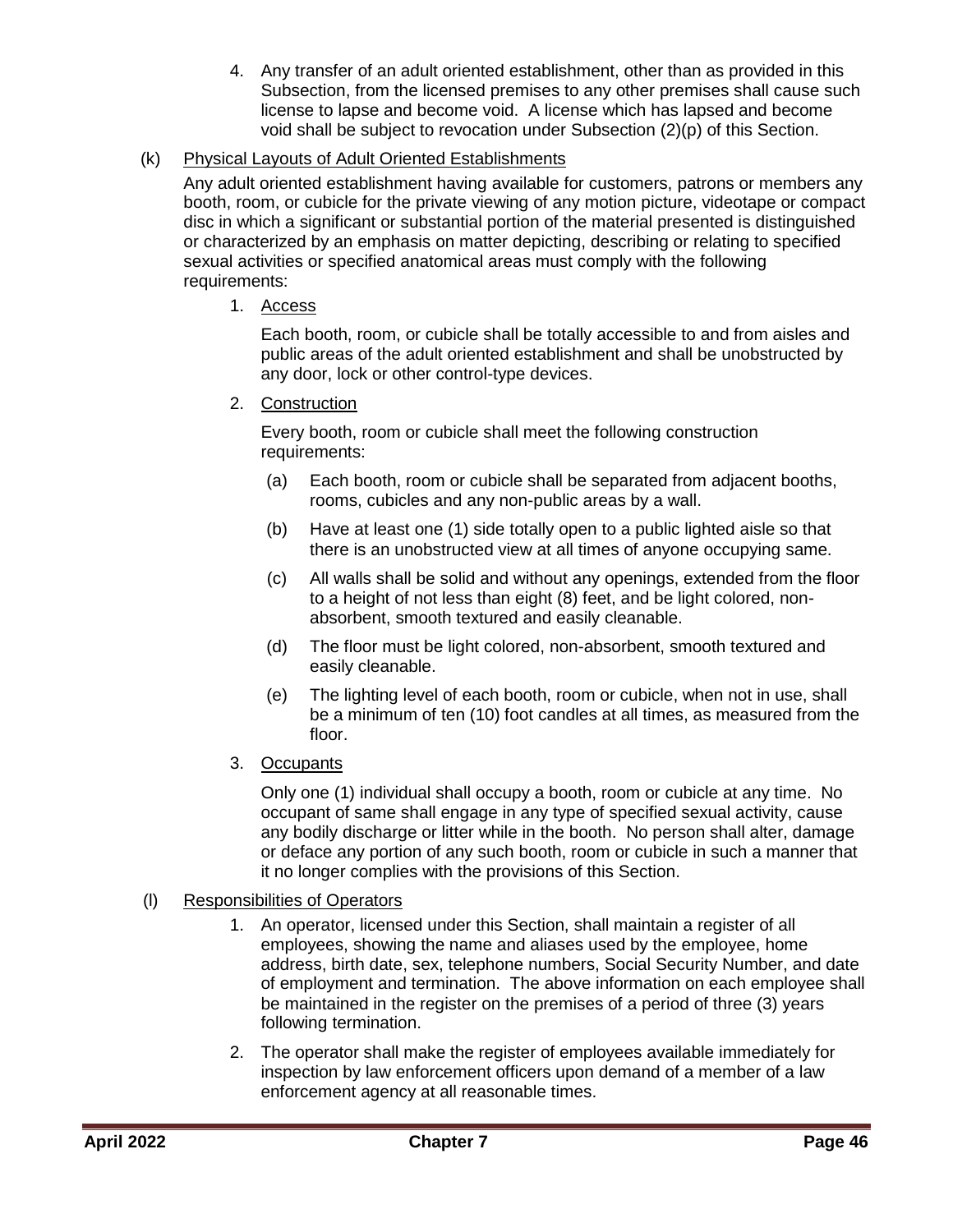4. Any transfer of an adult oriented establishment, other than as provided in this Subsection, from the licensed premises to any other premises shall cause such license to lapse and become void. A license which has lapsed and become void shall be subject to revocation under Subsection (2)(p) of this Section.

(k) <u>Physical Layouts of Adult Oriented Establishments</u>

Any adult oriented establishment having available for customers, patrons or members any booth, room, or cubicle for the private viewing of any motion picture, videotape or compact disc in which a significant or substantial portion of the material presented is distinguished or characterized by an emphasis on matter depicting, describing or relating to specified sexual activities or specified anatomical areas must comply with the following requirements:

1. <u>Access</u>

   Each booth, room, or cubicle shall be totally accessible to and from aisles and public areas of the adult oriented establishment and shall be unobstructed by any door, lock or other control-type devices.

2. <u>Construction</u>

   Every booth, room or cubicle shall meet the following construction requirements:

   (a) Each booth, room or cubicle shall be separated from adjacent booths, rooms, cubicles and any non-public areas by a wall.

   (b) Have at least one (1) side totally open to a public lighted aisle so that there is an unobstructed view at all times of anyone occupying same.

   (c) All walls shall be solid and without any openings, extended from the floor to a height of not less than eight (8) feet, and be light colored, non-absorbent, smooth textured and easily cleanable.

   (d) The floor must be light colored, non-absorbent, smooth textured and easily cleanable.

   (e) The lighting level of each booth, room or cubicle, when not in use, shall be a minimum of ten (10) foot candles at all times, as measured from the floor.

3. <u>Occupants</u>

   Only one (1) individual shall occupy a booth, room or cubicle at any time. No occupant of same shall engage in any type of specified sexual activity, cause any bodily discharge or litter while in the booth. No person shall alter, damage or deface any portion of any such booth, room or cubicle in such a manner that it no longer complies with the provisions of this Section.

(l) <u>Responsibilities of Operators</u>

1. An operator, licensed under this Section, shall maintain a register of all employees, showing the name and aliases used by the employee, home address, birth date, sex, telephone numbers, Social Security Number, and date of employment and termination. The above information on each employee shall be maintained in the register on the premises of a period of three (3) years following termination.

2. The operator shall make the register of employees available immediately for inspection by law enforcement officers upon demand of a member of a law enforcement agency at all reasonable times.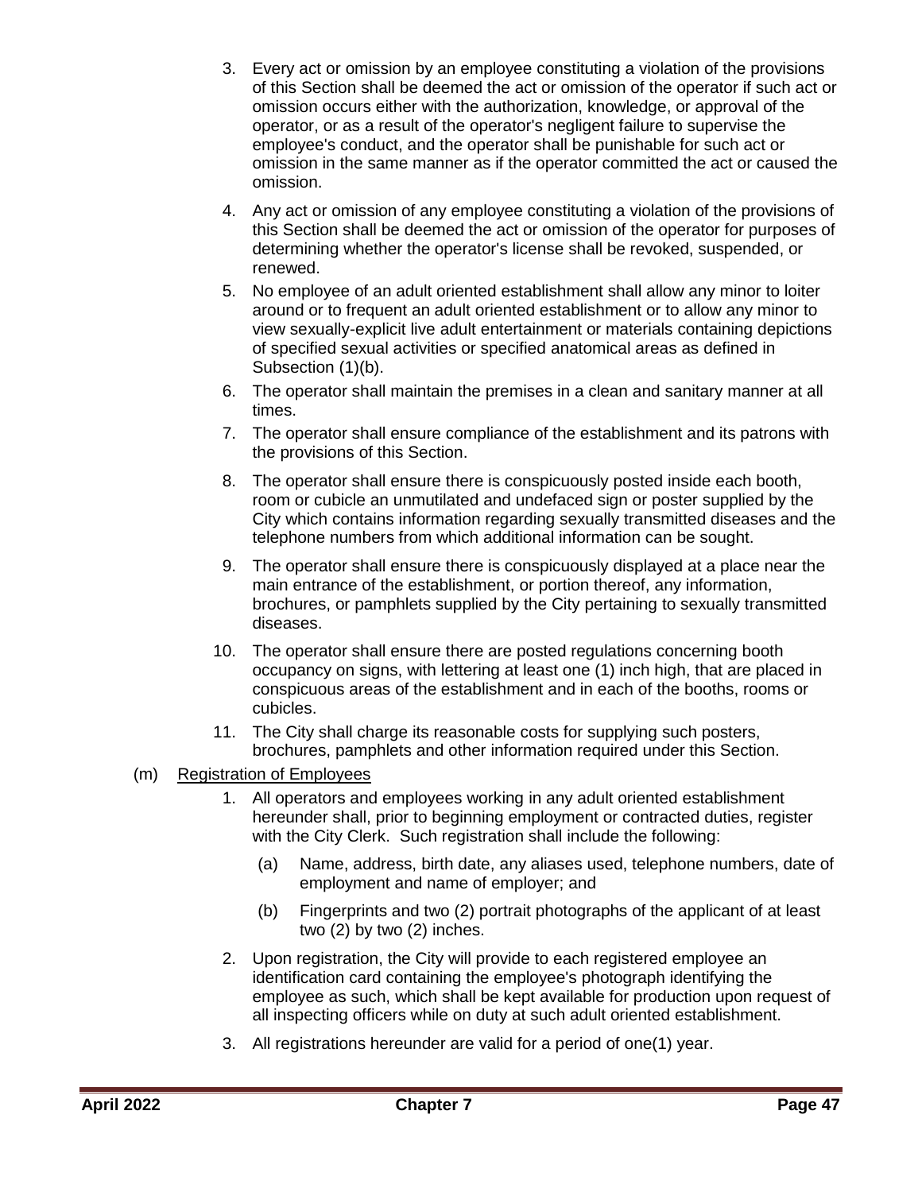3. Every act or omission by an employee constituting a violation of the provisions of this Section shall be deemed the act or omission of the operator if such act or omission occurs either with the authorization, knowledge, or approval of the operator, or as a result of the operator's negligent failure to supervise the employee's conduct, and the operator shall be punishable for such act or omission in the same manner as if the operator committed the act or caused the omission.
4. Any act or omission of any employee constituting a violation of the provisions of this Section shall be deemed the act or omission of the operator for purposes of determining whether the operator's license shall be revoked, suspended, or renewed.
5. No employee of an adult oriented establishment shall allow any minor to loiter around or to frequent an adult oriented establishment or to allow any minor to view sexually-explicit live adult entertainment or materials containing depictions of specified sexual activities or specified anatomical areas as defined in Subsection (1)(b).
6. The operator shall maintain the premises in a clean and sanitary manner at all times.
7. The operator shall ensure compliance of the establishment and its patrons with the provisions of this Section.
8. The operator shall ensure there is conspicuously posted inside each booth, room or cubicle an unmutilated and undefaced sign or poster supplied by the City which contains information regarding sexually transmitted diseases and the telephone numbers from which additional information can be sought.
9. The operator shall ensure there is conspicuously displayed at a place near the main entrance of the establishment, or portion thereof, any information, brochures, or pamphlets supplied by the City pertaining to sexually transmitted diseases.
10. The operator shall ensure there are posted regulations concerning booth occupancy on signs, with lettering at least one (1) inch high, that are placed in conspicuous areas of the establishment and in each of the booths, rooms or cubicles.
11. The City shall charge its reasonable costs for supplying such posters, brochures, pamphlets and other information required under this Section.

(m) Registration of Employees

1. All operators and employees working in any adult oriented establishment hereunder shall, prior to beginning employment or contracted duties, register with the City Clerk. Such registration shall include the following:
   (a) Name, address, birth date, any aliases used, telephone numbers, date of employment and name of employer; and
   (b) Fingerprints and two (2) portrait photographs of the applicant of at least two (2) by two (2) inches.
2. Upon registration, the City will provide to each registered employee an identification card containing the employee's photograph identifying the employee as such, which shall be kept available for production upon request of all inspecting officers while on duty at such adult oriented establishment.
3. All registrations hereunder are valid for a period of one(1) year.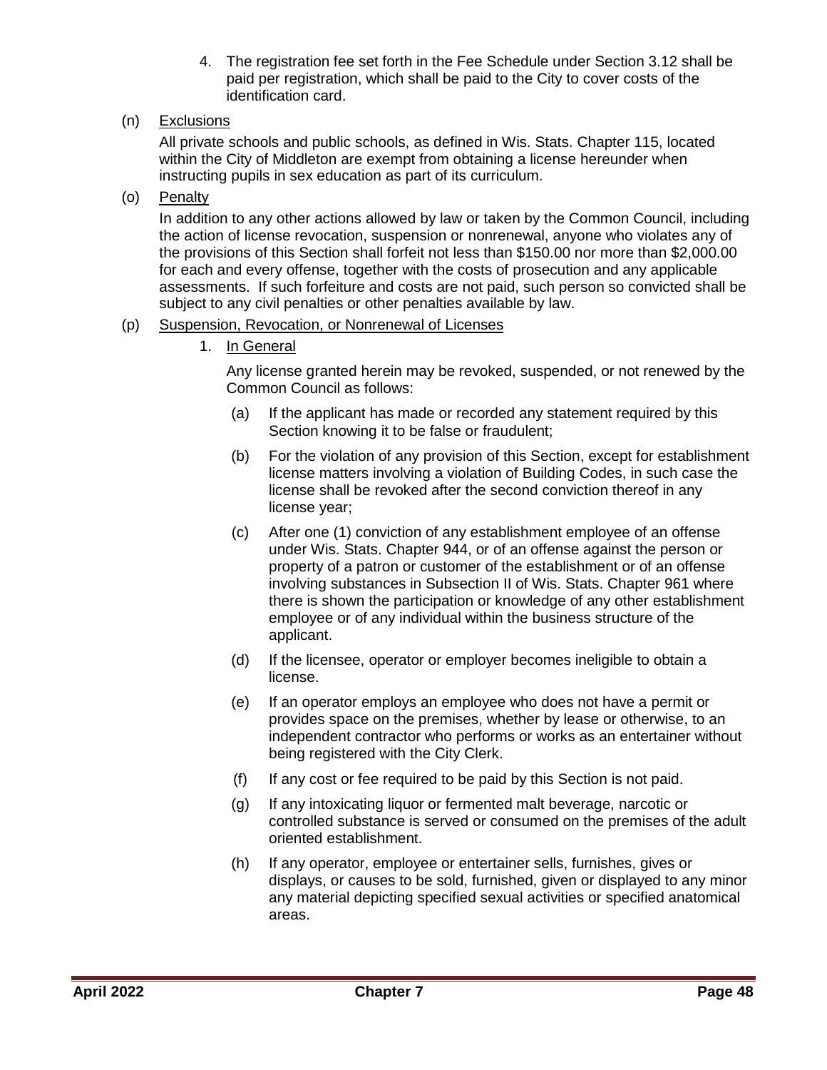4. The registration fee set forth in the Fee Schedule under Section 3.12 shall be paid per registration, which shall be paid to the City to cover costs of the identification card.

(n) Exclusions

All private schools and public schools, as defined in Wis. Stats. Chapter 115, located within the City of Middleton are exempt from obtaining a license hereunder when instructing pupils in sex education as part of its curriculum.

(o) Penalty

In addition to any other actions allowed by law or taken by the Common Council, including the action of license revocation, suspension or nonrenewal, anyone who violates any of the provisions of this Section shall forfeit not less than \$150.00 nor more than \$2,000.00 for each and every offense, together with the costs of prosecution and any applicable assessments. If such forfeiture and costs are not paid, such person so convicted shall be subject to any civil penalties or other penalties available by law.

(p) Suspension, Revocation, or Nonrenewal of Licenses

1. In General

   Any license granted herein may be revoked, suspended, or not renewed by the Common Council as follows:

   (a) If the applicant has made or recorded any statement required by this Section knowing it to be false or fraudulent;

   (b) For the violation of any provision of this Section, except for establishment license matters involving a violation of Building Codes, in such case the license shall be revoked after the second conviction thereof in any license year;

   (c) After one (1) conviction of any establishment employee of an offense under Wis. Stats. Chapter 944, or of an offense against the person or property of a patron or customer of the establishment or of an offense involving substances in Subsection II of Wis. Stats. Chapter 961 where there is shown the participation or knowledge of any other establishment employee or of any individual within the business structure of the applicant.

   (d) If the licensee, operator or employer becomes ineligible to obtain a license.

   (e) If an operator employs an employee who does not have a permit or provides space on the premises, whether by lease or otherwise, to an independent contractor who performs or works as an entertainer without being registered with the City Clerk.

   (f) If any cost or fee required to be paid by this Section is not paid.

   (g) If any intoxicating liquor or fermented malt beverage, narcotic or controlled substance is served or consumed on the premises of the adult oriented establishment.

   (h) If any operator, employee or entertainer sells, furnishes, gives or displays, or causes to be sold, furnished, given or displayed to any minor any material depicting specified sexual activities or specified anatomical areas.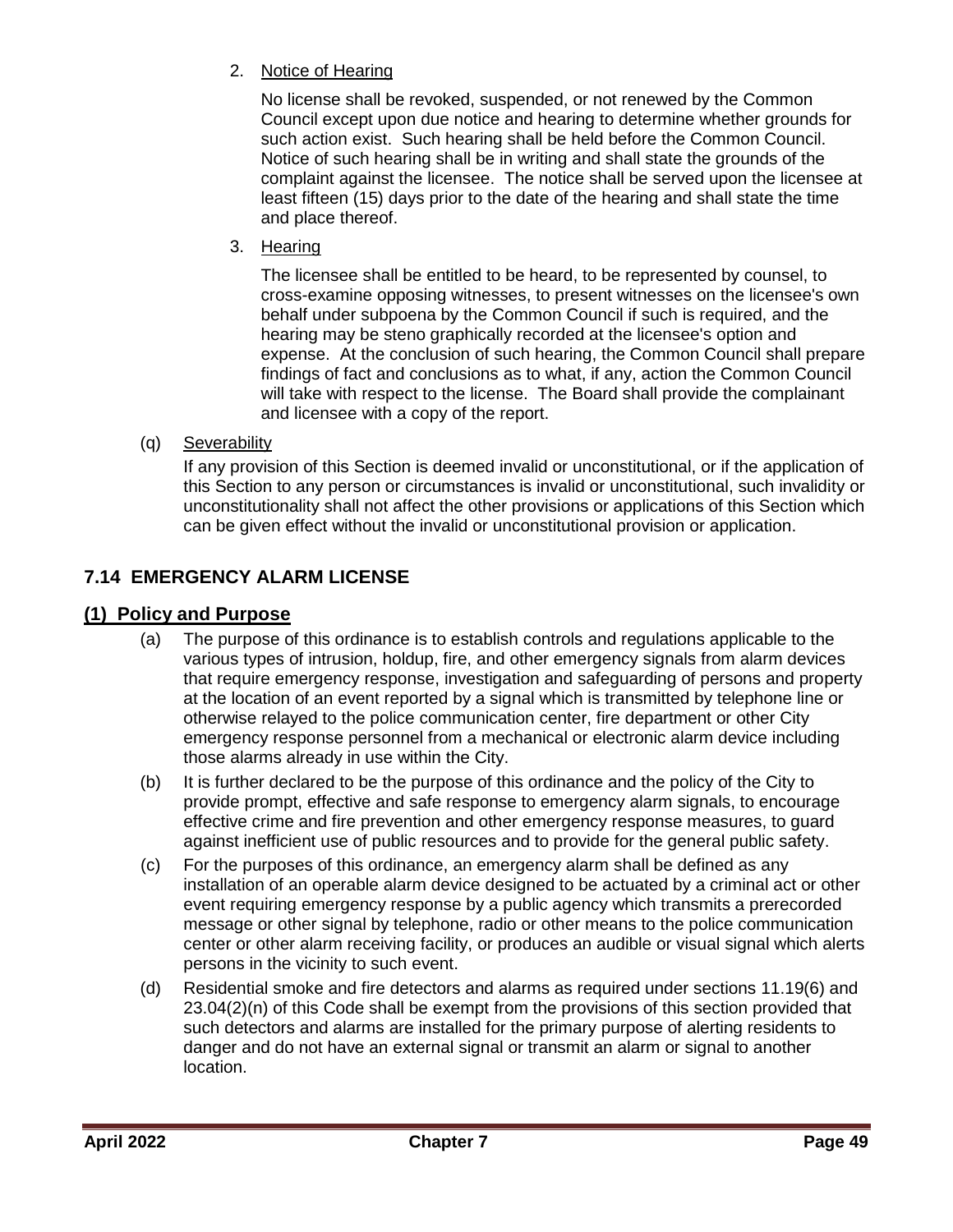2. Notice of Hearing

   No license shall be revoked, suspended, or not renewed by the Common Council except upon due notice and hearing to determine whether grounds for such action exist. Such hearing shall be held before the Common Council. Notice of such hearing shall be in writing and shall state the grounds of the complaint against the licensee. The notice shall be served upon the licensee at least fifteen (15) days prior to the date of the hearing and shall state the time and place thereof.

3. Hearing

   The licensee shall be entitled to be heard, to be represented by counsel, to cross-examine opposing witnesses, to present witnesses on the licensee's own behalf under subpoena by the Common Council if such is required, and the hearing may be steno graphically recorded at the licensee's option and expense. At the conclusion of such hearing, the Common Council shall prepare findings of fact and conclusions as to what, if any, action the Common Council will take with respect to the license. The Board shall provide the complainant and licensee with a copy of the report.

(q) Severability

If any provision of this Section is deemed invalid or unconstitutional, or if the application of this Section to any person or circumstances is invalid or unconstitutional, such invalidity or unconstitutionality shall not affect the other provisions or applications of this Section which can be given effect without the invalid or unconstitutional provision or application.

## 7.14 EMERGENCY ALARM LICENSE

### (1) Policy and Purpose

(a) The purpose of this ordinance is to establish controls and regulations applicable to the various types of intrusion, holdup, fire, and other emergency signals from alarm devices that require emergency response, investigation and safeguarding of persons and property at the location of an event reported by a signal which is transmitted by telephone line or otherwise relayed to the police communication center, fire department or other City emergency response personnel from a mechanical or electronic alarm device including those alarms already in use within the City.

(b) It is further declared to be the purpose of this ordinance and the policy of the City to provide prompt, effective and safe response to emergency alarm signals, to encourage effective crime and fire prevention and other emergency response measures, to guard against inefficient use of public resources and to provide for the general public safety.

(c) For the purposes of this ordinance, an emergency alarm shall be defined as any installation of an operable alarm device designed to be actuated by a criminal act or other event requiring emergency response by a public agency which transmits a prerecorded message or other signal by telephone, radio or other means to the police communication center or other alarm receiving facility, or produces an audible or visual signal which alerts persons in the vicinity to such event.

(d) Residential smoke and fire detectors and alarms as required under sections 11.19(6) and 23.04(2)(n) of this Code shall be exempt from the provisions of this section provided that such detectors and alarms are installed for the primary purpose of alerting residents to danger and do not have an external signal or transmit an alarm or signal to another location.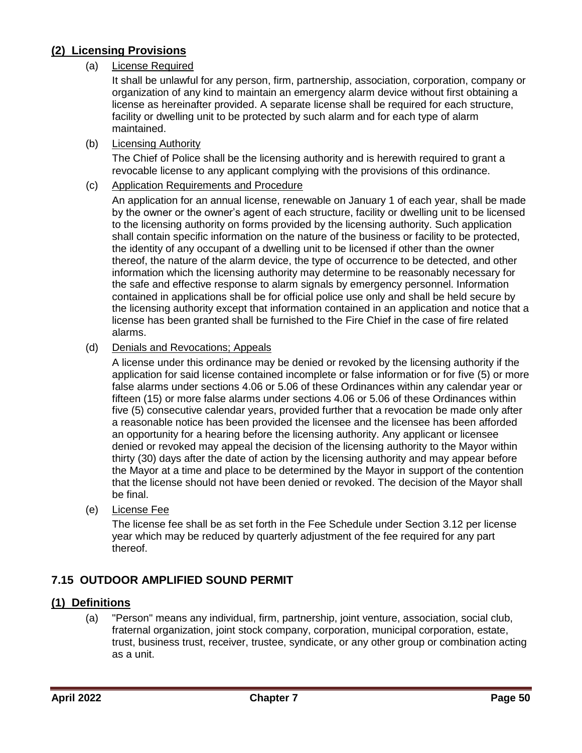## (2) Licensing Provisions

(a) License Required

It shall be unlawful for any person, firm, partnership, association, corporation, company or organization of any kind to maintain an emergency alarm device without first obtaining a license as hereinafter provided. A separate license shall be required for each structure, facility or dwelling unit to be protected by such alarm and for each type of alarm maintained.

(b) Licensing Authority

The Chief of Police shall be the licensing authority and is herewith required to grant a revocable license to any applicant complying with the provisions of this ordinance.

(c) Application Requirements and Procedure

An application for an annual license, renewable on January 1 of each year, shall be made by the owner or the owner's agent of each structure, facility or dwelling unit to be licensed to the licensing authority on forms provided by the licensing authority. Such application shall contain specific information on the nature of the business or facility to be protected, the identity of any occupant of a dwelling unit to be licensed if other than the owner thereof, the nature of the alarm device, the type of occurrence to be detected, and other information which the licensing authority may determine to be reasonably necessary for the safe and effective response to alarm signals by emergency personnel. Information contained in applications shall be for official police use only and shall be held secure by the licensing authority except that information contained in an application and notice that a license has been granted shall be furnished to the Fire Chief in the case of fire related alarms.

(d) Denials and Revocations; Appeals

A license under this ordinance may be denied or revoked by the licensing authority if the application for said license contained incomplete or false information or for five (5) or more false alarms under sections 4.06 or 5.06 of these Ordinances within any calendar year or fifteen (15) or more false alarms under sections 4.06 or 5.06 of these Ordinances within five (5) consecutive calendar years, provided further that a revocation be made only after a reasonable notice has been provided the licensee and the licensee has been afforded an opportunity for a hearing before the licensing authority. Any applicant or licensee denied or revoked may appeal the decision of the licensing authority to the Mayor within thirty (30) days after the date of action by the licensing authority and may appear before the Mayor at a time and place to be determined by the Mayor in support of the contention that the license should not have been denied or revoked. The decision of the Mayor shall be final.

(e) License Fee

The license fee shall be as set forth in the Fee Schedule under Section 3.12 per license year which may be reduced by quarterly adjustment of the fee required for any part thereof.

# 7.15 OUTDOOR AMPLIFIED SOUND PERMIT

## (1) Definitions

(a) "Person" means any individual, firm, partnership, joint venture, association, social club, fraternal organization, joint stock company, corporation, municipal corporation, estate, trust, business trust, receiver, trustee, syndicate, or any other group or combination acting as a unit.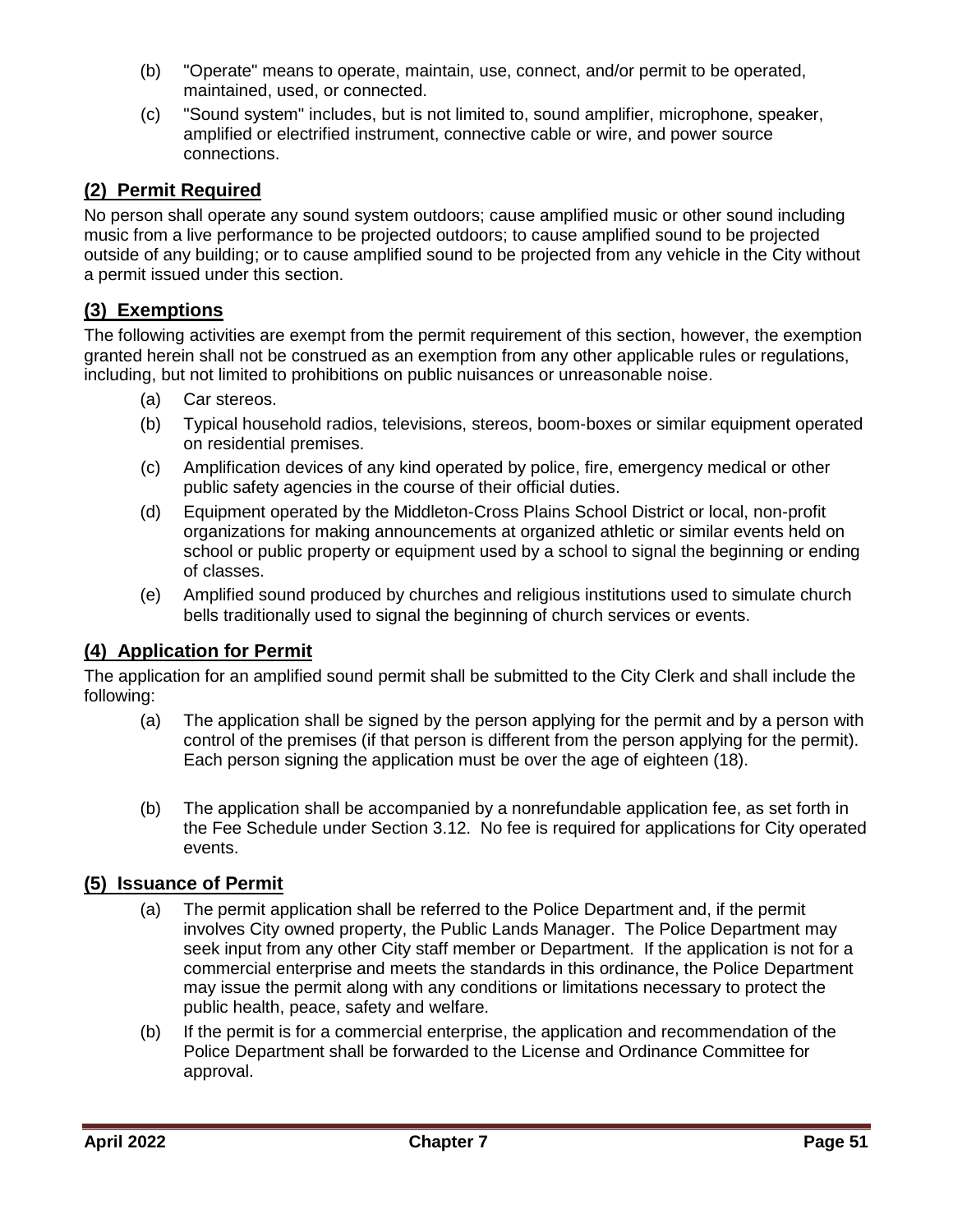(b) "Operate" means to operate, maintain, use, connect, and/or permit to be operated, maintained, used, or connected.

(c) "Sound system" includes, but is not limited to, sound amplifier, microphone, speaker, amplified or electrified instrument, connective cable or wire, and power source connections.

## (2) Permit Required

No person shall operate any sound system outdoors; cause amplified music or other sound including music from a live performance to be projected outdoors; to cause amplified sound to be projected outside of any building; or to cause amplified sound to be projected from any vehicle in the City without a permit issued under this section.

## (3) Exemptions

The following activities are exempt from the permit requirement of this section, however, the exemption granted herein shall not be construed as an exemption from any other applicable rules or regulations, including, but not limited to prohibitions on public nuisances or unreasonable noise.

(a) Car stereos.

(b) Typical household radios, televisions, stereos, boom-boxes or similar equipment operated on residential premises.

(c) Amplification devices of any kind operated by police, fire, emergency medical or other public safety agencies in the course of their official duties.

(d) Equipment operated by the Middleton-Cross Plains School District or local, non-profit organizations for making announcements at organized athletic or similar events held on school or public property or equipment used by a school to signal the beginning or ending of classes.

(e) Amplified sound produced by churches and religious institutions used to simulate church bells traditionally used to signal the beginning of church services or events.

## (4) Application for Permit

The application for an amplified sound permit shall be submitted to the City Clerk and shall include the following:

(a) The application shall be signed by the person applying for the permit and by a person with control of the premises (if that person is different from the person applying for the permit). Each person signing the application must be over the age of eighteen (18).

(b) The application shall be accompanied by a nonrefundable application fee, as set forth in the Fee Schedule under Section 3.12. No fee is required for applications for City operated events.

## (5) Issuance of Permit

(a) The permit application shall be referred to the Police Department and, if the permit involves City owned property, the Public Lands Manager. The Police Department may seek input from any other City staff member or Department. If the application is not for a commercial enterprise and meets the standards in this ordinance, the Police Department may issue the permit along with any conditions or limitations necessary to protect the public health, peace, safety and welfare.

(b) If the permit is for a commercial enterprise, the application and recommendation of the Police Department shall be forwarded to the License and Ordinance Committee for approval.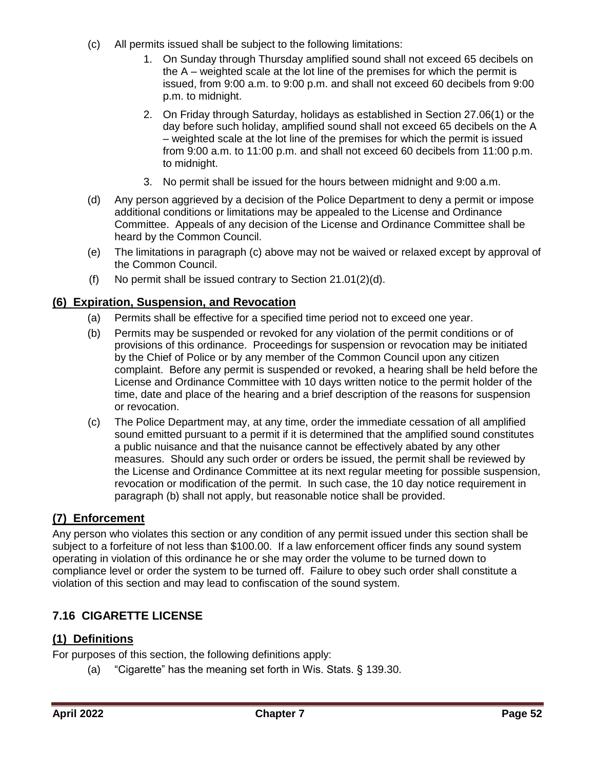(c) All permits issued shall be subject to the following limitations:

1. On Sunday through Thursday amplified sound shall not exceed 65 decibels on the A – weighted scale at the lot line of the premises for which the permit is issued, from 9:00 a.m. to 9:00 p.m. and shall not exceed 60 decibels from 9:00 p.m. to midnight.
2. On Friday through Saturday, holidays as established in Section 27.06(1) or the day before such holiday, amplified sound shall not exceed 65 decibels on the A – weighted scale at the lot line of the premises for which the permit is issued from 9:00 a.m. to 11:00 p.m. and shall not exceed 60 decibels from 11:00 p.m. to midnight.
3. No permit shall be issued for the hours between midnight and 9:00 a.m.

(d) Any person aggrieved by a decision of the Police Department to deny a permit or impose additional conditions or limitations may be appealed to the License and Ordinance Committee. Appeals of any decision of the License and Ordinance Committee shall be heard by the Common Council.

(e) The limitations in paragraph (c) above may not be waived or relaxed except by approval of the Common Council.

(f) No permit shall be issued contrary to Section 21.01(2)(d).

## (6) Expiration, Suspension, and Revocation

(a) Permits shall be effective for a specified time period not to exceed one year.

(b) Permits may be suspended or revoked for any violation of the permit conditions or of provisions of this ordinance. Proceedings for suspension or revocation may be initiated by the Chief of Police or by any member of the Common Council upon any citizen complaint. Before any permit is suspended or revoked, a hearing shall be held before the License and Ordinance Committee with 10 days written notice to the permit holder of the time, date and place of the hearing and a brief description of the reasons for suspension or revocation.

(c) The Police Department may, at any time, order the immediate cessation of all amplified sound emitted pursuant to a permit if it is determined that the amplified sound constitutes a public nuisance and that the nuisance cannot be effectively abated by any other measures. Should any such order or orders be issued, the permit shall be reviewed by the License and Ordinance Committee at its next regular meeting for possible suspension, revocation or modification of the permit. In such case, the 10 day notice requirement in paragraph (b) shall not apply, but reasonable notice shall be provided.

## (7) Enforcement

Any person who violates this section or any condition of any permit issued under this section shall be subject to a forfeiture of not less than $100.00. If a law enforcement officer finds any sound system operating in violation of this ordinance he or she may order the volume to be turned down to compliance level or order the system to be turned off. Failure to obey such order shall constitute a violation of this section and may lead to confiscation of the sound system.

# 7.16 CIGARETTE LICENSE

## (1) Definitions

For purposes of this section, the following definitions apply:

(a) "Cigarette" has the meaning set forth in Wis. Stats. § 139.30.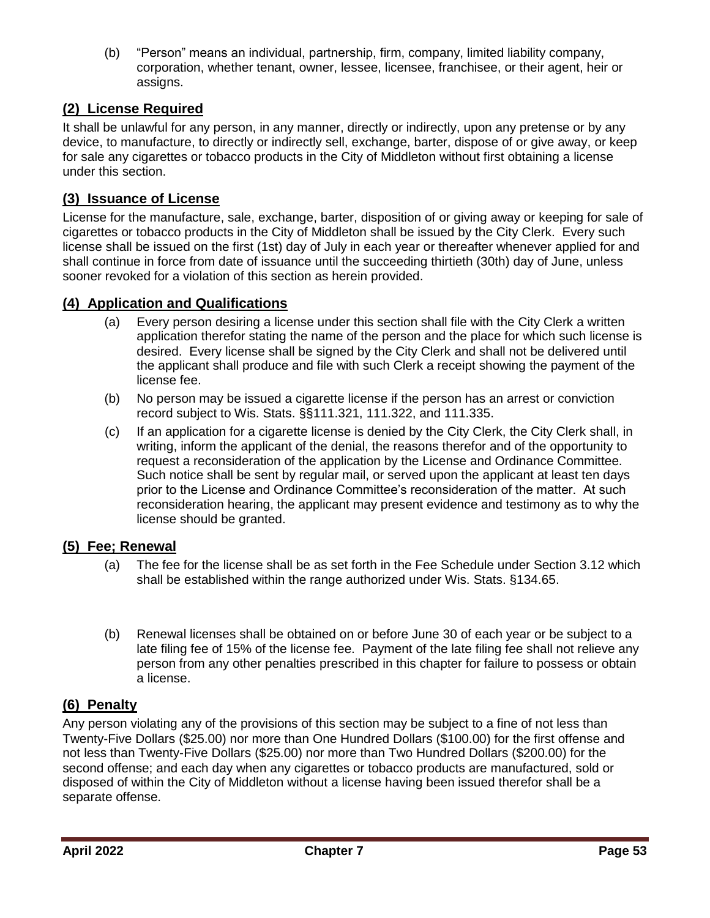(b) "Person" means an individual, partnership, firm, company, limited liability company, corporation, whether tenant, owner, lessee, licensee, franchisee, or their agent, heir or assigns.

## (2) License Required

It shall be unlawful for any person, in any manner, directly or indirectly, upon any pretense or by any device, to manufacture, to directly or indirectly sell, exchange, barter, dispose of or give away, or keep for sale any cigarettes or tobacco products in the City of Middleton without first obtaining a license under this section.

## (3) Issuance of License

License for the manufacture, sale, exchange, barter, disposition of or giving away or keeping for sale of cigarettes or tobacco products in the City of Middleton shall be issued by the City Clerk. Every such license shall be issued on the first (1st) day of July in each year or thereafter whenever applied for and shall continue in force from date of issuance until the succeeding thirtieth (30th) day of June, unless sooner revoked for a violation of this section as herein provided.

## (4) Application and Qualifications

(a) Every person desiring a license under this section shall file with the City Clerk a written application therefor stating the name of the person and the place for which such license is desired. Every license shall be signed by the City Clerk and shall not be delivered until the applicant shall produce and file with such Clerk a receipt showing the payment of the license fee.

(b) No person may be issued a cigarette license if the person has an arrest or conviction record subject to Wis. Stats. §§111.321, 111.322, and 111.335.

(c) If an application for a cigarette license is denied by the City Clerk, the City Clerk shall, in writing, inform the applicant of the denial, the reasons therefor and of the opportunity to request a reconsideration of the application by the License and Ordinance Committee. Such notice shall be sent by regular mail, or served upon the applicant at least ten days prior to the License and Ordinance Committee's reconsideration of the matter. At such reconsideration hearing, the applicant may present evidence and testimony as to why the license should be granted.

## (5) Fee; Renewal

(a) The fee for the license shall be as set forth in the Fee Schedule under Section 3.12 which shall be established within the range authorized under Wis. Stats. §134.65.

(b) Renewal licenses shall be obtained on or before June 30 of each year or be subject to a late filing fee of 15% of the license fee. Payment of the late filing fee shall not relieve any person from any other penalties prescribed in this chapter for failure to possess or obtain a license.

## (6) Penalty

Any person violating any of the provisions of this section may be subject to a fine of not less than Twenty-Five Dollars ($25.00) nor more than One Hundred Dollars ($100.00) for the first offense and not less than Twenty-Five Dollars ($25.00) nor more than Two Hundred Dollars ($200.00) for the second offense; and each day when any cigarettes or tobacco products are manufactured, sold or disposed of within the City of Middleton without a license having been issued therefor shall be a separate offense.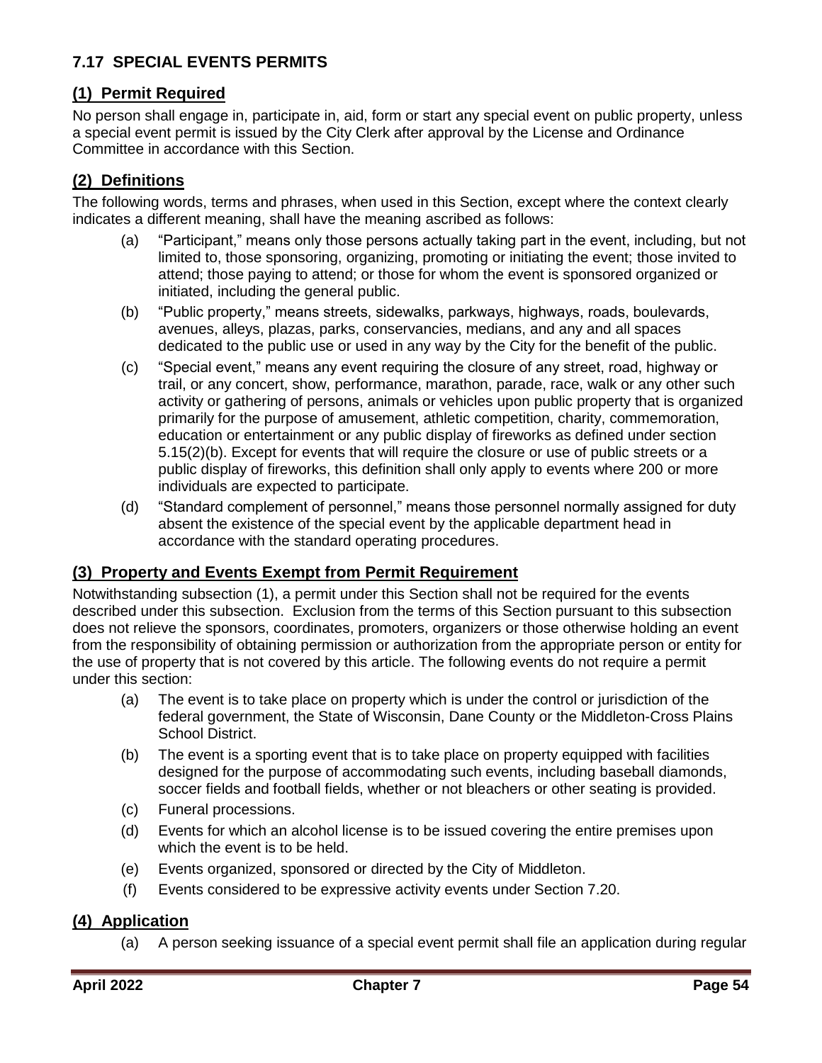## 7.17 SPECIAL EVENTS PERMITS

### (1) Permit Required

No person shall engage in, participate in, aid, form or start any special event on public property, unless a special event permit is issued by the City Clerk after approval by the License and Ordinance Committee in accordance with this Section.

### (2) Definitions

The following words, terms and phrases, when used in this Section, except where the context clearly indicates a different meaning, shall have the meaning ascribed as follows:

(a) "Participant," means only those persons actually taking part in the event, including, but not limited to, those sponsoring, organizing, promoting or initiating the event; those invited to attend; those paying to attend; or those for whom the event is sponsored organized or initiated, including the general public.

(b) "Public property," means streets, sidewalks, parkways, highways, roads, boulevards, avenues, alleys, plazas, parks, conservancies, medians, and any and all spaces dedicated to the public use or used in any way by the City for the benefit of the public.

(c) "Special event," means any event requiring the closure of any street, road, highway or trail, or any concert, show, performance, marathon, parade, race, walk or any other such activity or gathering of persons, animals or vehicles upon public property that is organized primarily for the purpose of amusement, athletic competition, charity, commemoration, education or entertainment or any public display of fireworks as defined under section 5.15(2)(b). Except for events that will require the closure or use of public streets or a public display of fireworks, this definition shall only apply to events where 200 or more individuals are expected to participate.

(d) "Standard complement of personnel," means those personnel normally assigned for duty absent the existence of the special event by the applicable department head in accordance with the standard operating procedures.

### (3) Property and Events Exempt from Permit Requirement

Notwithstanding subsection (1), a permit under this Section shall not be required for the events described under this subsection. Exclusion from the terms of this Section pursuant to this subsection does not relieve the sponsors, coordinates, promoters, organizers or those otherwise holding an event from the responsibility of obtaining permission or authorization from the appropriate person or entity for the use of property that is not covered by this article. The following events do not require a permit under this section:

(a) The event is to take place on property which is under the control or jurisdiction of the federal government, the State of Wisconsin, Dane County or the Middleton-Cross Plains School District.

(b) The event is a sporting event that is to take place on property equipped with facilities designed for the purpose of accommodating such events, including baseball diamonds, soccer fields and football fields, whether or not bleachers or other seating is provided.

(c) Funeral processions.

(d) Events for which an alcohol license is to be issued covering the entire premises upon which the event is to be held.

(e) Events organized, sponsored or directed by the City of Middleton.

(f) Events considered to be expressive activity events under Section 7.20.

### (4) Application

(a) A person seeking issuance of a special event permit shall file an application during regular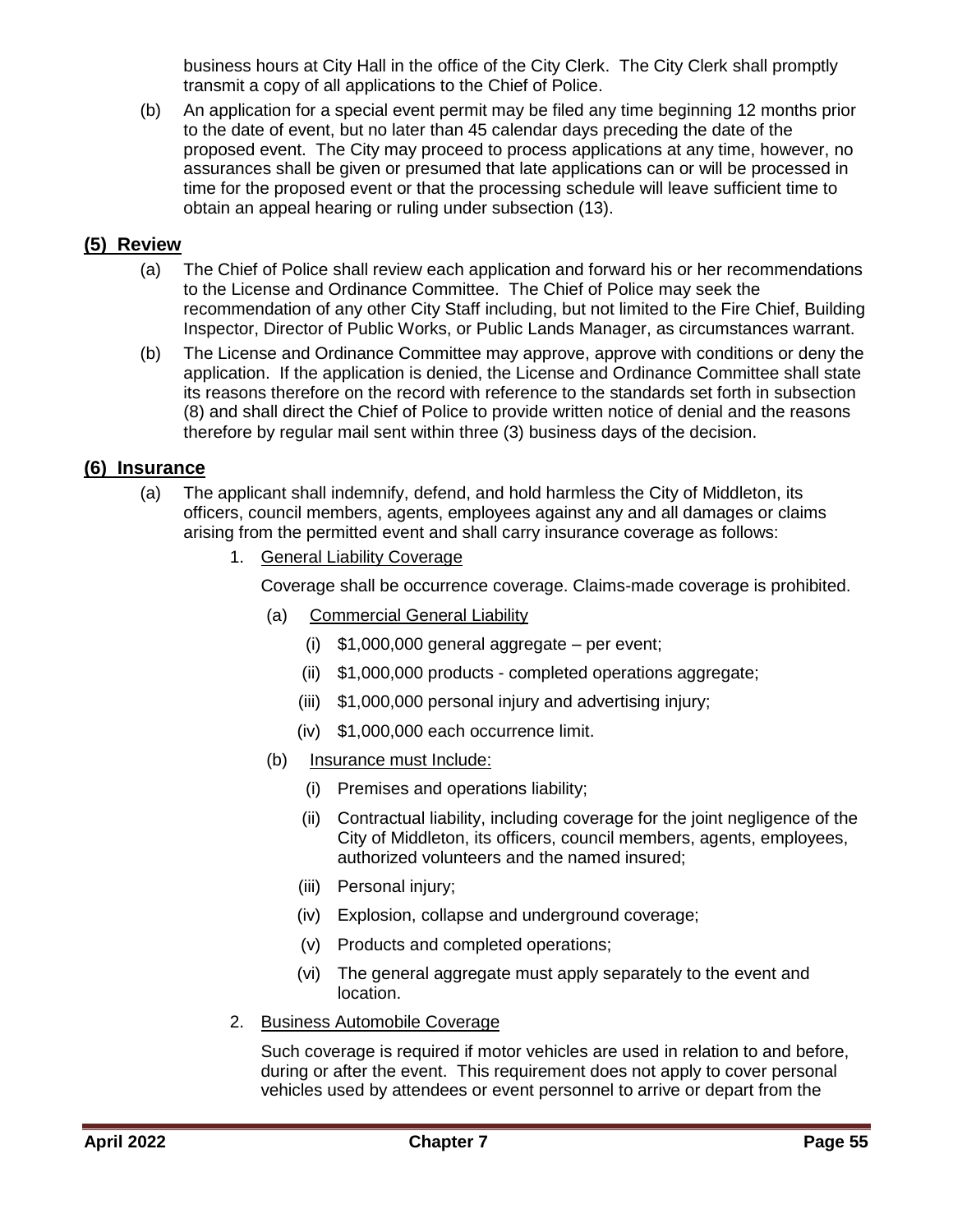business hours at City Hall in the office of the City Clerk. The City Clerk shall promptly transmit a copy of all applications to the Chief of Police.

(b) An application for a special event permit may be filed any time beginning 12 months prior to the date of event, but no later than 45 calendar days preceding the date of the proposed event. The City may proceed to process applications at any time, however, no assurances shall be given or presumed that late applications can or will be processed in time for the proposed event or that the processing schedule will leave sufficient time to obtain an appeal hearing or ruling under subsection (13).

## (5) Review

(a) The Chief of Police shall review each application and forward his or her recommendations to the License and Ordinance Committee. The Chief of Police may seek the recommendation of any other City Staff including, but not limited to the Fire Chief, Building Inspector, Director of Public Works, or Public Lands Manager, as circumstances warrant.

(b) The License and Ordinance Committee may approve, approve with conditions or deny the application. If the application is denied, the License and Ordinance Committee shall state its reasons therefore on the record with reference to the standards set forth in subsection (8) and shall direct the Chief of Police to provide written notice of denial and the reasons therefore by regular mail sent within three (3) business days of the decision.

## (6) Insurance

(a) The applicant shall indemnify, defend, and hold harmless the City of Middleton, its officers, council members, agents, employees against any and all damages or claims arising from the permitted event and shall carry insurance coverage as follows:

1. General Liability Coverage

   Coverage shall be occurrence coverage. Claims-made coverage is prohibited.

   (a) Commercial General Liability

   (i) $1,000,000 general aggregate – per event;

   (ii) $1,000,000 products - completed operations aggregate;

   (iii) $1,000,000 personal injury and advertising injury;

   (iv) $1,000,000 each occurrence limit.

   (b) Insurance must Include:

   (i) Premises and operations liability;

   (ii) Contractual liability, including coverage for the joint negligence of the City of Middleton, its officers, council members, agents, employees, authorized volunteers and the named insured;

   (iii) Personal injury;

   (iv) Explosion, collapse and underground coverage;

   (v) Products and completed operations;

   (vi) The general aggregate must apply separately to the event and location.

2. Business Automobile Coverage

   Such coverage is required if motor vehicles are used in relation to and before, during or after the event. This requirement does not apply to cover personal vehicles used by attendees or event personnel to arrive or depart from the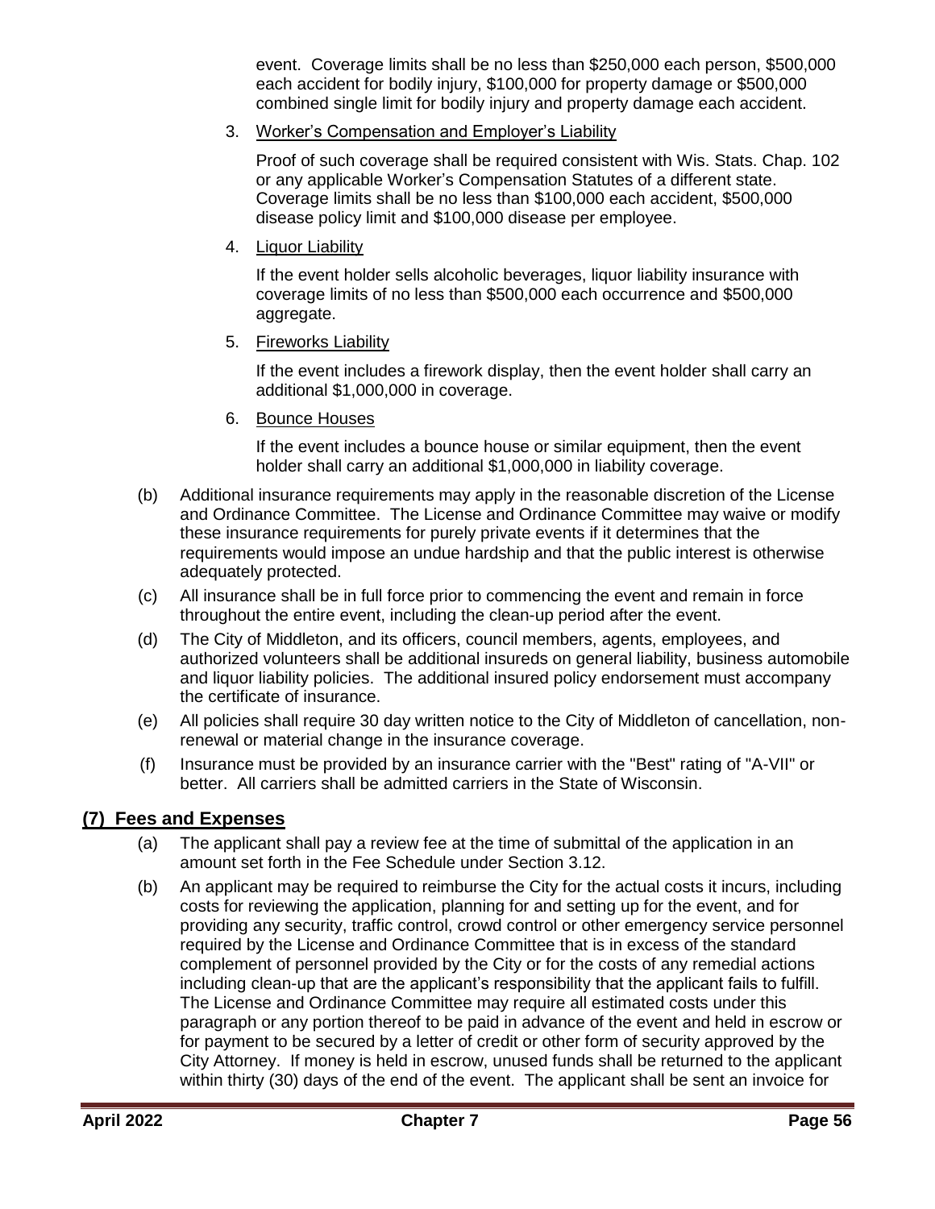event. Coverage limits shall be no less than $250,000 each person, $500,000 each accident for bodily injury, $100,000 for property damage or $500,000 combined single limit for bodily injury and property damage each accident.

3. Worker's Compensation and Employer's Liability

   Proof of such coverage shall be required consistent with Wis. Stats. Chap. 102 or any applicable Worker's Compensation Statutes of a different state. Coverage limits shall be no less than $100,000 each accident, $500,000 disease policy limit and $100,000 disease per employee.

4. Liquor Liability

   If the event holder sells alcoholic beverages, liquor liability insurance with coverage limits of no less than $500,000 each occurrence and $500,000 aggregate.

5. Fireworks Liability

   If the event includes a firework display, then the event holder shall carry an additional $1,000,000 in coverage.

6. Bounce Houses

   If the event includes a bounce house or similar equipment, then the event holder shall carry an additional $1,000,000 in liability coverage.

(b) Additional insurance requirements may apply in the reasonable discretion of the License and Ordinance Committee. The License and Ordinance Committee may waive or modify these insurance requirements for purely private events if it determines that the requirements would impose an undue hardship and that the public interest is otherwise adequately protected.

(c) All insurance shall be in full force prior to commencing the event and remain in force throughout the entire event, including the clean-up period after the event.

(d) The City of Middleton, and its officers, council members, agents, employees, and authorized volunteers shall be additional insureds on general liability, business automobile and liquor liability policies. The additional insured policy endorsement must accompany the certificate of insurance.

(e) All policies shall require 30 day written notice to the City of Middleton of cancellation, non-renewal or material change in the insurance coverage.

(f) Insurance must be provided by an insurance carrier with the "Best" rating of "A-VII" or better. All carriers shall be admitted carriers in the State of Wisconsin.

## (7) Fees and Expenses

(a) The applicant shall pay a review fee at the time of submittal of the application in an amount set forth in the Fee Schedule under Section 3.12.

(b) An applicant may be required to reimburse the City for the actual costs it incurs, including costs for reviewing the application, planning for and setting up for the event, and for providing any security, traffic control, crowd control or other emergency service personnel required by the License and Ordinance Committee that is in excess of the standard complement of personnel provided by the City or for the costs of any remedial actions including clean-up that are the applicant's responsibility that the applicant fails to fulfill. The License and Ordinance Committee may require all estimated costs under this paragraph or any portion thereof to be paid in advance of the event and held in escrow or for payment to be secured by a letter of credit or other form of security approved by the City Attorney. If money is held in escrow, unused funds shall be returned to the applicant within thirty (30) days of the end of the event. The applicant shall be sent an invoice for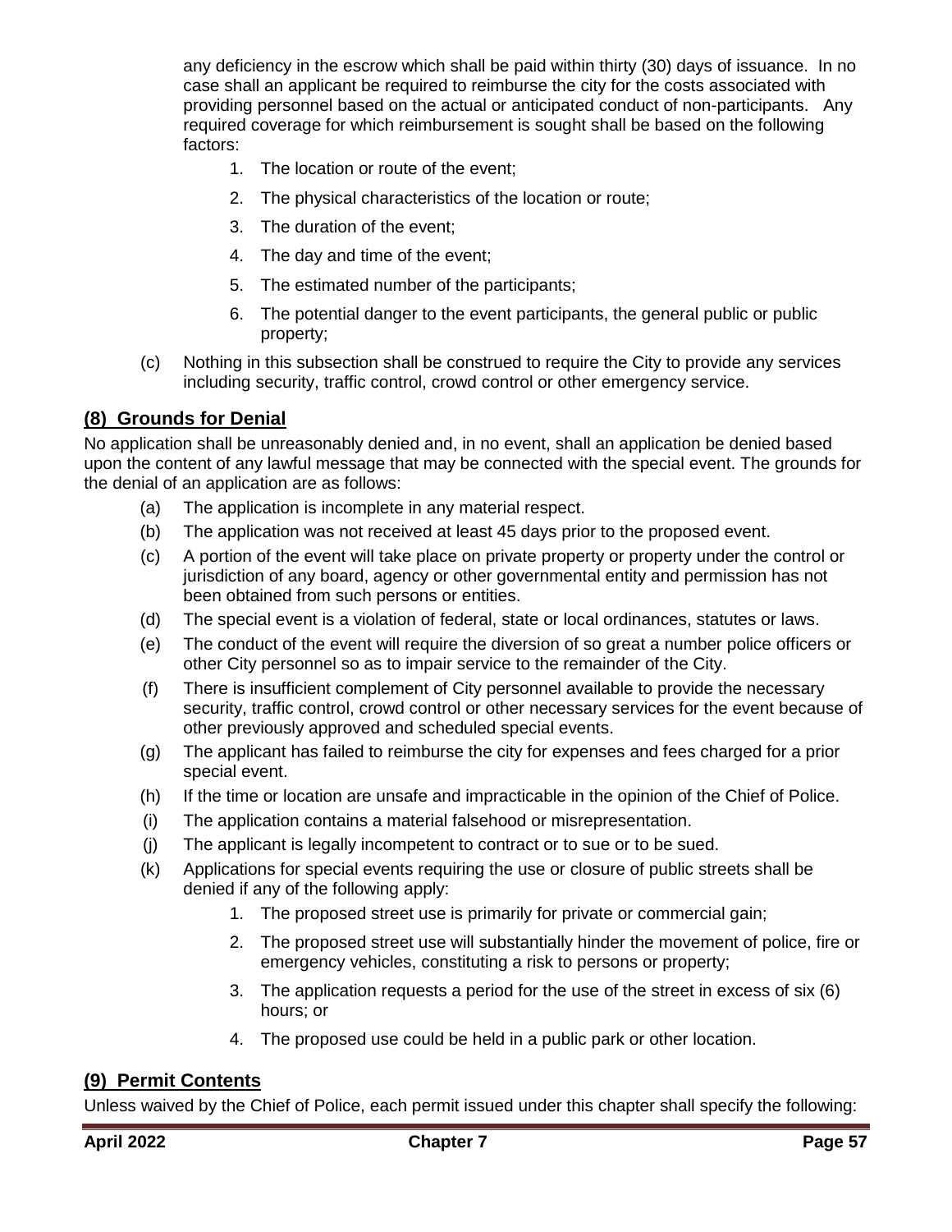any deficiency in the escrow which shall be paid within thirty (30) days of issuance. In no case shall an applicant be required to reimburse the city for the costs associated with providing personnel based on the actual or anticipated conduct of non-participants. Any required coverage for which reimbursement is sought shall be based on the following factors:

1. The location or route of the event;
2. The physical characteristics of the location or route;
3. The duration of the event;
4. The day and time of the event;
5. The estimated number of the participants;
6. The potential danger to the event participants, the general public or public property;

(c) Nothing in this subsection shall be construed to require the City to provide any services including security, traffic control, crowd control or other emergency service.

## (8) Grounds for Denial

No application shall be unreasonably denied and, in no event, shall an application be denied based upon the content of any lawful message that may be connected with the special event. The grounds for the denial of an application are as follows:

(a) The application is incomplete in any material respect.

(b) The application was not received at least 45 days prior to the proposed event.

(c) A portion of the event will take place on private property or property under the control or jurisdiction of any board, agency or other governmental entity and permission has not been obtained from such persons or entities.

(d) The special event is a violation of federal, state or local ordinances, statutes or laws.

(e) The conduct of the event will require the diversion of so great a number police officers or other City personnel so as to impair service to the remainder of the City.

(f) There is insufficient complement of City personnel available to provide the necessary security, traffic control, crowd control or other necessary services for the event because of other previously approved and scheduled special events.

(g) The applicant has failed to reimburse the city for expenses and fees charged for a prior special event.

(h) If the time or location are unsafe and impracticable in the opinion of the Chief of Police.

(i) The application contains a material falsehood or misrepresentation.

(j) The applicant is legally incompetent to contract or to sue or to be sued.

(k) Applications for special events requiring the use or closure of public streets shall be denied if any of the following apply:

1. The proposed street use is primarily for private or commercial gain;
2. The proposed street use will substantially hinder the movement of police, fire or emergency vehicles, constituting a risk to persons or property;
3. The application requests a period for the use of the street in excess of six (6) hours; or
4. The proposed use could be held in a public park or other location.

## (9) Permit Contents

Unless waived by the Chief of Police, each permit issued under this chapter shall specify the following: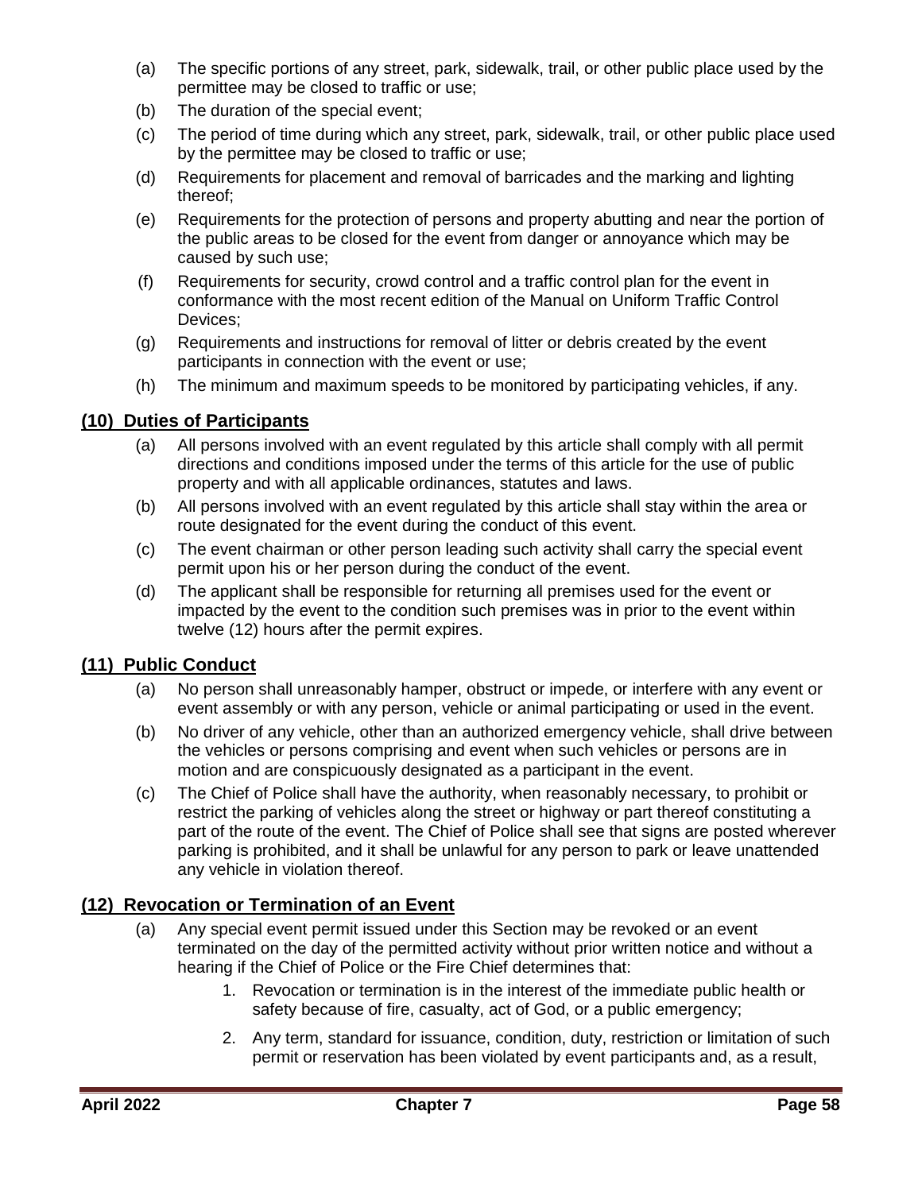(a) The specific portions of any street, park, sidewalk, trail, or other public place used by the permittee may be closed to traffic or use;

(b) The duration of the special event;

(c) The period of time during which any street, park, sidewalk, trail, or other public place used by the permittee may be closed to traffic or use;

(d) Requirements for placement and removal of barricades and the marking and lighting thereof;

(e) Requirements for the protection of persons and property abutting and near the portion of the public areas to be closed for the event from danger or annoyance which may be caused by such use;

(f) Requirements for security, crowd control and a traffic control plan for the event in conformance with the most recent edition of the Manual on Uniform Traffic Control Devices;

(g) Requirements and instructions for removal of litter or debris created by the event participants in connection with the event or use;

(h) The minimum and maximum speeds to be monitored by participating vehicles, if any.

## (10) Duties of Participants

(a) All persons involved with an event regulated by this article shall comply with all permit directions and conditions imposed under the terms of this article for the use of public property and with all applicable ordinances, statutes and laws.

(b) All persons involved with an event regulated by this article shall stay within the area or route designated for the event during the conduct of this event.

(c) The event chairman or other person leading such activity shall carry the special event permit upon his or her person during the conduct of the event.

(d) The applicant shall be responsible for returning all premises used for the event or impacted by the event to the condition such premises was in prior to the event within twelve (12) hours after the permit expires.

## (11) Public Conduct

(a) No person shall unreasonably hamper, obstruct or impede, or interfere with any event or event assembly or with any person, vehicle or animal participating or used in the event.

(b) No driver of any vehicle, other than an authorized emergency vehicle, shall drive between the vehicles or persons comprising and event when such vehicles or persons are in motion and are conspicuously designated as a participant in the event.

(c) The Chief of Police shall have the authority, when reasonably necessary, to prohibit or restrict the parking of vehicles along the street or highway or part thereof constituting a part of the route of the event. The Chief of Police shall see that signs are posted wherever parking is prohibited, and it shall be unlawful for any person to park or leave unattended any vehicle in violation thereof.

## (12) Revocation or Termination of an Event

(a) Any special event permit issued under this Section may be revoked or an event terminated on the day of the permitted activity without prior written notice and without a hearing if the Chief of Police or the Fire Chief determines that:

1. Revocation or termination is in the interest of the immediate public health or safety because of fire, casualty, act of God, or a public emergency;

2. Any term, standard for issuance, condition, duty, restriction or limitation of such permit or reservation has been violated by event participants and, as a result,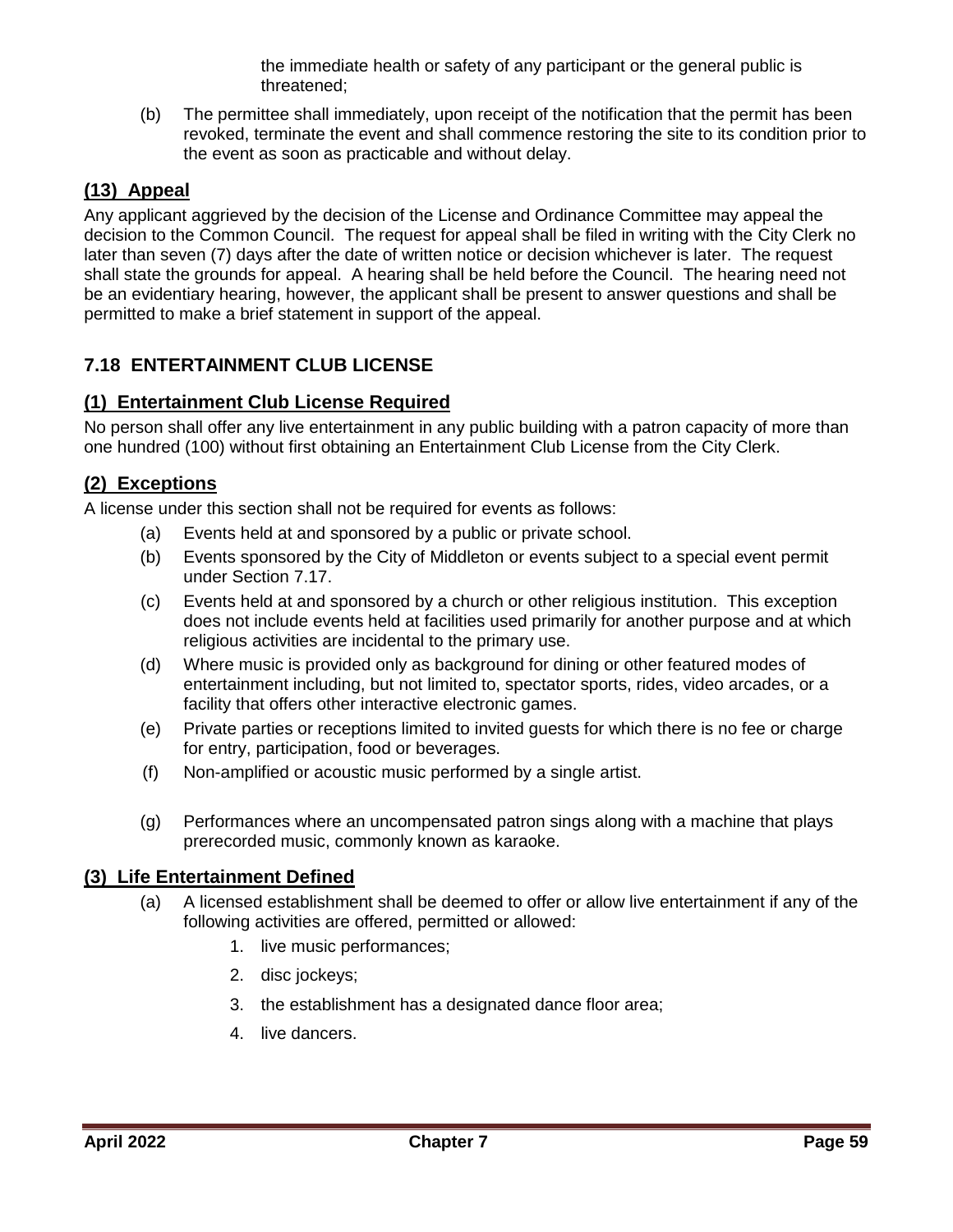the immediate health or safety of any participant or the general public is threatened;

(b) The permittee shall immediately, upon receipt of the notification that the permit has been revoked, terminate the event and shall commence restoring the site to its condition prior to the event as soon as practicable and without delay.

### (13) Appeal

Any applicant aggrieved by the decision of the License and Ordinance Committee may appeal the decision to the Common Council. The request for appeal shall be filed in writing with the City Clerk no later than seven (7) days after the date of written notice or decision whichever is later. The request shall state the grounds for appeal. A hearing shall be held before the Council. The hearing need not be an evidentiary hearing, however, the applicant shall be present to answer questions and shall be permitted to make a brief statement in support of the appeal.

## 7.18 ENTERTAINMENT CLUB LICENSE

### (1) Entertainment Club License Required

No person shall offer any live entertainment in any public building with a patron capacity of more than one hundred (100) without first obtaining an Entertainment Club License from the City Clerk.

### (2) Exceptions

A license under this section shall not be required for events as follows:

(a) Events held at and sponsored by a public or private school.

(b) Events sponsored by the City of Middleton or events subject to a special event permit under Section 7.17.

(c) Events held at and sponsored by a church or other religious institution. This exception does not include events held at facilities used primarily for another purpose and at which religious activities are incidental to the primary use.

(d) Where music is provided only as background for dining or other featured modes of entertainment including, but not limited to, spectator sports, rides, video arcades, or a facility that offers other interactive electronic games.

(e) Private parties or receptions limited to invited guests for which there is no fee or charge for entry, participation, food or beverages.

(f) Non-amplified or acoustic music performed by a single artist.

(g) Performances where an uncompensated patron sings along with a machine that plays prerecorded music, commonly known as karaoke.

### (3) Life Entertainment Defined

(a) A licensed establishment shall be deemed to offer or allow live entertainment if any of the following activities are offered, permitted or allowed:

1. live music performances;
2. disc jockeys;
3. the establishment has a designated dance floor area;
4. live dancers.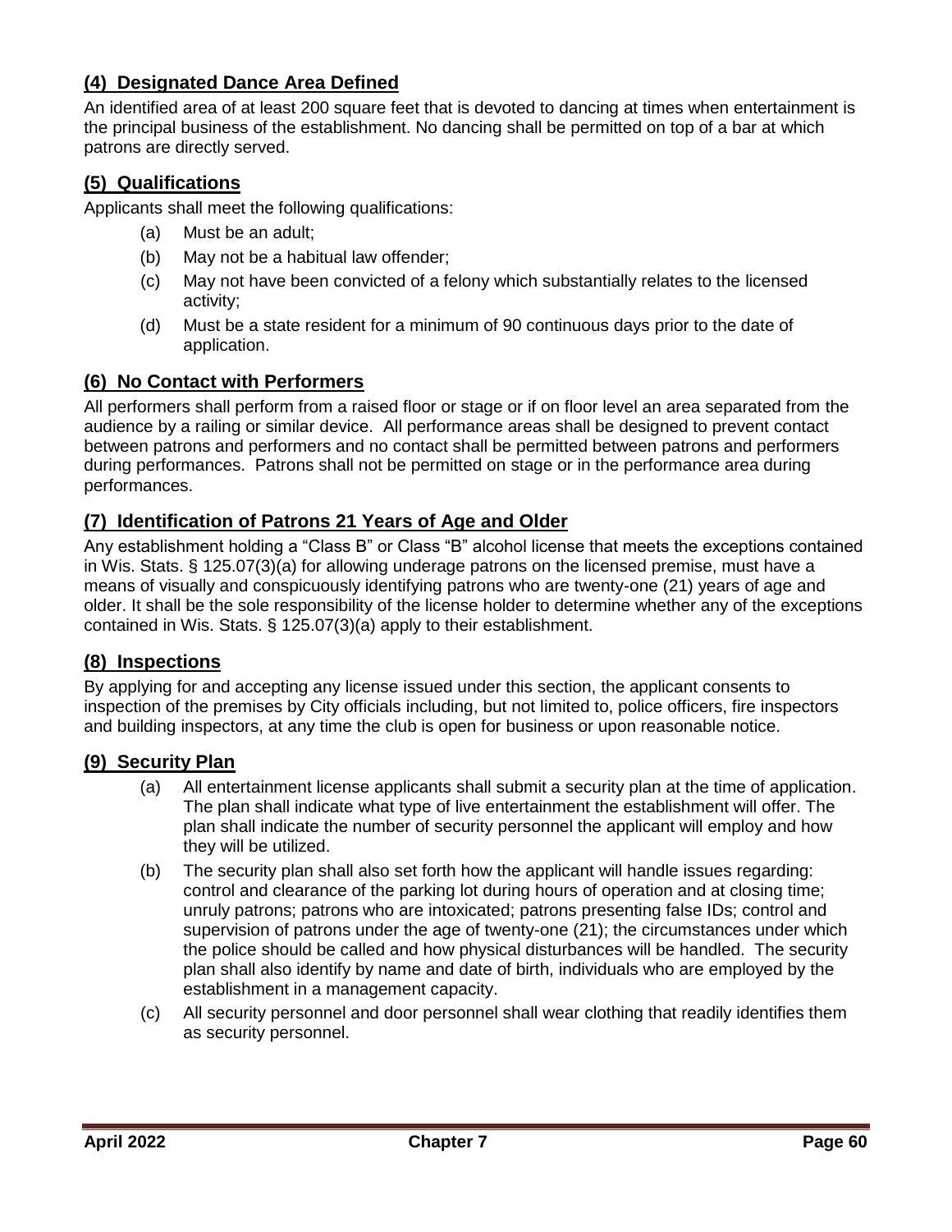### (4) Designated Dance Area Defined

An identified area of at least 200 square feet that is devoted to dancing at times when entertainment is the principal business of the establishment. No dancing shall be permitted on top of a bar at which patrons are directly served.

### (5) Qualifications

Applicants shall meet the following qualifications:

(a) Must be an adult;

(b) May not be a habitual law offender;

(c) May not have been convicted of a felony which substantially relates to the licensed activity;

(d) Must be a state resident for a minimum of 90 continuous days prior to the date of application.

### (6) No Contact with Performers

All performers shall perform from a raised floor or stage or if on floor level an area separated from the audience by a railing or similar device. All performance areas shall be designed to prevent contact between patrons and performers and no contact shall be permitted between patrons and performers during performances. Patrons shall not be permitted on stage or in the performance area during performances.

### (7) Identification of Patrons 21 Years of Age and Older

Any establishment holding a "Class B" or Class "B" alcohol license that meets the exceptions contained in Wis. Stats. § 125.07(3)(a) for allowing underage patrons on the licensed premise, must have a means of visually and conspicuously identifying patrons who are twenty-one (21) years of age and older. It shall be the sole responsibility of the license holder to determine whether any of the exceptions contained in Wis. Stats. § 125.07(3)(a) apply to their establishment.

### (8) Inspections

By applying for and accepting any license issued under this section, the applicant consents to inspection of the premises by City officials including, but not limited to, police officers, fire inspectors and building inspectors, at any time the club is open for business or upon reasonable notice.

### (9) Security Plan

(a) All entertainment license applicants shall submit a security plan at the time of application. The plan shall indicate what type of live entertainment the establishment will offer. The plan shall indicate the number of security personnel the applicant will employ and how they will be utilized.

(b) The security plan shall also set forth how the applicant will handle issues regarding: control and clearance of the parking lot during hours of operation and at closing time; unruly patrons; patrons who are intoxicated; patrons presenting false IDs; control and supervision of patrons under the age of twenty-one (21); the circumstances under which the police should be called and how physical disturbances will be handled. The security plan shall also identify by name and date of birth, individuals who are employed by the establishment in a management capacity.

(c) All security personnel and door personnel shall wear clothing that readily identifies them as security personnel.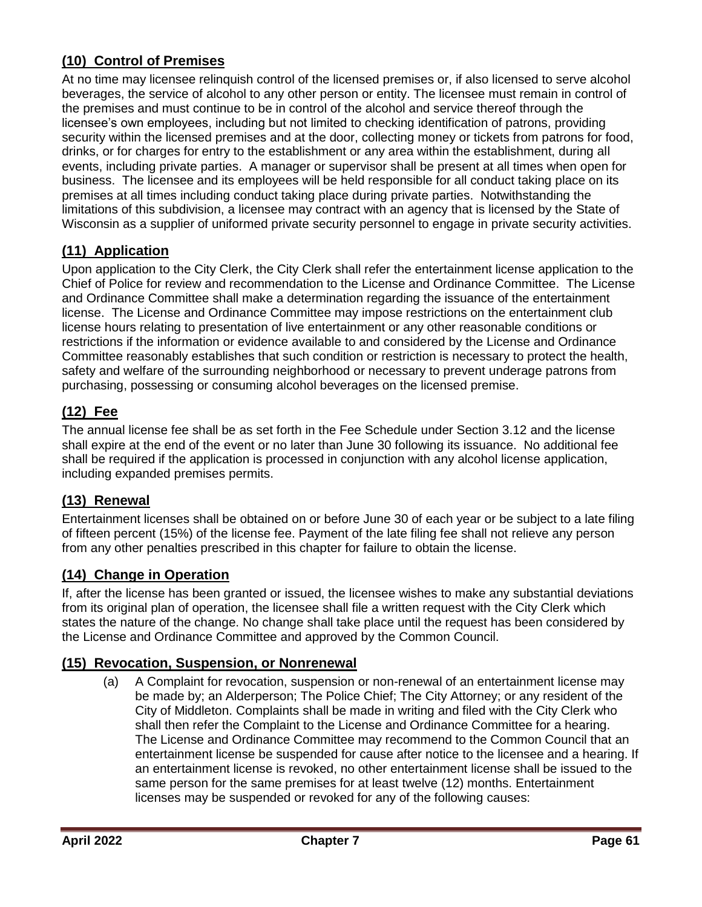### (10) Control of Premises

At no time may licensee relinquish control of the licensed premises or, if also licensed to serve alcohol beverages, the service of alcohol to any other person or entity. The licensee must remain in control of the premises and must continue to be in control of the alcohol and service thereof through the licensee's own employees, including but not limited to checking identification of patrons, providing security within the licensed premises and at the door, collecting money or tickets from patrons for food, drinks, or for charges for entry to the establishment or any area within the establishment, during all events, including private parties. A manager or supervisor shall be present at all times when open for business. The licensee and its employees will be held responsible for all conduct taking place on its premises at all times including conduct taking place during private parties. Notwithstanding the limitations of this subdivision, a licensee may contract with an agency that is licensed by the State of Wisconsin as a supplier of uniformed private security personnel to engage in private security activities.

### (11) Application

Upon application to the City Clerk, the City Clerk shall refer the entertainment license application to the Chief of Police for review and recommendation to the License and Ordinance Committee. The License and Ordinance Committee shall make a determination regarding the issuance of the entertainment license. The License and Ordinance Committee may impose restrictions on the entertainment club license hours relating to presentation of live entertainment or any other reasonable conditions or restrictions if the information or evidence available to and considered by the License and Ordinance Committee reasonably establishes that such condition or restriction is necessary to protect the health, safety and welfare of the surrounding neighborhood or necessary to prevent underage patrons from purchasing, possessing or consuming alcohol beverages on the licensed premise.

### (12) Fee

The annual license fee shall be as set forth in the Fee Schedule under Section 3.12 and the license shall expire at the end of the event or no later than June 30 following its issuance. No additional fee shall be required if the application is processed in conjunction with any alcohol license application, including expanded premises permits.

### (13) Renewal

Entertainment licenses shall be obtained on or before June 30 of each year or be subject to a late filing of fifteen percent (15%) of the license fee. Payment of the late filing fee shall not relieve any person from any other penalties prescribed in this chapter for failure to obtain the license.

### (14) Change in Operation

If, after the license has been granted or issued, the licensee wishes to make any substantial deviations from its original plan of operation, the licensee shall file a written request with the City Clerk which states the nature of the change. No change shall take place until the request has been considered by the License and Ordinance Committee and approved by the Common Council.

### (15) Revocation, Suspension, or Nonrenewal

(a) A Complaint for revocation, suspension or non-renewal of an entertainment license may be made by; an Alderperson; The Police Chief; The City Attorney; or any resident of the City of Middleton. Complaints shall be made in writing and filed with the City Clerk who shall then refer the Complaint to the License and Ordinance Committee for a hearing. The License and Ordinance Committee may recommend to the Common Council that an entertainment license be suspended for cause after notice to the licensee and a hearing. If an entertainment license is revoked, no other entertainment license shall be issued to the same person for the same premises for at least twelve (12) months. Entertainment licenses may be suspended or revoked for any of the following causes: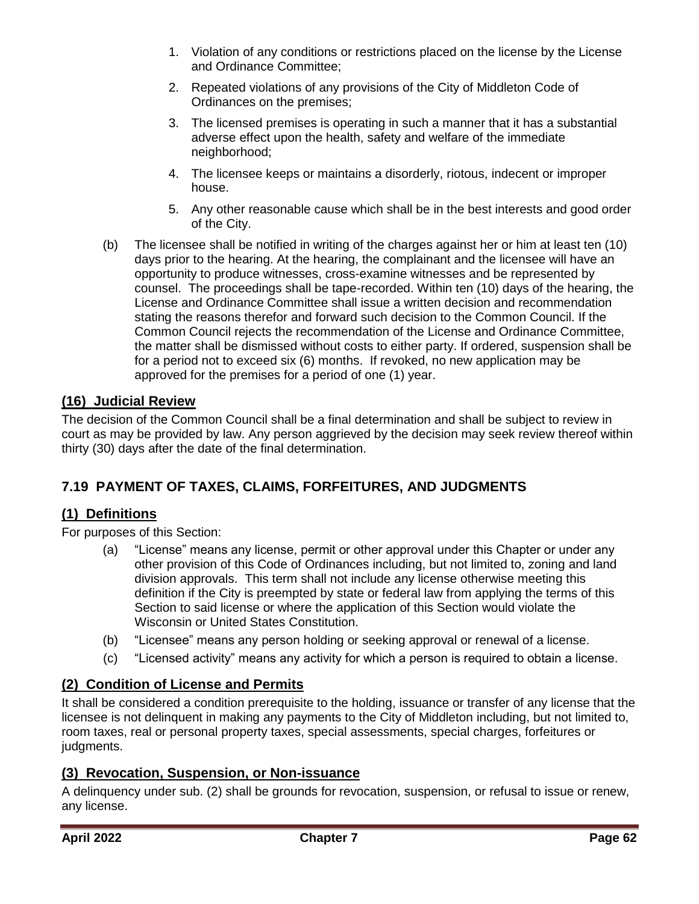1. Violation of any conditions or restrictions placed on the license by the License and Ordinance Committee;
2. Repeated violations of any provisions of the City of Middleton Code of Ordinances on the premises;
3. The licensed premises is operating in such a manner that it has a substantial adverse effect upon the health, safety and welfare of the immediate neighborhood;
4. The licensee keeps or maintains a disorderly, riotous, indecent or improper house.
5. Any other reasonable cause which shall be in the best interests and good order of the City.

(b) The licensee shall be notified in writing of the charges against her or him at least ten (10) days prior to the hearing. At the hearing, the complainant and the licensee will have an opportunity to produce witnesses, cross-examine witnesses and be represented by counsel. The proceedings shall be tape-recorded. Within ten (10) days of the hearing, the License and Ordinance Committee shall issue a written decision and recommendation stating the reasons therefor and forward such decision to the Common Council. If the Common Council rejects the recommendation of the License and Ordinance Committee, the matter shall be dismissed without costs to either party. If ordered, suspension shall be for a period not to exceed six (6) months. If revoked, no new application may be approved for the premises for a period of one (1) year.

### (16) Judicial Review

The decision of the Common Council shall be a final determination and shall be subject to review in court as may be provided by law. Any person aggrieved by the decision may seek review thereof within thirty (30) days after the date of the final determination.

## 7.19 PAYMENT OF TAXES, CLAIMS, FORFEITURES, AND JUDGMENTS

### (1) Definitions

For purposes of this Section:

(a) "License" means any license, permit or other approval under this Chapter or under any other provision of this Code of Ordinances including, but not limited to, zoning and land division approvals. This term shall not include any license otherwise meeting this definition if the City is preempted by state or federal law from applying the terms of this Section to said license or where the application of this Section would violate the Wisconsin or United States Constitution.

(b) "Licensee" means any person holding or seeking approval or renewal of a license.

(c) "Licensed activity" means any activity for which a person is required to obtain a license.

### (2) Condition of License and Permits

It shall be considered a condition prerequisite to the holding, issuance or transfer of any license that the licensee is not delinquent in making any payments to the City of Middleton including, but not limited to, room taxes, real or personal property taxes, special assessments, special charges, forfeitures or judgments.

### (3) Revocation, Suspension, or Non-issuance

A delinquency under sub. (2) shall be grounds for revocation, suspension, or refusal to issue or renew, any license.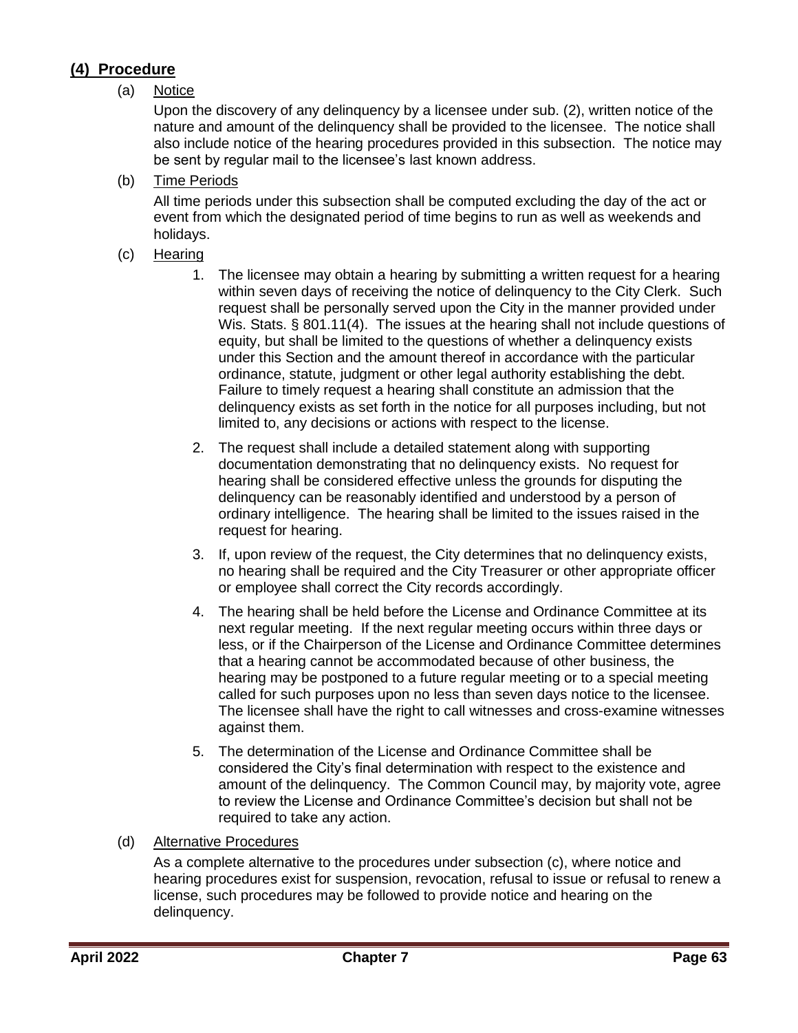## (4) Procedure

(a) Notice

Upon the discovery of any delinquency by a licensee under sub. (2), written notice of the nature and amount of the delinquency shall be provided to the licensee. The notice shall also include notice of the hearing procedures provided in this subsection. The notice may be sent by regular mail to the licensee's last known address.

(b) Time Periods

All time periods under this subsection shall be computed excluding the day of the act or event from which the designated period of time begins to run as well as weekends and holidays.

(c) Hearing

1. The licensee may obtain a hearing by submitting a written request for a hearing within seven days of receiving the notice of delinquency to the City Clerk. Such request shall be personally served upon the City in the manner provided under Wis. Stats. § 801.11(4). The issues at the hearing shall not include questions of equity, but shall be limited to the questions of whether a delinquency exists under this Section and the amount thereof in accordance with the particular ordinance, statute, judgment or other legal authority establishing the debt. Failure to timely request a hearing shall constitute an admission that the delinquency exists as set forth in the notice for all purposes including, but not limited to, any decisions or actions with respect to the license.

2. The request shall include a detailed statement along with supporting documentation demonstrating that no delinquency exists. No request for hearing shall be considered effective unless the grounds for disputing the delinquency can be reasonably identified and understood by a person of ordinary intelligence. The hearing shall be limited to the issues raised in the request for hearing.

3. If, upon review of the request, the City determines that no delinquency exists, no hearing shall be required and the City Treasurer or other appropriate officer or employee shall correct the City records accordingly.

4. The hearing shall be held before the License and Ordinance Committee at its next regular meeting. If the next regular meeting occurs within three days or less, or if the Chairperson of the License and Ordinance Committee determines that a hearing cannot be accommodated because of other business, the hearing may be postponed to a future regular meeting or to a special meeting called for such purposes upon no less than seven days notice to the licensee. The licensee shall have the right to call witnesses and cross-examine witnesses against them.

5. The determination of the License and Ordinance Committee shall be considered the City's final determination with respect to the existence and amount of the delinquency. The Common Council may, by majority vote, agree to review the License and Ordinance Committee's decision but shall not be required to take any action.

(d) Alternative Procedures

As a complete alternative to the procedures under subsection (c), where notice and hearing procedures exist for suspension, revocation, refusal to issue or refusal to renew a license, such procedures may be followed to provide notice and hearing on the delinquency.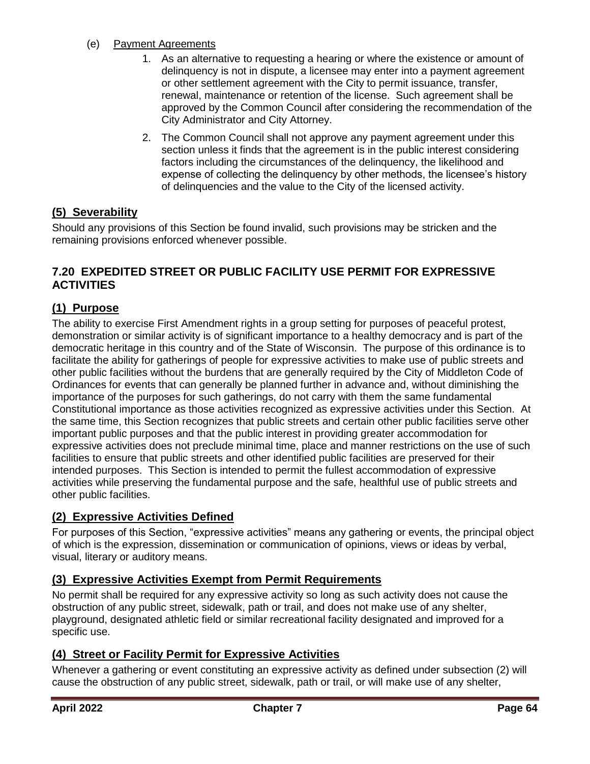(e) Payment Agreements

1. As an alternative to requesting a hearing or where the existence or amount of delinquency is not in dispute, a licensee may enter into a payment agreement or other settlement agreement with the City to permit issuance, transfer, renewal, maintenance or retention of the license. Such agreement shall be approved by the Common Council after considering the recommendation of the City Administrator and City Attorney.
2. The Common Council shall not approve any payment agreement under this section unless it finds that the agreement is in the public interest considering factors including the circumstances of the delinquency, the likelihood and expense of collecting the delinquency by other methods, the licensee's history of delinquencies and the value to the City of the licensed activity.

## (5) Severability

Should any provisions of this Section be found invalid, such provisions may be stricken and the remaining provisions enforced whenever possible.

# 7.20 EXPEDITED STREET OR PUBLIC FACILITY USE PERMIT FOR EXPRESSIVE ACTIVITIES

## (1) Purpose

The ability to exercise First Amendment rights in a group setting for purposes of peaceful protest, demonstration or similar activity is of significant importance to a healthy democracy and is part of the democratic heritage in this country and of the State of Wisconsin. The purpose of this ordinance is to facilitate the ability for gatherings of people for expressive activities to make use of public streets and other public facilities without the burdens that are generally required by the City of Middleton Code of Ordinances for events that can generally be planned further in advance and, without diminishing the importance of the purposes for such gatherings, do not carry with them the same fundamental Constitutional importance as those activities recognized as expressive activities under this Section. At the same time, this Section recognizes that public streets and certain other public facilities serve other important public purposes and that the public interest in providing greater accommodation for expressive activities does not preclude minimal time, place and manner restrictions on the use of such facilities to ensure that public streets and other identified public facilities are preserved for their intended purposes. This Section is intended to permit the fullest accommodation of expressive activities while preserving the fundamental purpose and the safe, healthful use of public streets and other public facilities.

## (2) Expressive Activities Defined

For purposes of this Section, "expressive activities" means any gathering or events, the principal object of which is the expression, dissemination or communication of opinions, views or ideas by verbal, visual, literary or auditory means.

## (3) Expressive Activities Exempt from Permit Requirements

No permit shall be required for any expressive activity so long as such activity does not cause the obstruction of any public street, sidewalk, path or trail, and does not make use of any shelter, playground, designated athletic field or similar recreational facility designated and improved for a specific use.

## (4) Street or Facility Permit for Expressive Activities

Whenever a gathering or event constituting an expressive activity as defined under subsection (2) will cause the obstruction of any public street, sidewalk, path or trail, or will make use of any shelter,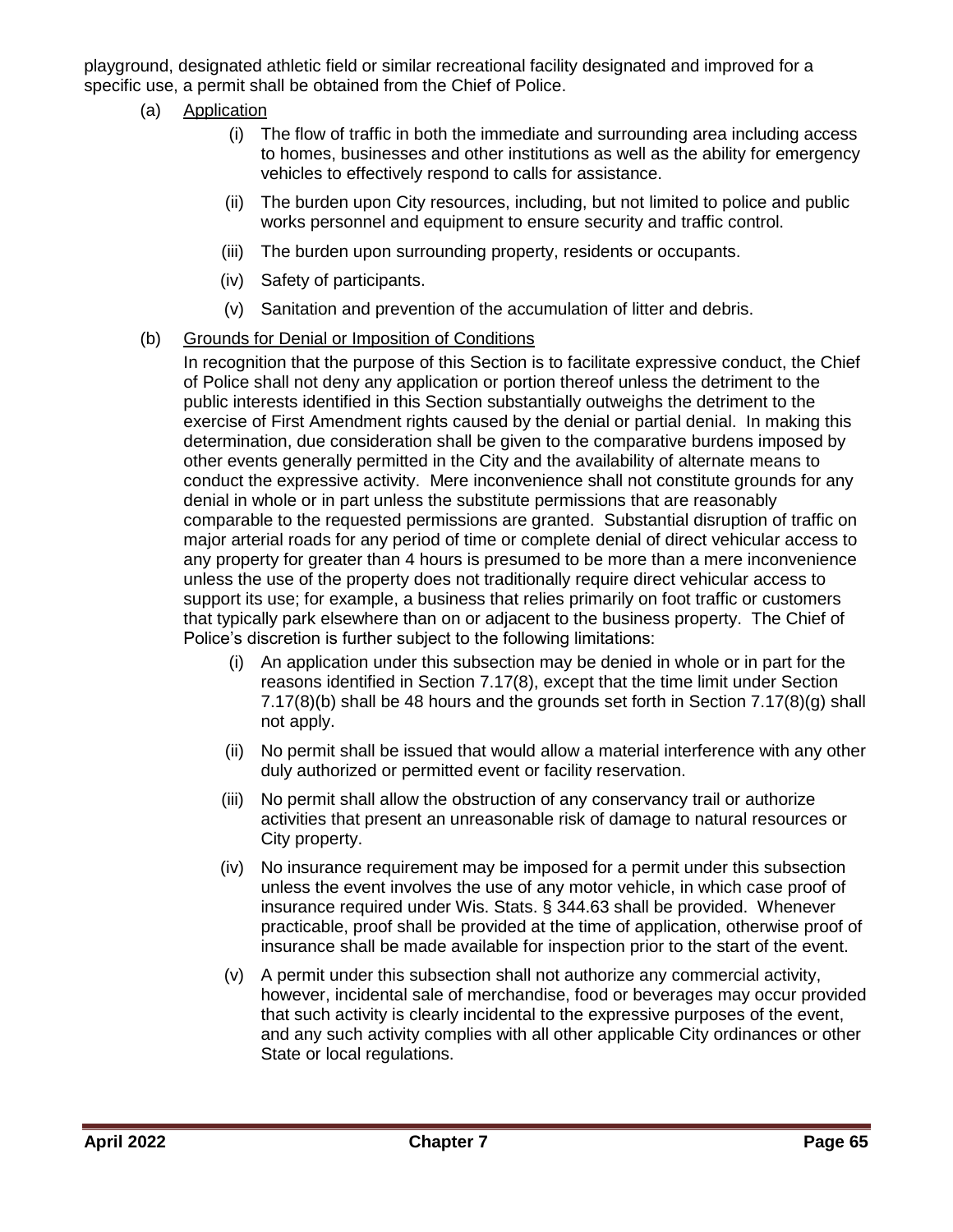playground, designated athletic field or similar recreational facility designated and improved for a specific use, a permit shall be obtained from the Chief of Police.

(a) Application

(i) The flow of traffic in both the immediate and surrounding area including access to homes, businesses and other institutions as well as the ability for emergency vehicles to effectively respond to calls for assistance.

(ii) The burden upon City resources, including, but not limited to police and public works personnel and equipment to ensure security and traffic control.

(iii) The burden upon surrounding property, residents or occupants.

(iv) Safety of participants.

(v) Sanitation and prevention of the accumulation of litter and debris.

(b) Grounds for Denial or Imposition of Conditions

In recognition that the purpose of this Section is to facilitate expressive conduct, the Chief of Police shall not deny any application or portion thereof unless the detriment to the public interests identified in this Section substantially outweighs the detriment to the exercise of First Amendment rights caused by the denial or partial denial. In making this determination, due consideration shall be given to the comparative burdens imposed by other events generally permitted in the City and the availability of alternate means to conduct the expressive activity. Mere inconvenience shall not constitute grounds for any denial in whole or in part unless the substitute permissions that are reasonably comparable to the requested permissions are granted. Substantial disruption of traffic on major arterial roads for any period of time or complete denial of direct vehicular access to any property for greater than 4 hours is presumed to be more than a mere inconvenience unless the use of the property does not traditionally require direct vehicular access to support its use; for example, a business that relies primarily on foot traffic or customers that typically park elsewhere than on or adjacent to the business property. The Chief of Police's discretion is further subject to the following limitations:

(i) An application under this subsection may be denied in whole or in part for the reasons identified in Section 7.17(8), except that the time limit under Section 7.17(8)(b) shall be 48 hours and the grounds set forth in Section 7.17(8)(g) shall not apply.

(ii) No permit shall be issued that would allow a material interference with any other duly authorized or permitted event or facility reservation.

(iii) No permit shall allow the obstruction of any conservancy trail or authorize activities that present an unreasonable risk of damage to natural resources or City property.

(iv) No insurance requirement may be imposed for a permit under this subsection unless the event involves the use of any motor vehicle, in which case proof of insurance required under Wis. Stats. § 344.63 shall be provided. Whenever practicable, proof shall be provided at the time of application, otherwise proof of insurance shall be made available for inspection prior to the start of the event.

(v) A permit under this subsection shall not authorize any commercial activity, however, incidental sale of merchandise, food or beverages may occur provided that such activity is clearly incidental to the expressive purposes of the event, and any such activity complies with all other applicable City ordinances or other State or local regulations.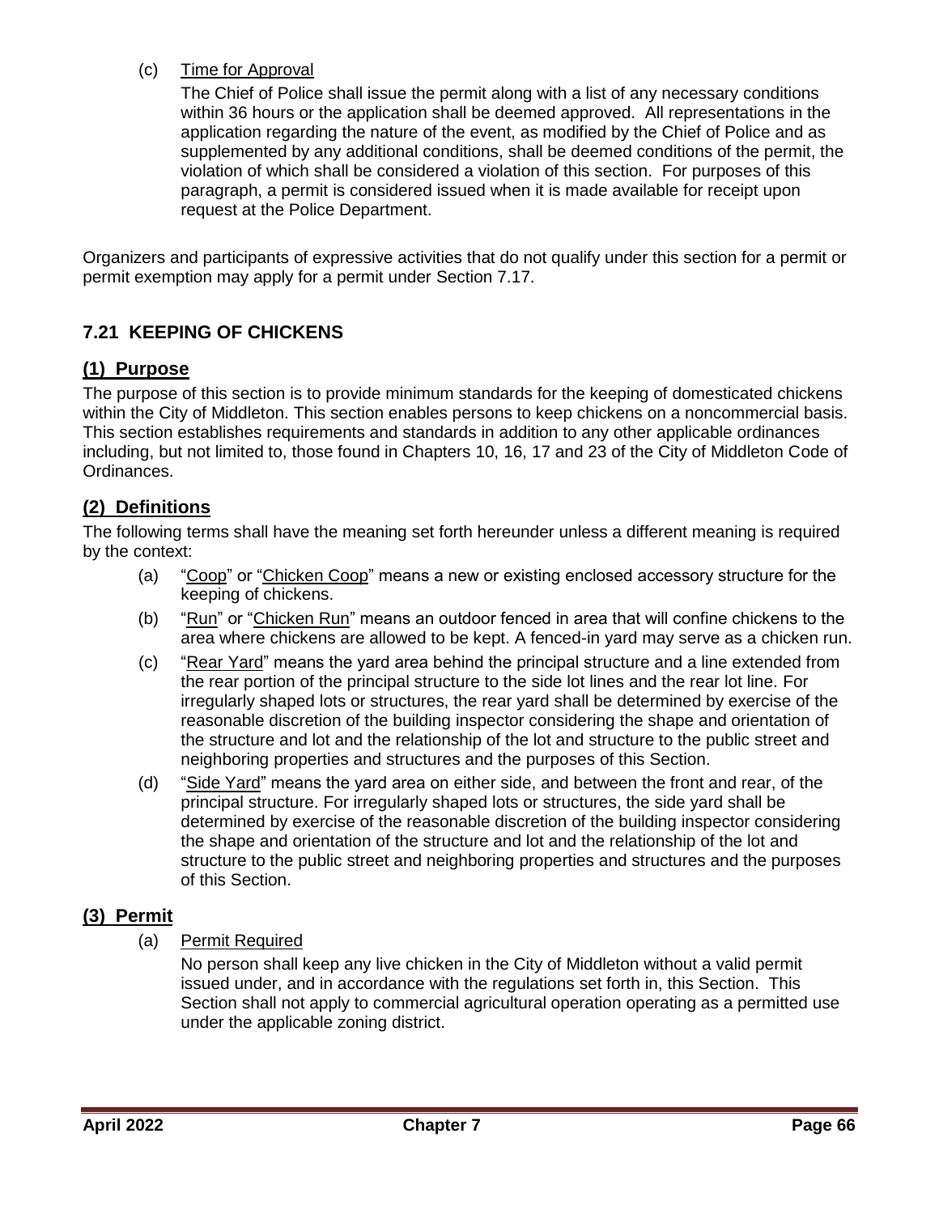(c) Time for Approval

The Chief of Police shall issue the permit along with a list of any necessary conditions within 36 hours or the application shall be deemed approved. All representations in the application regarding the nature of the event, as modified by the Chief of Police and as supplemented by any additional conditions, shall be deemed conditions of the permit, the violation of which shall be considered a violation of this section. For purposes of this paragraph, a permit is considered issued when it is made available for receipt upon request at the Police Department.

Organizers and participants of expressive activities that do not qualify under this section for a permit or permit exemption may apply for a permit under Section 7.17.

## 7.21 KEEPING OF CHICKENS

### (1) Purpose

The purpose of this section is to provide minimum standards for the keeping of domesticated chickens within the City of Middleton. This section enables persons to keep chickens on a noncommercial basis. This section establishes requirements and standards in addition to any other applicable ordinances including, but not limited to, those found in Chapters 10, 16, 17 and 23 of the City of Middleton Code of Ordinances.

### (2) Definitions

The following terms shall have the meaning set forth hereunder unless a different meaning is required by the context:

(a) "Coop" or "Chicken Coop" means a new or existing enclosed accessory structure for the keeping of chickens.

(b) "Run" or "Chicken Run" means an outdoor fenced in area that will confine chickens to the area where chickens are allowed to be kept. A fenced-in yard may serve as a chicken run.

(c) "Rear Yard" means the yard area behind the principal structure and a line extended from the rear portion of the principal structure to the side lot lines and the rear lot line. For irregularly shaped lots or structures, the rear yard shall be determined by exercise of the reasonable discretion of the building inspector considering the shape and orientation of the structure and lot and the relationship of the lot and structure to the public street and neighboring properties and structures and the purposes of this Section.

(d) "Side Yard" means the yard area on either side, and between the front and rear, of the principal structure. For irregularly shaped lots or structures, the side yard shall be determined by exercise of the reasonable discretion of the building inspector considering the shape and orientation of the structure and lot and the relationship of the lot and structure to the public street and neighboring properties and structures and the purposes of this Section.

### (3) Permit

(a) Permit Required

No person shall keep any live chicken in the City of Middleton without a valid permit issued under, and in accordance with the regulations set forth in, this Section. This Section shall not apply to commercial agricultural operation operating as a permitted use under the applicable zoning district.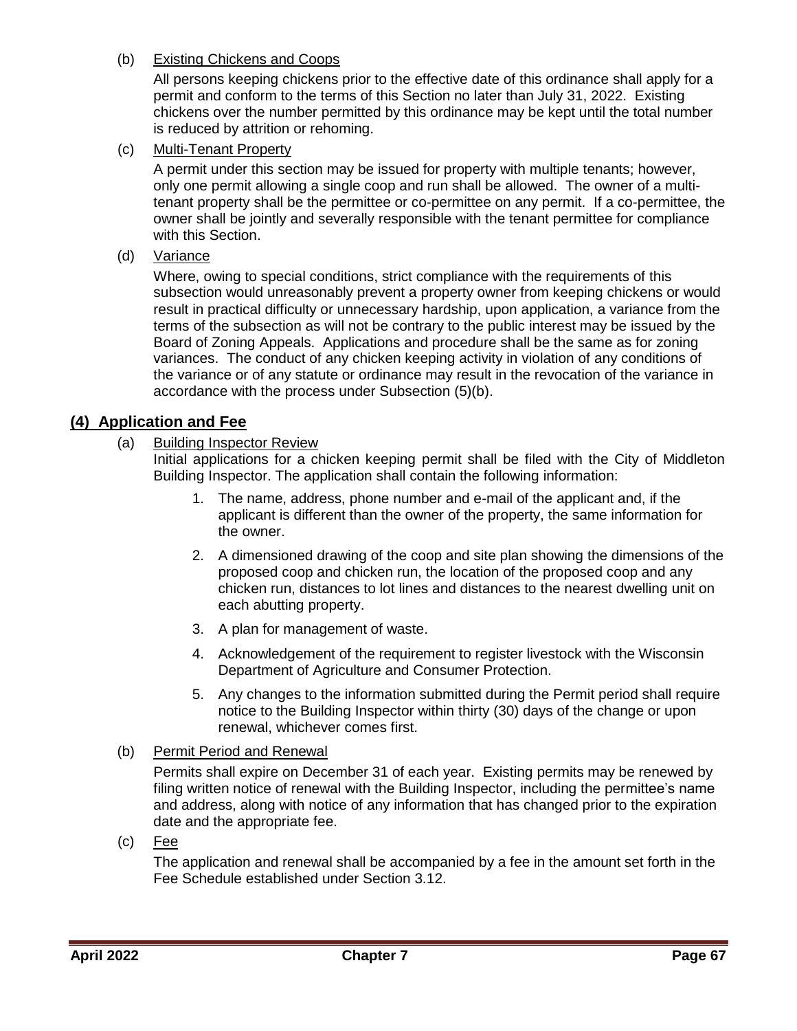(b) Existing Chickens and Coops

All persons keeping chickens prior to the effective date of this ordinance shall apply for a permit and conform to the terms of this Section no later than July 31, 2022. Existing chickens over the number permitted by this ordinance may be kept until the total number is reduced by attrition or rehoming.

(c) Multi-Tenant Property

A permit under this section may be issued for property with multiple tenants; however, only one permit allowing a single coop and run shall be allowed. The owner of a multi-tenant property shall be the permittee or co-permittee on any permit. If a co-permittee, the owner shall be jointly and severally responsible with the tenant permittee for compliance with this Section.

(d) Variance

Where, owing to special conditions, strict compliance with the requirements of this subsection would unreasonably prevent a property owner from keeping chickens or would result in practical difficulty or unnecessary hardship, upon application, a variance from the terms of the subsection as will not be contrary to the public interest may be issued by the Board of Zoning Appeals. Applications and procedure shall be the same as for zoning variances. The conduct of any chicken keeping activity in violation of any conditions of the variance or of any statute or ordinance may result in the revocation of the variance in accordance with the process under Subsection (5)(b).

## (4) Application and Fee

(a) Building Inspector Review

Initial applications for a chicken keeping permit shall be filed with the City of Middleton Building Inspector. The application shall contain the following information:

1. The name, address, phone number and e-mail of the applicant and, if the applicant is different than the owner of the property, the same information for the owner.
2. A dimensioned drawing of the coop and site plan showing the dimensions of the proposed coop and chicken run, the location of the proposed coop and any chicken run, distances to lot lines and distances to the nearest dwelling unit on each abutting property.
3. A plan for management of waste.
4. Acknowledgement of the requirement to register livestock with the Wisconsin Department of Agriculture and Consumer Protection.
5. Any changes to the information submitted during the Permit period shall require notice to the Building Inspector within thirty (30) days of the change or upon renewal, whichever comes first.

(b) Permit Period and Renewal

Permits shall expire on December 31 of each year. Existing permits may be renewed by filing written notice of renewal with the Building Inspector, including the permittee's name and address, along with notice of any information that has changed prior to the expiration date and the appropriate fee.

(c) Fee

The application and renewal shall be accompanied by a fee in the amount set forth in the Fee Schedule established under Section 3.12.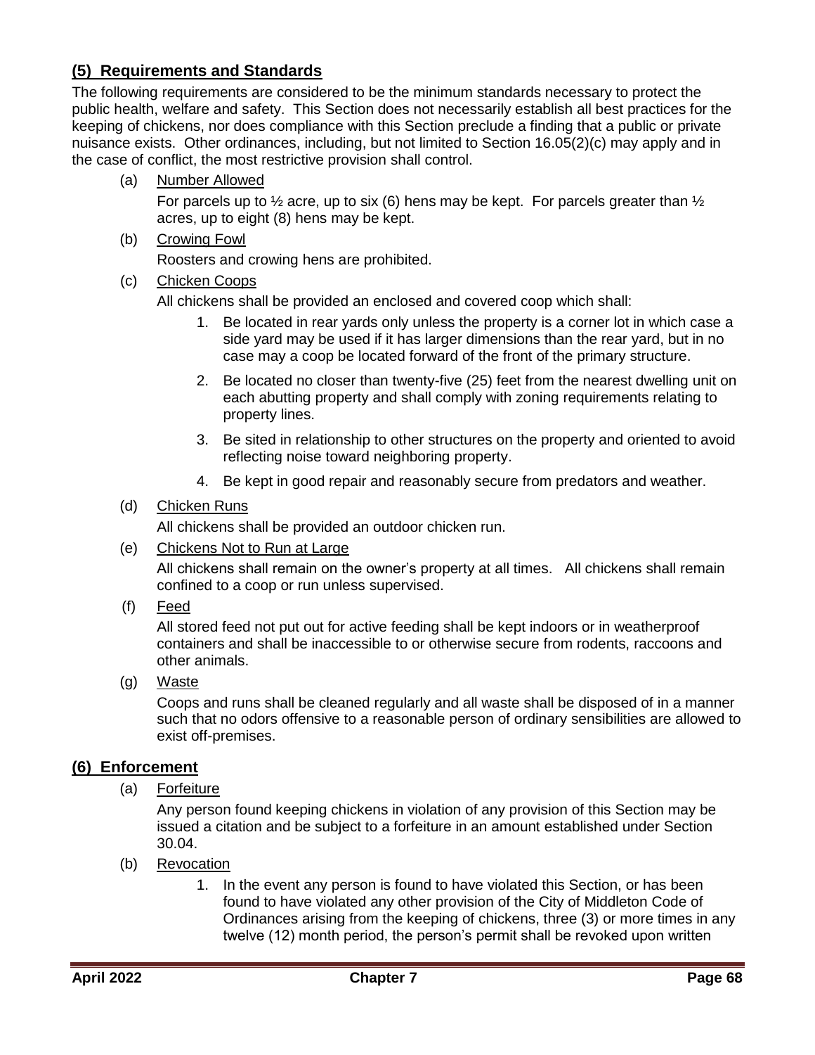## (5) Requirements and Standards

The following requirements are considered to be the minimum standards necessary to protect the public health, welfare and safety. This Section does not necessarily establish all best practices for the keeping of chickens, nor does compliance with this Section preclude a finding that a public or private nuisance exists. Other ordinances, including, but not limited to Section 16.05(2)(c) may apply and in the case of conflict, the most restrictive provision shall control.

(a) Number Allowed

For parcels up to ½ acre, up to six (6) hens may be kept. For parcels greater than ½ acres, up to eight (8) hens may be kept.

(b) Crowing Fowl

Roosters and crowing hens are prohibited.

(c) Chicken Coops

All chickens shall be provided an enclosed and covered coop which shall:

1. Be located in rear yards only unless the property is a corner lot in which case a side yard may be used if it has larger dimensions than the rear yard, but in no case may a coop be located forward of the front of the primary structure.
2. Be located no closer than twenty-five (25) feet from the nearest dwelling unit on each abutting property and shall comply with zoning requirements relating to property lines.
3. Be sited in relationship to other structures on the property and oriented to avoid reflecting noise toward neighboring property.
4. Be kept in good repair and reasonably secure from predators and weather.

(d) Chicken Runs

All chickens shall be provided an outdoor chicken run.

(e) Chickens Not to Run at Large

All chickens shall remain on the owner's property at all times. All chickens shall remain confined to a coop or run unless supervised.

(f) Feed

All stored feed not put out for active feeding shall be kept indoors or in weatherproof containers and shall be inaccessible to or otherwise secure from rodents, raccoons and other animals.

(g) Waste

Coops and runs shall be cleaned regularly and all waste shall be disposed of in a manner such that no odors offensive to a reasonable person of ordinary sensibilities are allowed to exist off-premises.

## (6) Enforcement

(a) Forfeiture

Any person found keeping chickens in violation of any provision of this Section may be issued a citation and be subject to a forfeiture in an amount established under Section 30.04.

(b) Revocation

1. In the event any person is found to have violated this Section, or has been found to have violated any other provision of the City of Middleton Code of Ordinances arising from the keeping of chickens, three (3) or more times in any twelve (12) month period, the person's permit shall be revoked upon written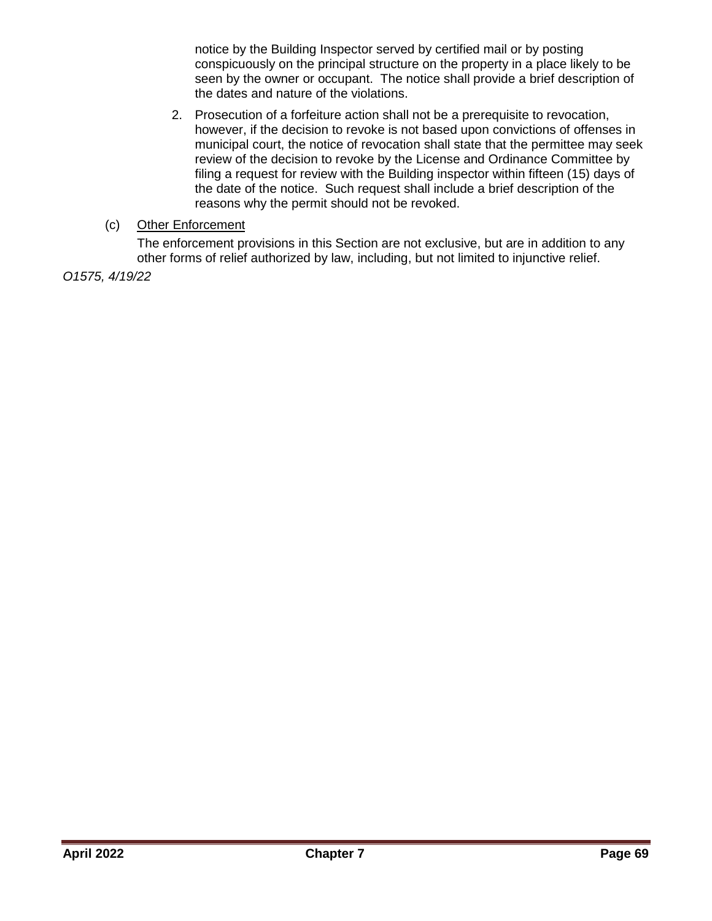notice by the Building Inspector served by certified mail or by posting conspicuously on the principal structure on the property in a place likely to be seen by the owner or occupant. The notice shall provide a brief description of the dates and nature of the violations.

2. Prosecution of a forfeiture action shall not be a prerequisite to revocation, however, if the decision to revoke is not based upon convictions of offenses in municipal court, the notice of revocation shall state that the permittee may seek review of the decision to revoke by the License and Ordinance Committee by filing a request for review with the Building inspector within fifteen (15) days of the date of the notice. Such request shall include a brief description of the reasons why the permit should not be revoked.

(c) Other Enforcement

The enforcement provisions in this Section are not exclusive, but are in addition to any other forms of relief authorized by law, including, but not limited to injunctive relief.

*O1575, 4/19/22*